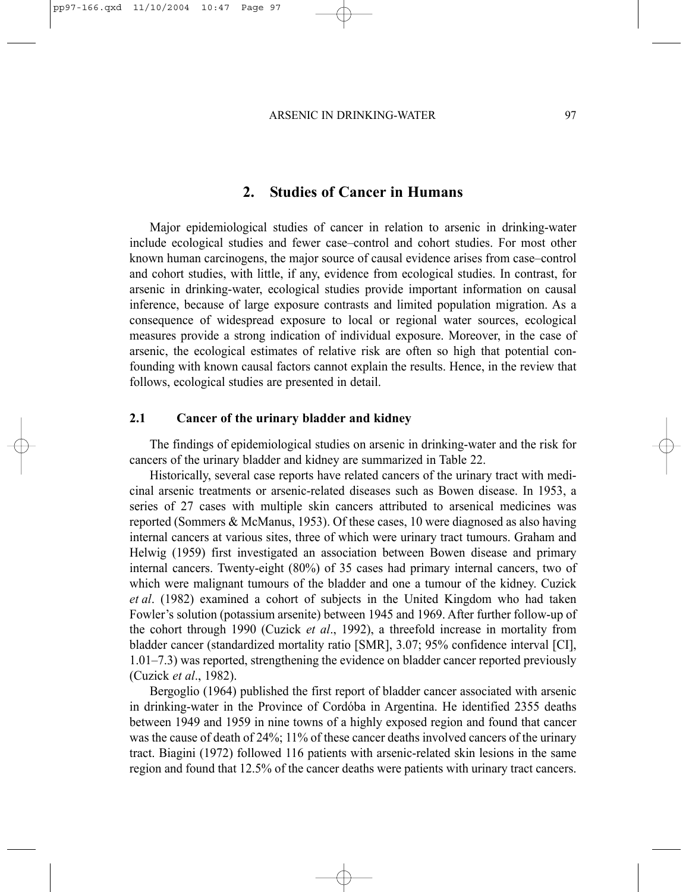## 2. Studies of Cancer in Humans

Major epidemiological studies of cancer in relation to arsenic in drinking-water include ecological studies and fewer case–control and cohort studies. For most other known human carcinogens, the major source of causal evidence arises from case–control and cohort studies, with little, if any, evidence from ecological studies. In contrast, for arsenic in drinking-water, ecological studies provide important information on causal inference, because of large exposure contrasts and limited population migration. As a consequence of widespread exposure to local or regional water sources, ecological measures provide a strong indication of individual exposure. Moreover, in the case of arsenic, the ecological estimates of relative risk are often so high that potential confounding with known causal factors cannot explain the results. Hence, in the review that follows, ecological studies are presented in detail.

### 2.1 Cancer of the urinary bladder and kidney

The findings of epidemiological studies on arsenic in drinking-water and the risk for cancers of the urinary bladder and kidney are summarized in Table 22.

Historically, several case reports have related cancers of the urinary tract with medicinal arsenic treatments or arsenic-related diseases such as Bowen disease. In 1953, a series of 27 cases with multiple skin cancers attributed to arsenical medicines was reported (Sommers & McManus, 1953). Of these cases, 10 were diagnosed as also having internal cancers at various sites, three of which were urinary tract tumours. Graham and Helwig (1959) first investigated an association between Bowen disease and primary internal cancers. Twenty-eight (80%) of 35 cases had primary internal cancers, two of which were malignant tumours of the bladder and one a tumour of the kidney. Cuzick *et al*. (1982) examined a cohort of subjects in the United Kingdom who had taken Fowler's solution (potassium arsenite) between 1945 and 1969. After further follow-up of the cohort through 1990 (Cuzick *et al*., 1992), a threefold increase in mortality from bladder cancer (standardized mortality ratio [SMR], 3.07; 95% confidence interval [CI], 1.01–7.3) was reported, strengthening the evidence on bladder cancer reported previously (Cuzick *et al*., 1982).

Bergoglio (1964) published the first report of bladder cancer associated with arsenic in drinking-water in the Province of Cordóba in Argentina. He identified 2355 deaths between 1949 and 1959 in nine towns of a highly exposed region and found that cancer was the cause of death of 24%; 11% of these cancer deaths involved cancers of the urinary tract. Biagini (1972) followed 116 patients with arsenic-related skin lesions in the same region and found that 12.5% of the cancer deaths were patients with urinary tract cancers.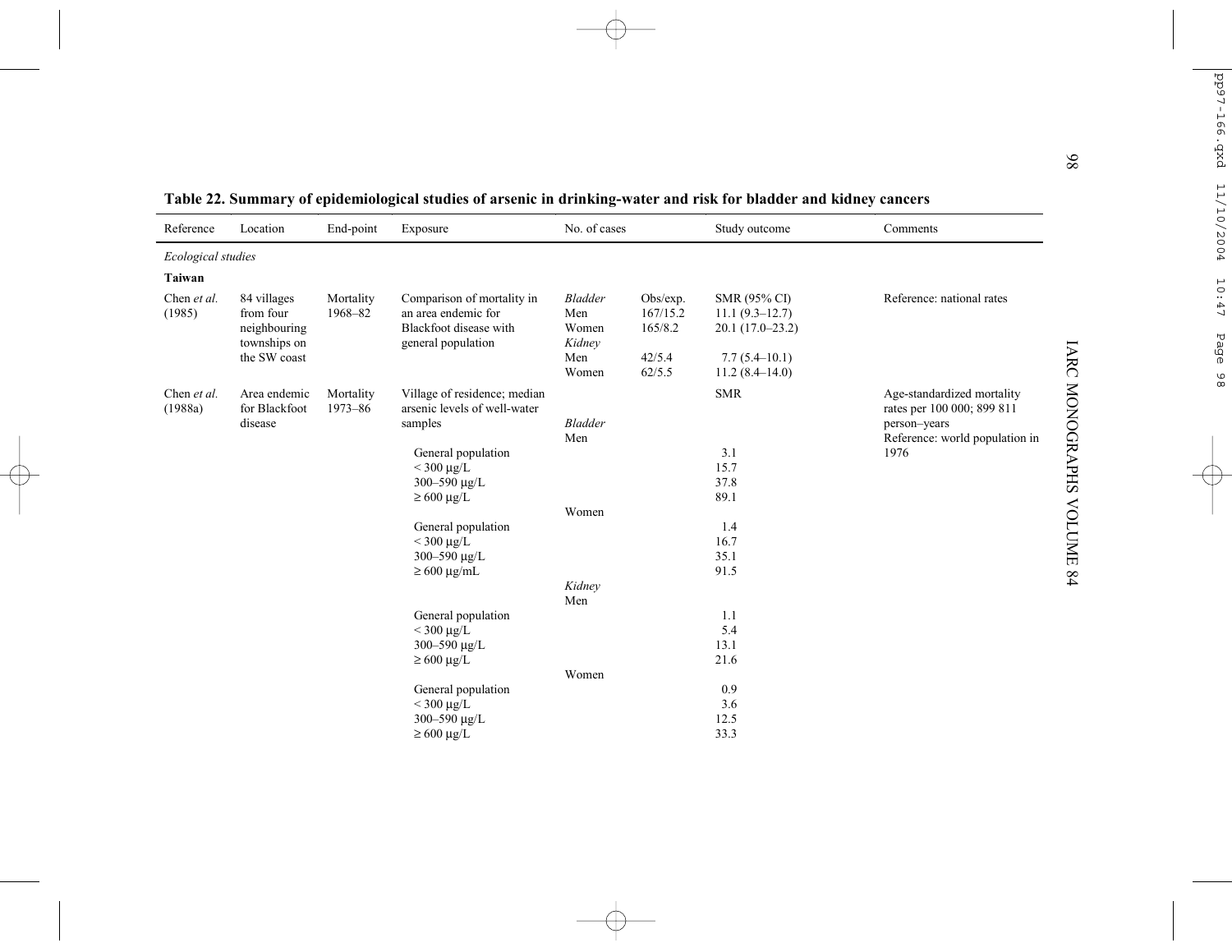**Table 22. Summary of epidemiological studies of arsenic in drinking-water and risk for bladder and kidney cancers**

| Reference | Location | End-point | Exposure | No. of cases | | Study outcome | Comments |
|---|---|---|---|---|---|---|---|
| *Ecological studies* | | | | | | | |
| **Taiwan** | | | | | | | |
| Chen *et al.* (1985) | 84 villages from four neighbouring townships on the SW coast | Mortality 1968–82 | Comparison of mortality in an area endemic for Blackfoot disease with general population | *Bladder* | Obs/exp. | SMR (95% CI) | Reference: national rates |
| | | | | Men | 167/15.2 | 11.1 (9.3–12.7) | |
| | | | | Women | 165/8.2 | 20.1 (17.0–23.2) | |
| | | | | *Kidney* | | | |
| | | | | Men | 42/5.4 | 7.7 (5.4–10.1) | |
| | | | | Women | 62/5.5 | 11.2 (8.4–14.0) | |
| Chen *et al.* (1988a) | Area endemic for Blackfoot disease | Mortality 1973–86 | Village of residence; median arsenic levels of well-water samples | | | SMR | Age-standardized mortality rates per 100 000; 899 811 person–years<br>Reference: world population in 1976 |
| | | | | *Bladder* | | | |
| | | | | Men | | | |
| | | | General population | | | 3.1 | |
| | | | < 300 µg/L | | | 15.7 | |
| | | | 300–590 µg/L | | | 37.8 | |
| | | | ≥ 600 µg/L | | | 89.1 | |
| | | | | Women | | | |
| | | | General population | | | 1.4 | |
| | | | < 300 µg/L | | | 16.7 | |
| | | | 300–590 µg/L | | | 35.1 | |
| | | | ≥ 600 µg/mL | | | 91.5 | |
| | | | | *Kidney* | | | |
| | | | | Men | | | |
| | | | General population | | | 1.1 | |
| | | | < 300 µg/L | | | 5.4 | |
| | | | 300–590 µg/L | | | 13.1 | |
| | | | ≥ 600 µg/L | | | 21.6 | |
| | | | | Women | | | |
| | | | General population | | | 0.9 | |
| | | | < 300 µg/L | | | 3.6 | |
| | | | 300–590 µg/L | | | 12.5 | |
| | | | ≥ 600 µg/L | | | 33.3 | |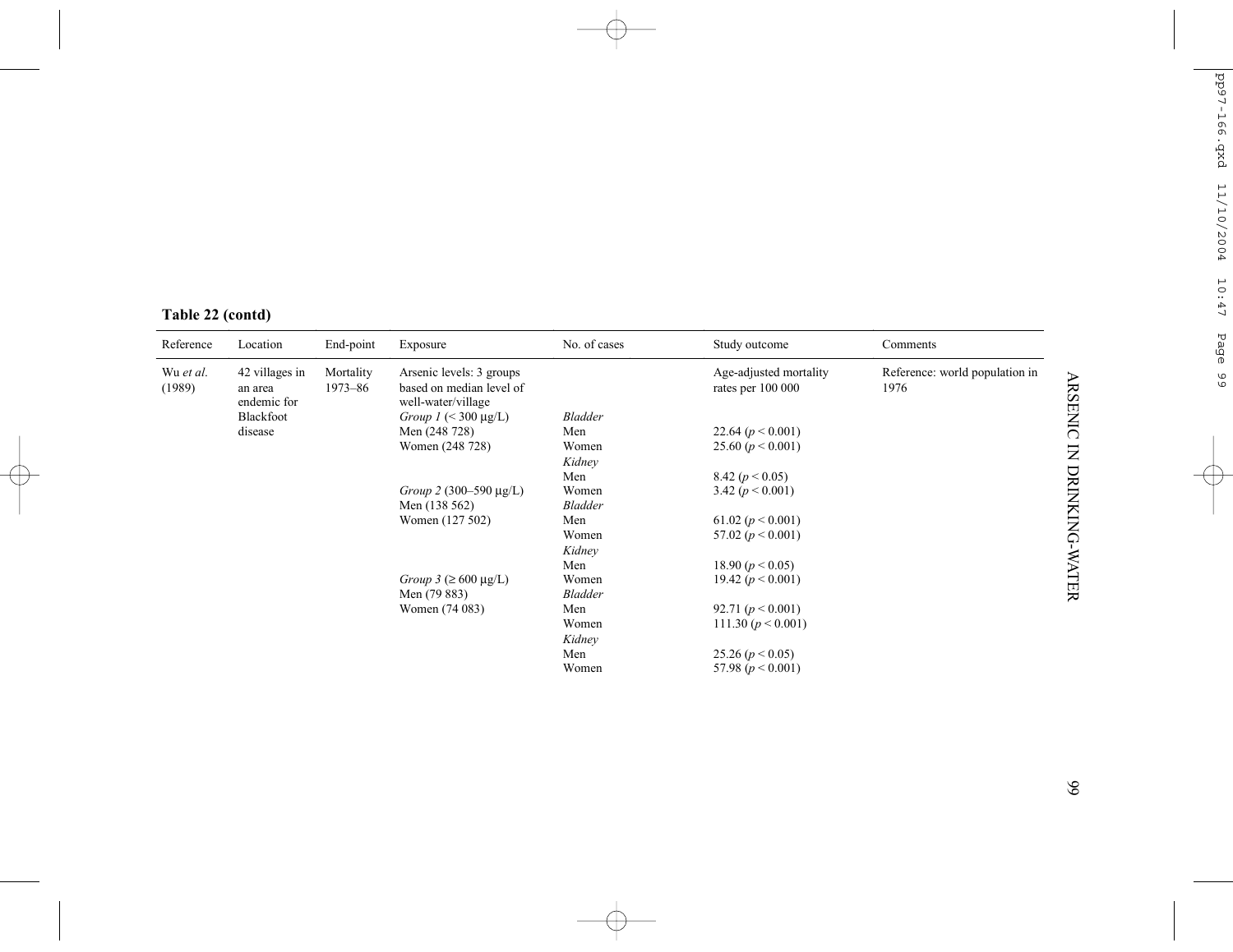**Table 22 (contd)**

| Reference | Location | End-point | Exposure | No. of cases | Study outcome | Comments |
|---|---|---|---|---|---|---|
| Wu *et al.* (1989) | 42 villages in an area endemic for Blackfoot disease | Mortality 1973–86 | Arsenic levels: 3 groups based on median level of well-water/village | | Age-adjusted mortality rates per 100 000 | Reference: world population in 1976 |
| | | | *Group 1* (< 300 μg/L) | *Bladder* | | |
| | | | Men (248 728) | Men | 22.64 ($p < 0.001$) | |
| | | | Women (248 728) | Women | 25.60 ($p < 0.001$) | |
| | | | | *Kidney* | | |
| | | | | Men | 8.42 ($p < 0.05$) | |
| | | | *Group 2* (300–590 μg/L) | Women | 3.42 ($p < 0.001$) | |
| | | | Men (138 562) | *Bladder* | | |
| | | | Women (127 502) | Men | 61.02 ($p < 0.001$) | |
| | | | | Women | 57.02 ($p < 0.001$) | |
| | | | | *Kidney* | | |
| | | | | Men | 18.90 ($p < 0.05$) | |
| | | | *Group 3* (≥ 600 μg/L) | Women | 19.42 ($p < 0.001$) | |
| | | | Men (79 883) | *Bladder* | | |
| | | | Women (74 083) | Men | 92.71 ($p < 0.001$) | |
| | | | | Women | 111.30 ($p < 0.001$) | |
| | | | | *Kidney* | | |
| | | | | Men | 25.26 ($p < 0.05$) | |
| | | | | Women | 57.98 ($p < 0.001$) | |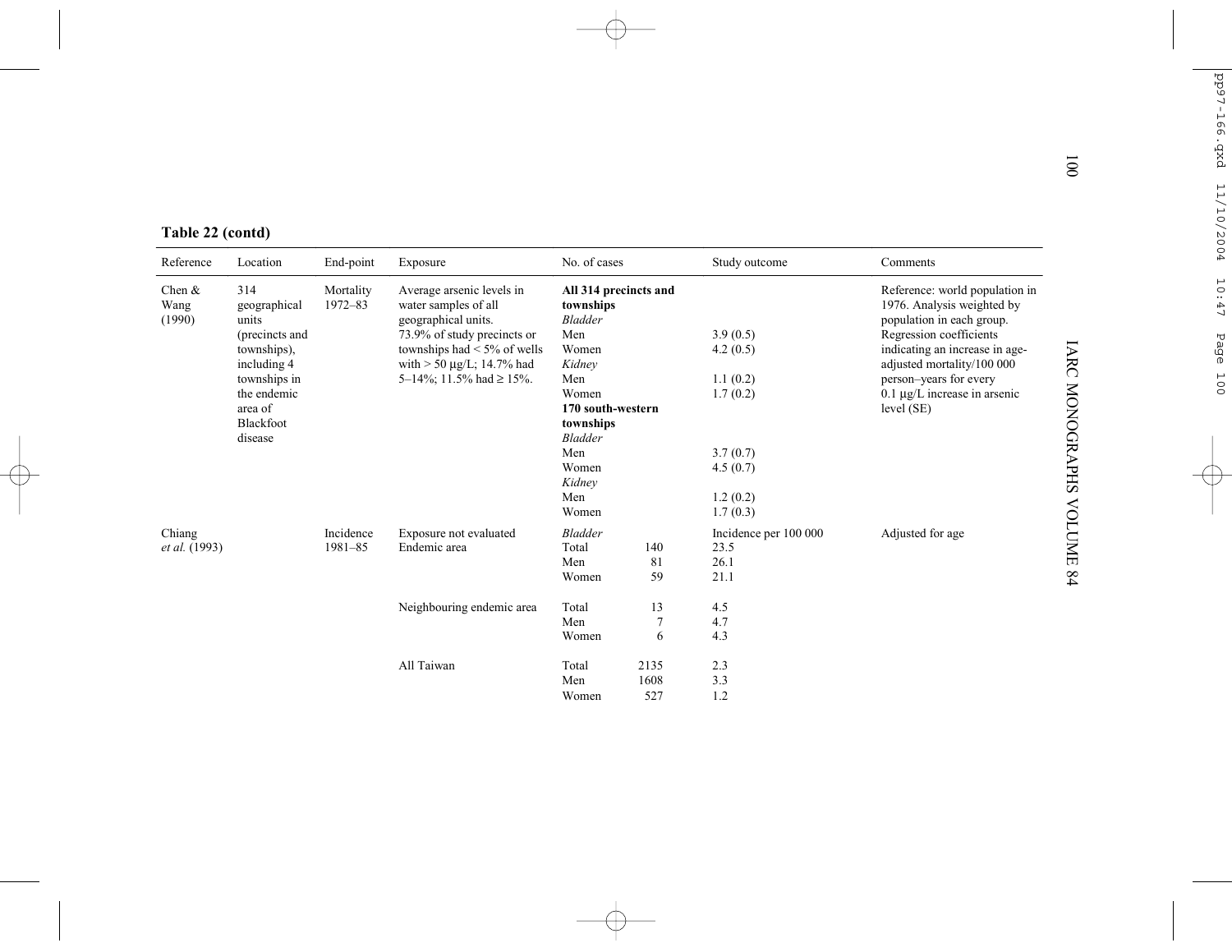**Table 22 (contd)**

| Reference | Location | End-point | Exposure | No. of cases | | Study outcome | Comments |
|---|---|---|---|---|---|---|---|
| Chen & Wang (1990) | 314 geographical units (precincts and townships), including 4 townships in the endemic area of Blackfoot disease | Mortality 1972–83 | Average arsenic levels in water samples of all geographical units. 73.9% of study precincts or townships had < 5% of wells with > 50 μg/L; 14.7% had 5–14%; 11.5% had ≥ 15%. | **All 314 precincts and townships** | | | Reference: world population in 1976. Analysis weighted by population in each group. Regression coefficients indicating an increase in age-adjusted mortality/100 000 person–years for every 0.1 μg/L increase in arsenic level (SE) |
| | | | | *Bladder* | | | |
| | | | | Men | | 3.9 (0.5) | |
| | | | | Women | | 4.2 (0.5) | |
| | | | | *Kidney* | | | |
| | | | | Men | | 1.1 (0.2) | |
| | | | | Women | | 1.7 (0.2) | |
| | | | | **170 south-western townships** | | | |
| | | | | *Bladder* | | | |
| | | | | Men | | 3.7 (0.7) | |
| | | | | Women | | 4.5 (0.7) | |
| | | | | *Kidney* | | | |
| | | | | Men | | 1.2 (0.2) | |
| | | | | Women | | 1.7 (0.3) | |
| Chiang *et al.* (1993) | | Incidence 1981–85 | Exposure not evaluated | *Bladder* | | Incidence per 100 000 | Adjusted for age |
| | | | Endemic area | Total | 140 | 23.5 | |
| | | | | Men | 81 | 26.1 | |
| | | | | Women | 59 | 21.1 | |
| | | | Neighbouring endemic area | Total | 13 | 4.5 | |
| | | | | Men | 7 | 4.7 | |
| | | | | Women | 6 | 4.3 | |
| | | | All Taiwan | Total | 2135 | 2.3 | |
| | | | | Men | 1608 | 3.3 | |
| | | | | Women | 527 | 1.2 | |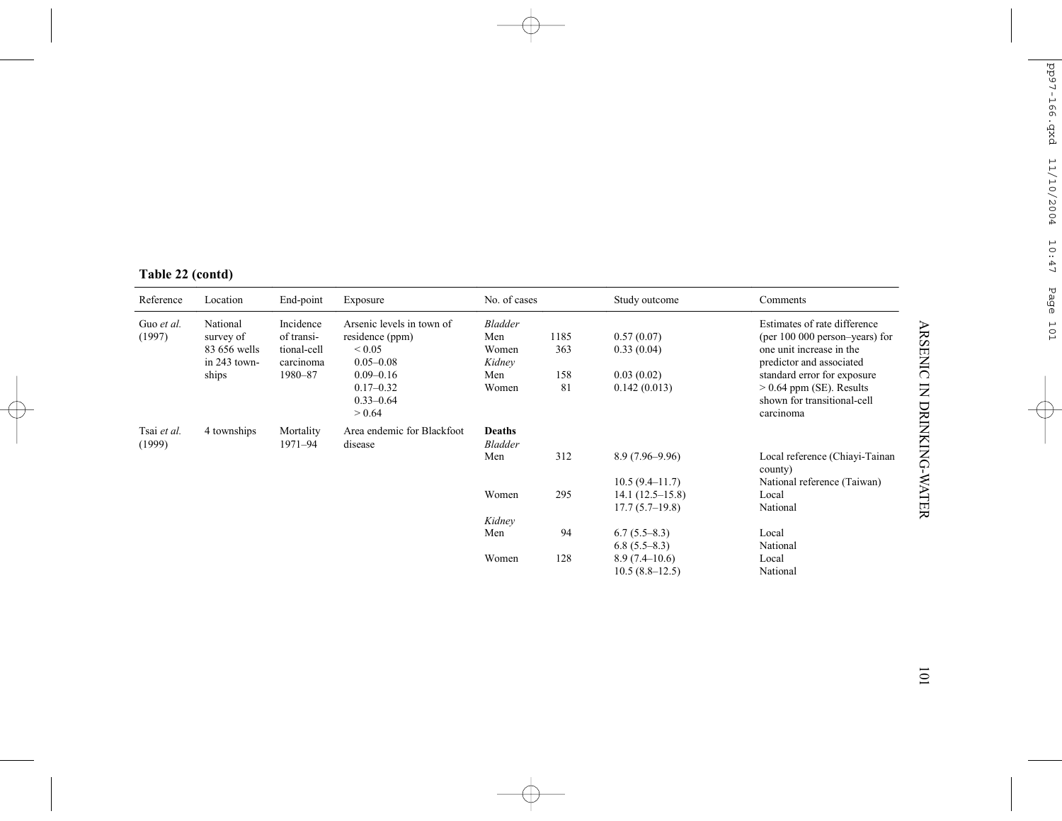**Table 22 (contd)**

| Reference | Location | End-point | Exposure | No. of cases | | Study outcome | Comments |
|---|---|---|---|---|---|---|---|
| Guo *et al.* (1997) | National survey of 83 656 wells in 243 townships | Incidence of transitional-cell carcinoma 1980–87 | Arsenic levels in town of residence (ppm) | *Bladder* | | | Estimates of rate difference (per 100 000 person–years) for one unit increase in the predictor and associated standard error for exposure > 0.64 ppm (SE). Results shown for transitional-cell carcinoma |
| | | | < 0.05 | Men | 1185 | 0.57 (0.07) | |
| | | | 0.05–0.08 | Women | 363 | 0.33 (0.04) | |
| | | | 0.09–0.16 | *Kidney* | | | |
| | | | 0.17–0.32 | Men | 158 | 0.03 (0.02) | |
| | | | 0.33–0.64 | Women | 81 | 0.142 (0.013) | |
| | | | > 0.64 | | | | |
| Tsai *et al.* (1999) | 4 townships | Mortality 1971–94 | Area endemic for Blackfoot disease | **Deaths** | | | |
| | | | | *Bladder* | | | |
| | | | | Men | 312 | 8.9 (7.96–9.96) | Local reference (Chiayi-Tainan county) |
| | | | | | | 10.5 (9.4–11.7) | National reference (Taiwan) |
| | | | | Women | 295 | 14.1 (12.5–15.8) | Local |
| | | | | | | 17.7 (5.7–19.8) | National |
| | | | | *Kidney* | | | |
| | | | | Men | 94 | 6.7 (5.5–8.3) | Local |
| | | | | | | 6.8 (5.5–8.3) | National |
| | | | | Women | 128 | 8.9 (7.4–10.6) | Local |
| | | | | | | 10.5 (8.8–12.5) | National |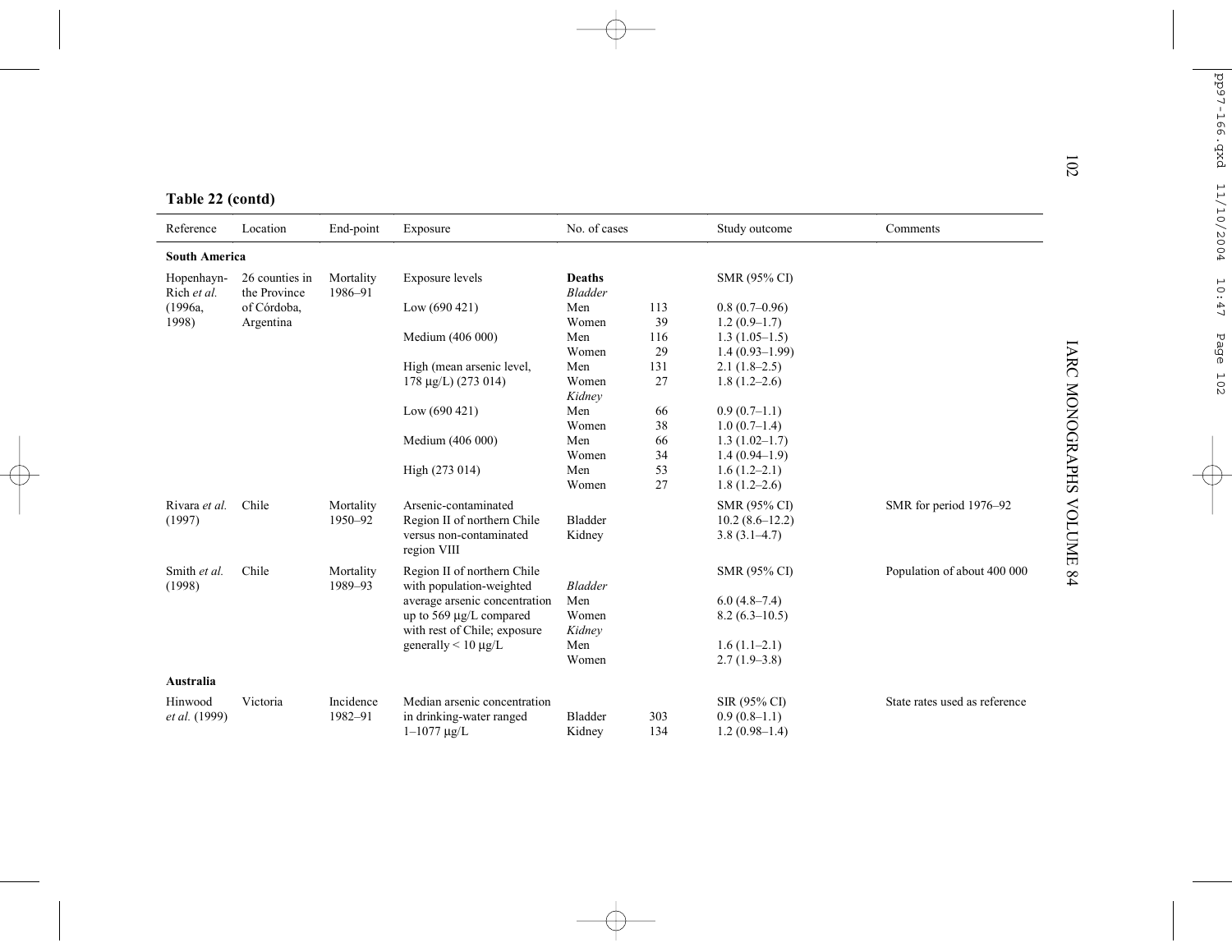**Table 22 (contd)**

| Reference | Location | End-point | Exposure | No. of cases | | Study outcome | Comments |
|---|---|---|---|---|---|---|---|
| **South America** | | | | | | | |
| Hopenhayn-Rich *et al.* (1996a, 1998) | 26 counties in the Province of Córdoba, Argentina | Mortality 1986–91 | Exposure levels | **Deaths** | | SMR (95% CI) | |
| | | | | *Bladder* | | | |
| | | | Low (690 421) | Men | 113 | 0.8 (0.7–0.96) | |
| | | | | Women | 39 | 1.2 (0.9–1.7) | |
| | | | Medium (406 000) | Men | 116 | 1.3 (1.05–1.5) | |
| | | | | Women | 29 | 1.4 (0.93–1.99) | |
| | | | High (mean arsenic level, 178 µg/L) (273 014) | Men | 131 | 2.1 (1.8–2.5) | |
| | | | | Women | 27 | 1.8 (1.2–2.6) | |
| | | | | *Kidney* | | | |
| | | | Low (690 421) | Men | 66 | 0.9 (0.7–1.1) | |
| | | | | Women | 38 | 1.0 (0.7–1.4) | |
| | | | Medium (406 000) | Men | 66 | 1.3 (1.02–1.7) | |
| | | | | Women | 34 | 1.4 (0.94–1.9) | |
| | | | High (273 014) | Men | 53 | 1.6 (1.2–2.1) | |
| | | | | Women | 27 | 1.8 (1.2–2.6) | |
| Rivara *et al.* (1997) | Chile | Mortality 1950–92 | Arsenic-contaminated Region II of northern Chile versus non-contaminated region VIII | | | SMR (95% CI) | SMR for period 1976–92 |
| | | | | Bladder | | 10.2 (8.6–12.2) | |
| | | | | Kidney | | 3.8 (3.1–4.7) | |
| Smith *et al.* (1998) | Chile | Mortality 1989–93 | Region II of northern Chile with population-weighted average arsenic concentration up to 569 µg/L compared with rest of Chile; exposure generally < 10 µg/L | | | SMR (95% CI) | Population of about 400 000 |
| | | | | *Bladder* | | | |
| | | | | Men | | 6.0 (4.8–7.4) | |
| | | | | Women | | 8.2 (6.3–10.5) | |
| | | | | *Kidney* | | | |
| | | | | Men | | 1.6 (1.1–2.1) | |
| | | | | Women | | 2.7 (1.9–3.8) | |
| **Australia** | | | | | | | |
| Hinwood *et al.* (1999) | Victoria | Incidence 1982–91 | Median arsenic concentration in drinking-water ranged 1–1077 µg/L | | | SIR (95% CI) | State rates used as reference |
| | | | | Bladder | 303 | 0.9 (0.8–1.1) | |
| | | | | Kidney | 134 | 1.2 (0.98–1.4) | |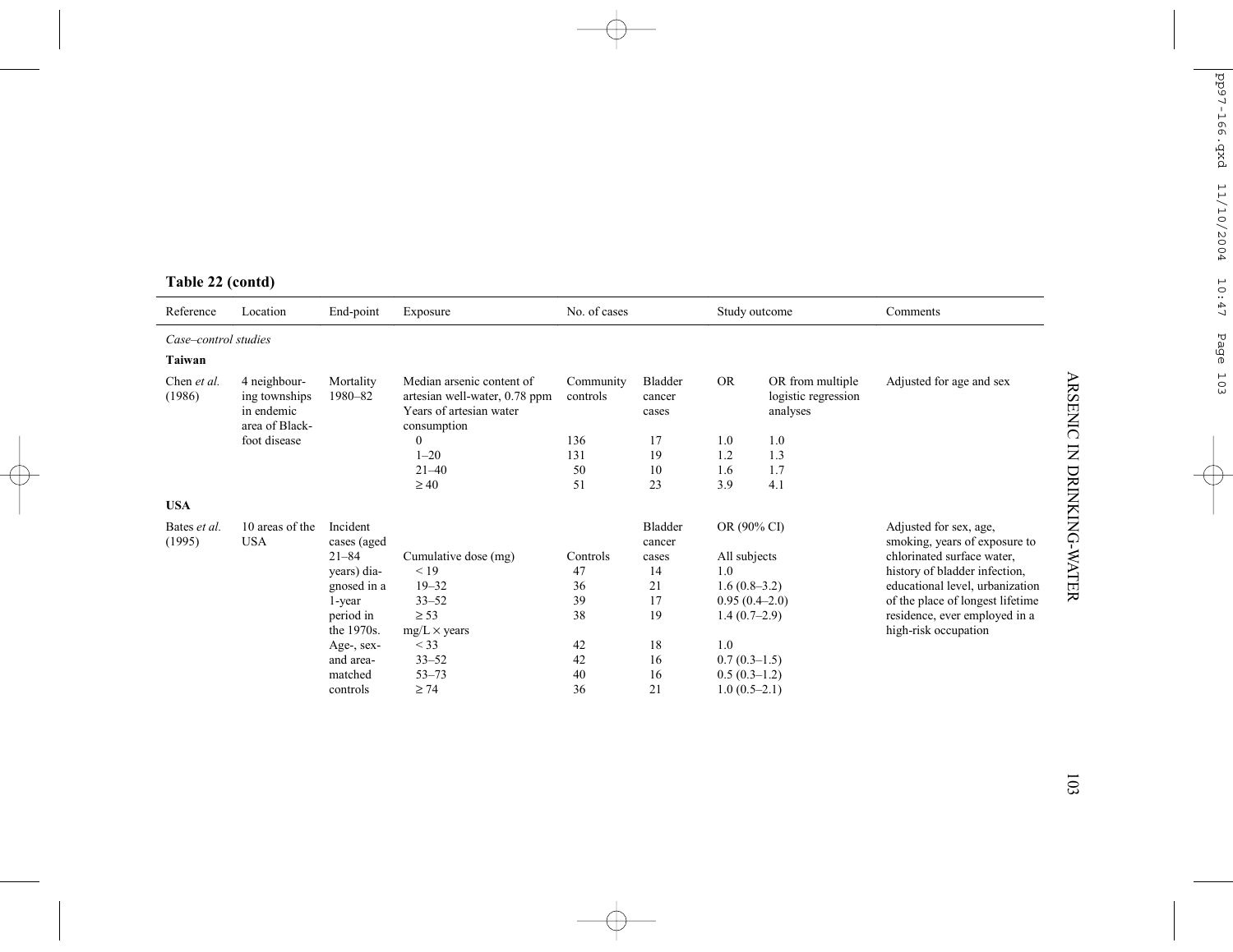**Table 22 (contd)**

| Reference | Location | End-point | Exposure | No. of cases | | Study outcome | | Comments |
|---|---|---|---|---|---|---|---|---|
| *Case–control studies* | | | | | | | | |
| **Taiwan** | | | | | | | | |
| Chen *et al.* (1986) | 4 neighbouring townships in endemic area of Blackfoot disease | Mortality 1980–82 | Median arsenic content of artesian well-water, 0.78 ppm Years of artesian water consumption | Community controls | Bladder cancer cases | OR | OR from multiple logistic regression analyses | Adjusted for age and sex |
| | | | 0 | 136 | 17 | 1.0 | 1.0 | |
| | | | 1–20 | 131 | 19 | 1.2 | 1.3 | |
| | | | 21–40 | 50 | 10 | 1.6 | 1.7 | |
| | | | ≥ 40 | 51 | 23 | 3.9 | 4.1 | |
| **USA** | | | | | | | | |
| Bates *et al.* (1995) | 10 areas of the USA | Incident cases (aged 21–84 years) diagnosed in a 1-year period in the 1970s. Age-, sex- and area-matched controls | | | Bladder cancer cases | OR (90% CI) | | Adjusted for sex, age, smoking, years of exposure to chlorinated surface water, history of bladder infection, educational level, urbanization of the place of longest lifetime residence, ever employed in a high-risk occupation |
| | | | Cumulative dose (mg) | Controls | | All subjects | | |
| | | | < 19 | 47 | 14 | 1.0 | | |
| | | | 19–32 | 36 | 21 | 1.6 (0.8–3.2) | | |
| | | | 33–52 | 39 | 17 | 0.95 (0.4–2.0) | | |
| | | | ≥ 53 | 38 | 19 | 1.4 (0.7–2.9) | | |
| | | | mg/L × years | | | | | |
| | | | < 33 | 42 | 18 | 1.0 | | |
| | | | 33–52 | 42 | 16 | 0.7 (0.3–1.5) | | |
| | | | 53–73 | 40 | 16 | 0.5 (0.3–1.2) | | |
| | | | ≥ 74 | 36 | 21 | 1.0 (0.5–2.1) | | |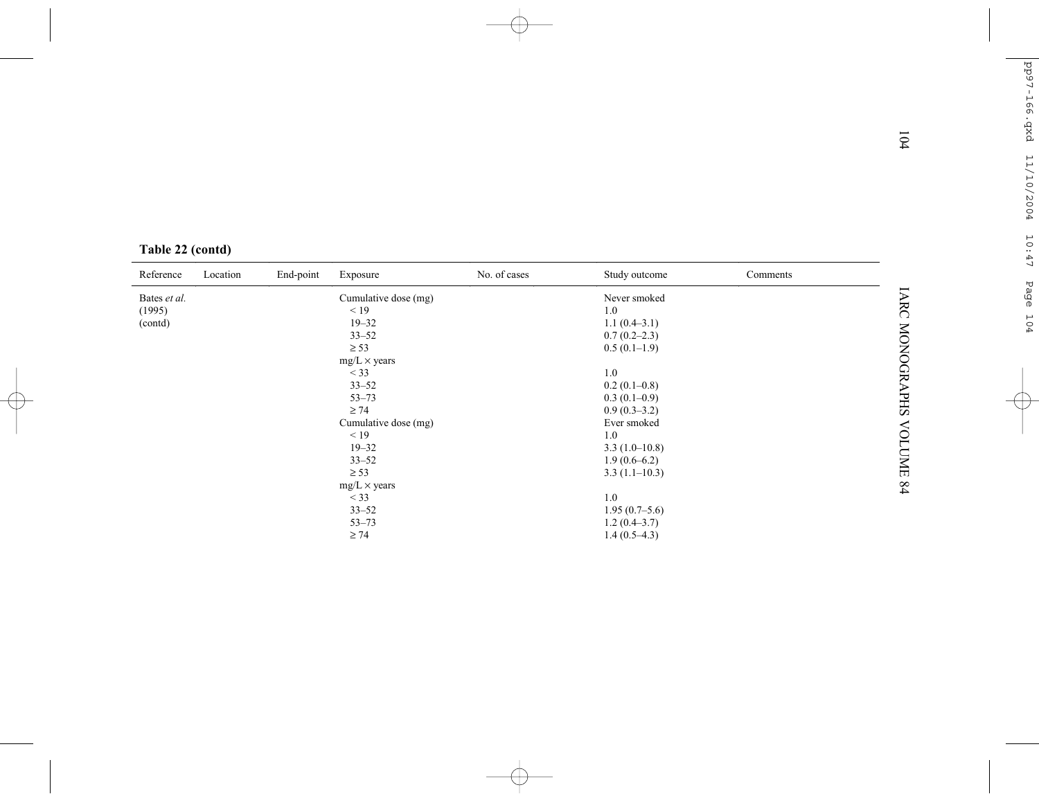**Table 22 (contd)**

| Reference | Location | End-point | Exposure | No. of cases | Study outcome | Comments |
|---|---|---|---|---|---|---|
| Bates *et al.* (1995) (contd) | | | Cumulative dose (mg) | | Never smoked | |
| | | | < 19 | | 1.0 | |
| | | | 19–32 | | 1.1 (0.4–3.1) | |
| | | | 33–52 | | 0.7 (0.2–2.3) | |
| | | | ≥ 53 | | 0.5 (0.1–1.9) | |
| | | | mg/L × years | | | |
| | | | < 33 | | 1.0 | |
| | | | 33–52 | | 0.2 (0.1–0.8) | |
| | | | 53–73 | | 0.3 (0.1–0.9) | |
| | | | ≥ 74 | | 0.9 (0.3–3.2) | |
| | | | Cumulative dose (mg) | | Ever smoked | |
| | | | < 19 | | 1.0 | |
| | | | 19–32 | | 3.3 (1.0–10.8) | |
| | | | 33–52 | | 1.9 (0.6–6.2) | |
| | | | ≥ 53 | | 3.3 (1.1–10.3) | |
| | | | mg/L × years | | | |
| | | | < 33 | | 1.0 | |
| | | | 33–52 | | 1.95 (0.7–5.6) | |
| | | | 53–73 | | 1.2 (0.4–3.7) | |
| | | | ≥ 74 | | 1.4 (0.5–4.3) | |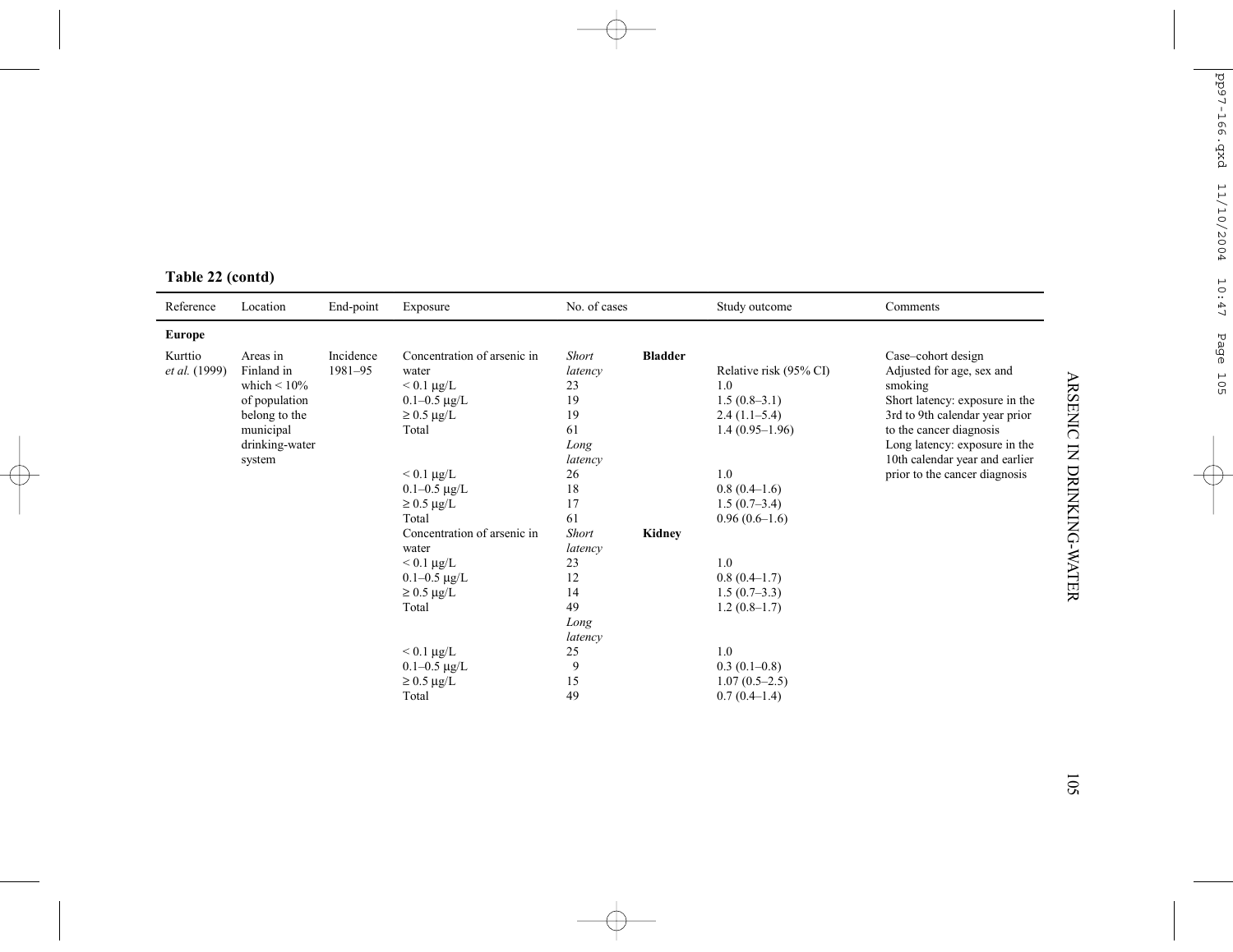**Table 22 (contd)**

| Reference | Location | End-point | Exposure | No. of cases | | Study outcome | Comments |
|---|---|---|---|---|---|---|---|
| **Europe** | | | | | | | |
| Kurttio *et al.* (1999) | Areas in Finland in which < 10% of population belong to the municipal drinking-water system | Incidence 1981–95 | Concentration of arsenic in water | *Short latency* | **Bladder** | Relative risk (95% CI) | Case–cohort design<br>Adjusted for age, sex and smoking<br>Short latency: exposure in the 3rd to 9th calendar year prior to the cancer diagnosis<br>Long latency: exposure in the 10th calendar year and earlier prior to the cancer diagnosis |
| | | | < 0.1 µg/L | 23 | | 1.0 | |
| | | | 0.1–0.5 µg/L | 19 | | 1.5 (0.8–3.1) | |
| | | | ≥ 0.5 µg/L | 19 | | 2.4 (1.1–5.4) | |
| | | | Total | 61 | | 1.4 (0.95–1.96) | |
| | | | | *Long latency* | | | |
| | | | < 0.1 µg/L | 26 | | 1.0 | |
| | | | 0.1–0.5 µg/L | 18 | | 0.8 (0.4–1.6) | |
| | | | ≥ 0.5 µg/L | 17 | | 1.5 (0.7–3.4) | |
| | | | Total | 61 | | 0.96 (0.6–1.6) | |
| | | | Concentration of arsenic in water | *Short latency* | **Kidney** | | |
| | | | < 0.1 µg/L | 23 | | 1.0 | |
| | | | 0.1–0.5 µg/L | 12 | | 0.8 (0.4–1.7) | |
| | | | ≥ 0.5 µg/L | 14 | | 1.5 (0.7–3.3) | |
| | | | Total | 49 | | 1.2 (0.8–1.7) | |
| | | | | *Long latency* | | | |
| | | | < 0.1 µg/L | 25 | | 1.0 | |
| | | | 0.1–0.5 µg/L | 9 | | 0.3 (0.1–0.8) | |
| | | | ≥ 0.5 µg/L | 15 | | 1.07 (0.5–2.5) | |
| | | | Total | 49 | | 0.7 (0.4–1.4) | |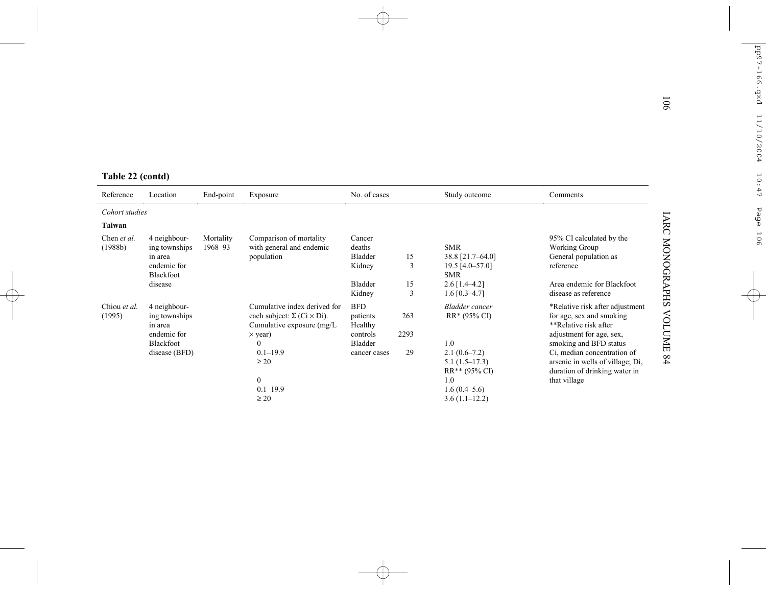**Table 22 (contd)**

| Reference | Location | End-point | Exposure | No. of cases | | Study outcome | Comments |
|---|---|---|---|---|---|---|---|
| *Cohort studies* | | | | | | | |
| **Taiwan** | | | | | | | |
| Chen *et al.* (1988b) | 4 neighbouring townships in area endemic for Blackfoot disease | Mortality 1968–93 | Comparison of mortality with general and endemic population | Cancer deaths | | SMR | 95% CI calculated by the Working Group |
| | | | | Bladder | 15 | 38.8 [21.7–64.0] | General population as reference |
| | | | | Kidney | 3 | 19.5 [4.0–57.0] | |
| | | | | | | SMR | |
| | | | | Bladder | 15 | 2.6 [1.4–4.2] | Area endemic for Blackfoot disease as reference |
| | | | | Kidney | 3 | 1.6 [0.3–4.7] | |
| Chiou *et al.* (1995) | 4 neighbouring townships in area endemic for Blackfoot disease (BFD) | | Cumulative index derived for each subject: $\Sigma$ (Ci × Di). Cumulative exposure (mg/L × year) | BFD patients | 263 | *Bladder cancer* RR* (95% CI) | *Relative risk after adjustment for age, sex and smoking |
| | | | | Healthy controls | 2293 | | **Relative risk after adjustment for age, sex, smoking and BFD status |
| | | | 0 | Bladder cancer cases | 29 | 1.0 | Ci, median concentration of arsenic in wells of village; Di, duration of drinking water in that village |
| | | | 0.1–19.9 | | | 2.1 (0.6–7.2) | |
| | | | ≥ 20 | | | 5.1 (1.5–17.3) | |
| | | | | | | RR** (95% CI) | |
| | | | 0 | | | 1.0 | |
| | | | 0.1–19.9 | | | 1.6 (0.4–5.6) | |
| | | | ≥ 20 | | | 3.6 (1.1–12.2) | |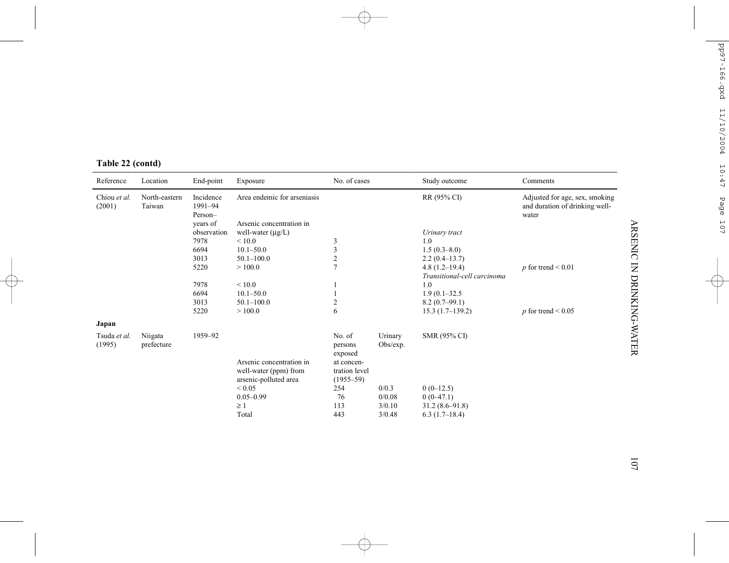**Table 22 (contd)**

| Reference | Location | End-point | Exposure | No. of cases | | Study outcome | Comments |
|---|---|---|---|---|---|---|---|
| Chiou *et al.* (2001) | North-eastern Taiwan | Incidence 1991–94 Person–years of observation | Area endemic for arseniasis | | | RR (95% CI) | Adjusted for age, sex, smoking and duration of drinking well-water |
| | | | Arsenic concentration in well-water (µg/L) | | | *Urinary tract* | |
| | | 7978 | < 10.0 | 3 | | 1.0 | |
| | | 6694 | 10.1–50.0 | 3 | | 1.5 (0.3–8.0) | |
| | | 3013 | 50.1–100.0 | 2 | | 2.2 (0.4–13.7) | |
| | | 5220 | > 100.0 | 7 | | 4.8 (1.2–19.4) | $p$ for trend < 0.01 |
| | | | | | | *Transitional-cell carcinoma* | |
| | | 7978 | < 10.0 | 1 | | 1.0 | |
| | | 6694 | 10.1–50.0 | 1 | | 1.9 (0.1–32.5 | |
| | | 3013 | 50.1–100.0 | 2 | | 8.2 (0.7–99.1) | |
| | | 5220 | > 100.0 | 6 | | 15.3 (1.7–139.2) | $p$ for trend < 0.05 |
| **Japan** | | | | | | | |
| Tsuda *et al.* (1995) | Niigata prefecture | 1959–92 | | No. of persons exposed | Urinary Obs/exp. | SMR (95% CI) | |
| | | | Arsenic concentration in well-water (ppm) from arsenic-polluted area | at concentration level (1955–59) | | | |
| | | | < 0.05 | 254 | 0/0.3 | 0 (0–12.5) | |
| | | | 0.05–0.99 | 76 | 0/0.08 | 0 (0–47.1) | |
| | | | ≥ 1 | 113 | 3/0.10 | 31.2 (8.6–91.8) | |
| | | | Total | 443 | 3/0.48 | 6.3 (1.7–18.4) | |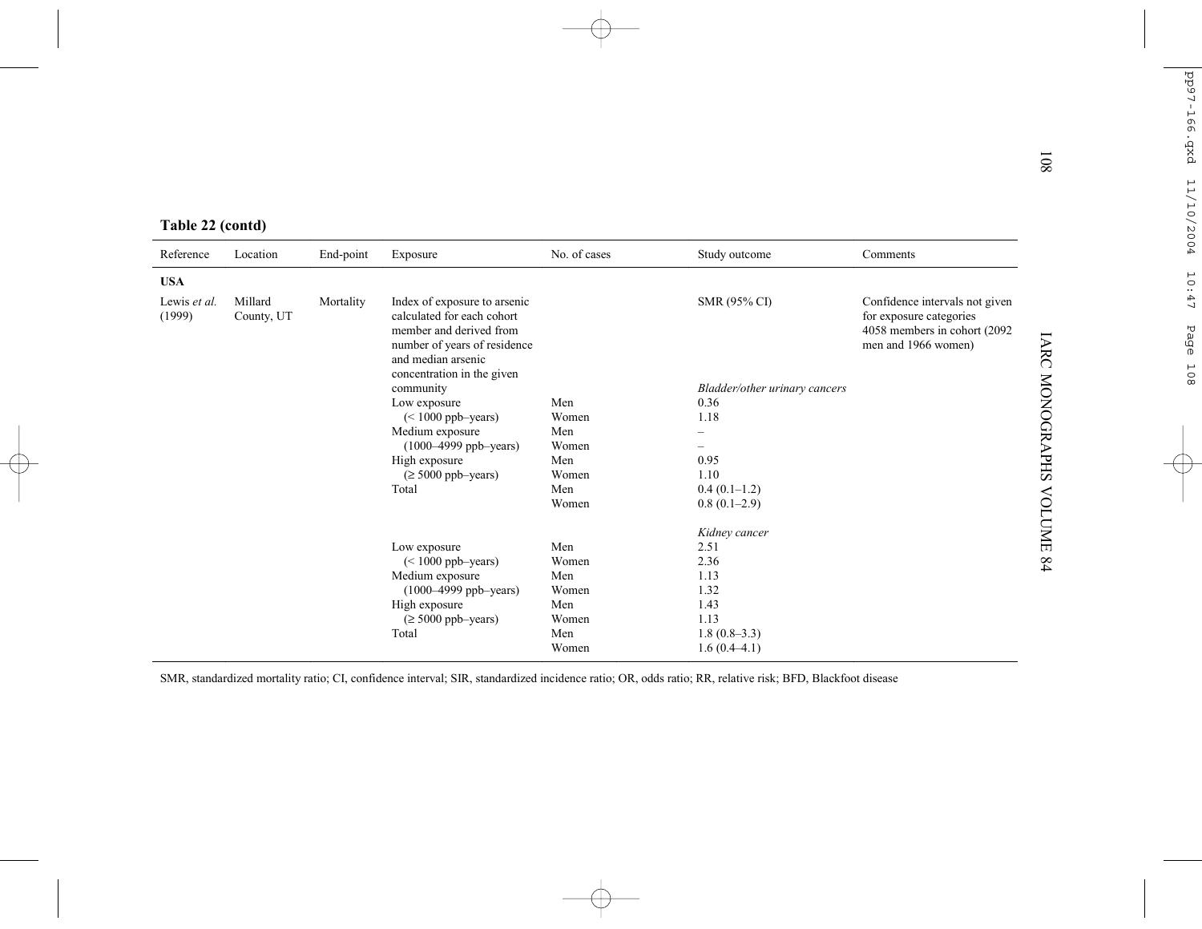**Table 22 (contd)**

| Reference | Location | End-point | Exposure | No. of cases | Study outcome | Comments |
|---|---|---|---|---|---|---|
| **USA** | | | | | | |
| Lewis *et al.* (1999) | Millard County, UT | Mortality | Index of exposure to arsenic calculated for each cohort member and derived from number of years of residence and median arsenic concentration in the given community | | SMR (95% CI) | Confidence intervals not given for exposure categories 4058 members in cohort (2092 men and 1966 women) |
| | | | | | *Bladder/other urinary cancers* | |
| | | | Low exposure (< 1000 ppb–years) | Men | 0.36 | |
| | | | | Women | 1.18 | |
| | | | Medium exposure (1000–4999 ppb–years) | Men | – | |
| | | | | Women | – | |
| | | | High exposure (≥ 5000 ppb–years) | Men | 0.95 | |
| | | | | Women | 1.10 | |
| | | | Total | Men | 0.4 (0.1–1.2) | |
| | | | | Women | 0.8 (0.1–2.9) | |
| | | | | | *Kidney cancer* | |
| | | | Low exposure (< 1000 ppb–years) | Men | 2.51 | |
| | | | | Women | 2.36 | |
| | | | Medium exposure (1000–4999 ppb–years) | Men | 1.13 | |
| | | | | Women | 1.32 | |
| | | | High exposure (≥ 5000 ppb–years) | Men | 1.43 | |
| | | | | Women | 1.13 | |
| | | | Total | Men | 1.8 (0.8–3.3) | |
| | | | | Women | 1.6 (0.4–4.1) | |

SMR, standardized mortality ratio; CI, confidence interval; SIR, standardized incidence ratio; OR, odds ratio; RR, relative risk; BFD, Blackfoot disease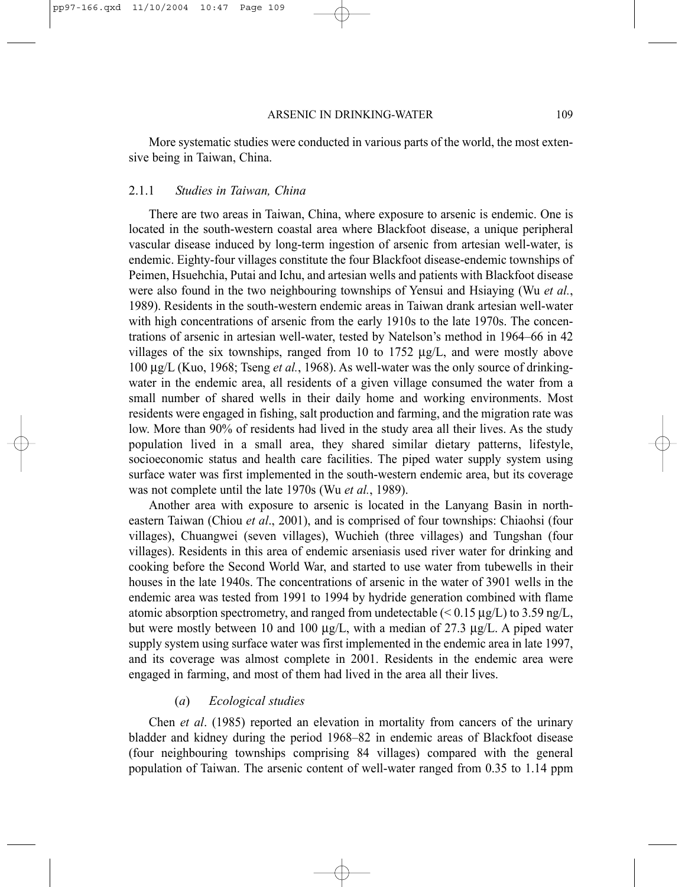More systematic studies were conducted in various parts of the world, the most extensive being in Taiwan, China.

### 2.1.1 *Studies in Taiwan, China*

There are two areas in Taiwan, China, where exposure to arsenic is endemic. One is located in the south-western coastal area where Blackfoot disease, a unique peripheral vascular disease induced by long-term ingestion of arsenic from artesian well-water, is endemic. Eighty-four villages constitute the four Blackfoot disease-endemic townships of Peimen, Hsuehchia, Putai and Ichu, and artesian wells and patients with Blackfoot disease were also found in the two neighbouring townships of Yensui and Hsiaying (Wu *et al.*, 1989). Residents in the south-western endemic areas in Taiwan drank artesian well-water with high concentrations of arsenic from the early 1910s to the late 1970s. The concentrations of arsenic in artesian well-water, tested by Natelson's method in 1964–66 in 42 villages of the six townships, ranged from 10 to 1752 µg/L, and were mostly above 100 µg/L (Kuo, 1968; Tseng *et al.*, 1968). As well-water was the only source of drinking-water in the endemic area, all residents of a given village consumed the water from a small number of shared wells in their daily home and working environments. Most residents were engaged in fishing, salt production and farming, and the migration rate was low. More than 90% of residents had lived in the study area all their lives. As the study population lived in a small area, they shared similar dietary patterns, lifestyle, socioeconomic status and health care facilities. The piped water supply system using surface water was first implemented in the south-western endemic area, but its coverage was not complete until the late 1970s (Wu *et al.*, 1989).

Another area with exposure to arsenic is located in the Lanyang Basin in north-eastern Taiwan (Chiou *et al*., 2001), and is comprised of four townships: Chiaohsi (four villages), Chuangwei (seven villages), Wuchieh (three villages) and Tungshan (four villages). Residents in this area of endemic arseniasis used river water for drinking and cooking before the Second World War, and started to use water from tubewells in their houses in the late 1940s. The concentrations of arsenic in the water of 3901 wells in the endemic area was tested from 1991 to 1994 by hydride generation combined with flame atomic absorption spectrometry, and ranged from undetectable (< 0.15 µg/L) to 3.59 ng/L, but were mostly between 10 and 100 µg/L, with a median of 27.3 µg/L. A piped water supply system using surface water was first implemented in the endemic area in late 1997, and its coverage was almost complete in 2001. Residents in the endemic area were engaged in farming, and most of them had lived in the area all their lives.

#### (*a*) *Ecological studies*

Chen *et al*. (1985) reported an elevation in mortality from cancers of the urinary bladder and kidney during the period 1968–82 in endemic areas of Blackfoot disease (four neighbouring townships comprising 84 villages) compared with the general population of Taiwan. The arsenic content of well-water ranged from 0.35 to 1.14 ppm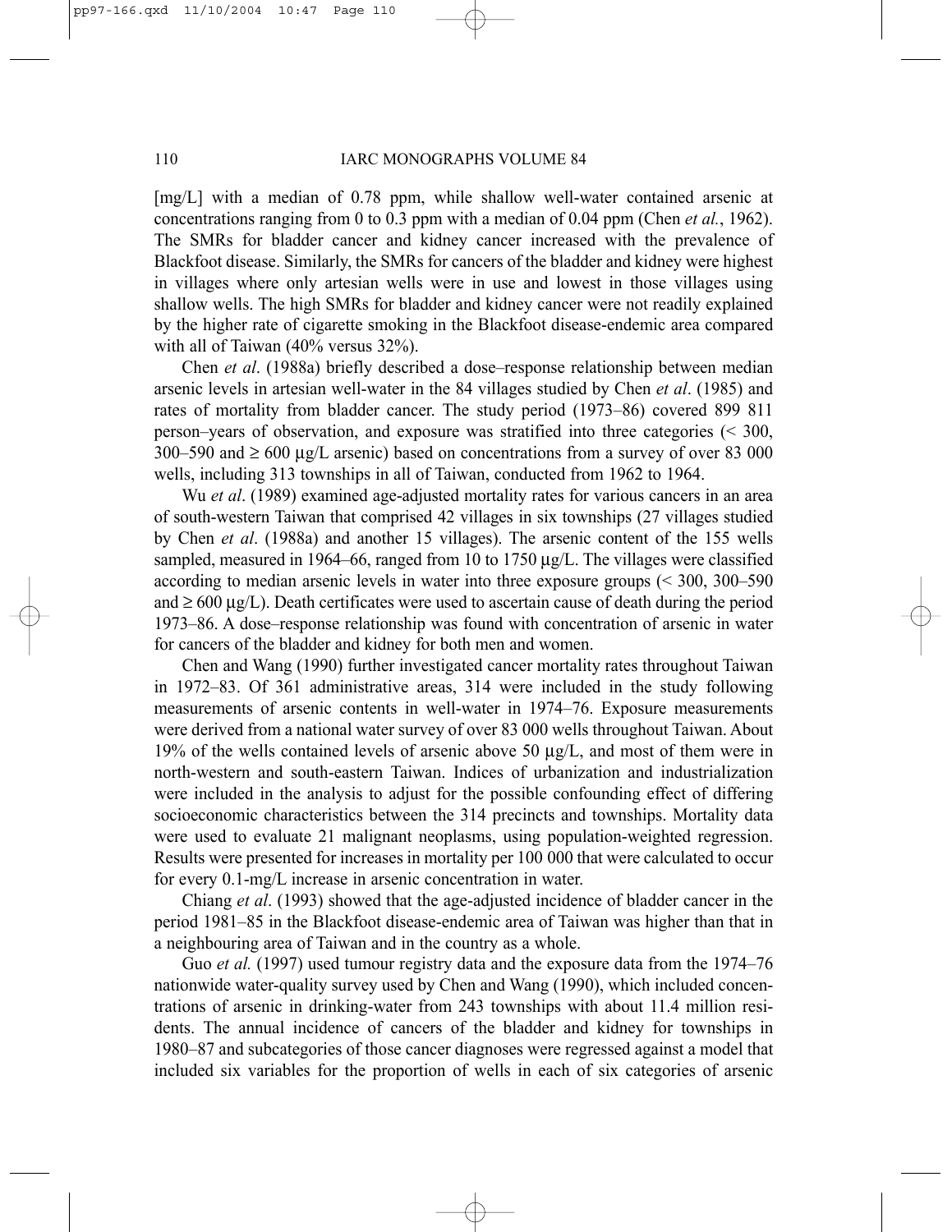[mg/L] with a median of 0.78 ppm, while shallow well-water contained arsenic at concentrations ranging from 0 to 0.3 ppm with a median of 0.04 ppm (Chen *et al.*, 1962). The SMRs for bladder cancer and kidney cancer increased with the prevalence of Blackfoot disease. Similarly, the SMRs for cancers of the bladder and kidney were highest in villages where only artesian wells were in use and lowest in those villages using shallow wells. The high SMRs for bladder and kidney cancer were not readily explained by the higher rate of cigarette smoking in the Blackfoot disease-endemic area compared with all of Taiwan (40% versus 32%).

Chen *et al*. (1988a) briefly described a dose–response relationship between median arsenic levels in artesian well-water in the 84 villages studied by Chen *et al*. (1985) and rates of mortality from bladder cancer. The study period (1973–86) covered 899 811 person–years of observation, and exposure was stratified into three categories (< 300, 300–590 and ≥ 600 μg/L arsenic) based on concentrations from a survey of over 83 000 wells, including 313 townships in all of Taiwan, conducted from 1962 to 1964.

Wu *et al*. (1989) examined age-adjusted mortality rates for various cancers in an area of south-western Taiwan that comprised 42 villages in six townships (27 villages studied by Chen *et al*. (1988a) and another 15 villages). The arsenic content of the 155 wells sampled, measured in 1964–66, ranged from 10 to 1750 μg/L. The villages were classified according to median arsenic levels in water into three exposure groups (< 300, 300–590 and ≥ 600 μg/L). Death certificates were used to ascertain cause of death during the period 1973–86. A dose–response relationship was found with concentration of arsenic in water for cancers of the bladder and kidney for both men and women.

Chen and Wang (1990) further investigated cancer mortality rates throughout Taiwan in 1972–83. Of 361 administrative areas, 314 were included in the study following measurements of arsenic contents in well-water in 1974–76. Exposure measurements were derived from a national water survey of over 83 000 wells throughout Taiwan. About 19% of the wells contained levels of arsenic above 50 μg/L, and most of them were in north-western and south-eastern Taiwan. Indices of urbanization and industrialization were included in the analysis to adjust for the possible confounding effect of differing socioeconomic characteristics between the 314 precincts and townships. Mortality data were used to evaluate 21 malignant neoplasms, using population-weighted regression. Results were presented for increases in mortality per 100 000 that were calculated to occur for every 0.1-mg/L increase in arsenic concentration in water.

Chiang *et al*. (1993) showed that the age-adjusted incidence of bladder cancer in the period 1981–85 in the Blackfoot disease-endemic area of Taiwan was higher than that in a neighbouring area of Taiwan and in the country as a whole.

Guo *et al.* (1997) used tumour registry data and the exposure data from the 1974–76 nationwide water-quality survey used by Chen and Wang (1990), which included concentrations of arsenic in drinking-water from 243 townships with about 11.4 million residents. The annual incidence of cancers of the bladder and kidney for townships in 1980–87 and subcategories of those cancer diagnoses were regressed against a model that included six variables for the proportion of wells in each of six categories of arsenic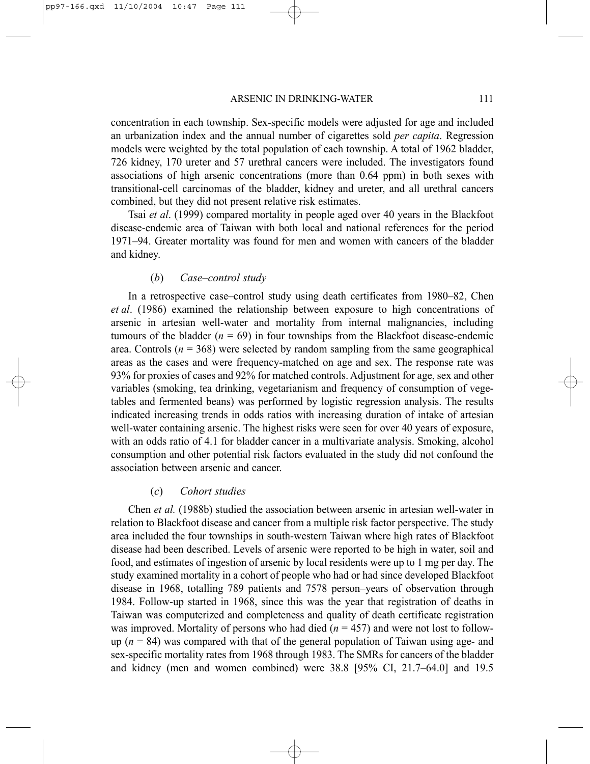concentration in each township. Sex-specific models were adjusted for age and included an urbanization index and the annual number of cigarettes sold *per capita*. Regression models were weighted by the total population of each township. A total of 1962 bladder, 726 kidney, 170 ureter and 57 urethral cancers were included. The investigators found associations of high arsenic concentrations (more than 0.64 ppm) in both sexes with transitional-cell carcinomas of the bladder, kidney and ureter, and all urethral cancers combined, but they did not present relative risk estimates.

Tsai *et al*. (1999) compared mortality in people aged over 40 years in the Blackfoot disease-endemic area of Taiwan with both local and national references for the period 1971–94. Greater mortality was found for men and women with cancers of the bladder and kidney.

#### (*b*) *Case–control study*

In a retrospective case–control study using death certificates from 1980–82, Chen *et al*. (1986) examined the relationship between exposure to high concentrations of arsenic in artesian well-water and mortality from internal malignancies, including tumours of the bladder ($n = 69$) in four townships from the Blackfoot disease-endemic area. Controls ($n = 368$) were selected by random sampling from the same geographical areas as the cases and were frequency-matched on age and sex. The response rate was 93% for proxies of cases and 92% for matched controls. Adjustment for age, sex and other variables (smoking, tea drinking, vegetarianism and frequency of consumption of vegetables and fermented beans) was performed by logistic regression analysis. The results indicated increasing trends in odds ratios with increasing duration of intake of artesian well-water containing arsenic. The highest risks were seen for over 40 years of exposure, with an odds ratio of 4.1 for bladder cancer in a multivariate analysis. Smoking, alcohol consumption and other potential risk factors evaluated in the study did not confound the association between arsenic and cancer.

#### (*c*) *Cohort studies*

Chen *et al.* (1988b) studied the association between arsenic in artesian well-water in relation to Blackfoot disease and cancer from a multiple risk factor perspective. The study area included the four townships in south-western Taiwan where high rates of Blackfoot disease had been described. Levels of arsenic were reported to be high in water, soil and food, and estimates of ingestion of arsenic by local residents were up to 1 mg per day. The study examined mortality in a cohort of people who had or had since developed Blackfoot disease in 1968, totalling 789 patients and 7578 person–years of observation through 1984. Follow-up started in 1968, since this was the year that registration of deaths in Taiwan was computerized and completeness and quality of death certificate registration was improved. Mortality of persons who had died ($n = 457$) and were not lost to follow-up ($n = 84$) was compared with that of the general population of Taiwan using age- and sex-specific mortality rates from 1968 through 1983. The SMRs for cancers of the bladder and kidney (men and women combined) were 38.8 [95% CI, 21.7–64.0] and 19.5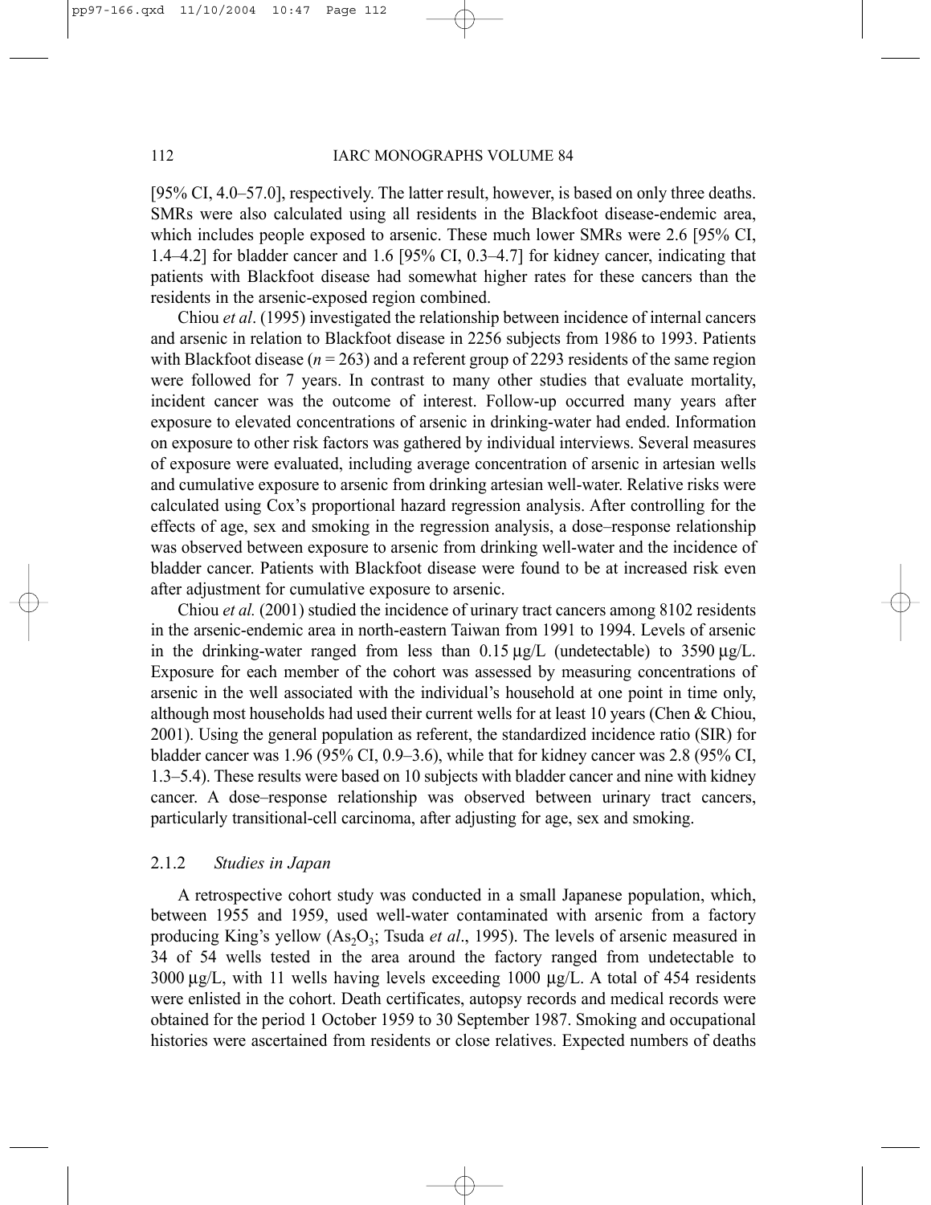[95% CI, 4.0–57.0], respectively. The latter result, however, is based on only three deaths. SMRs were also calculated using all residents in the Blackfoot disease-endemic area, which includes people exposed to arsenic. These much lower SMRs were 2.6 [95% CI, 1.4–4.2] for bladder cancer and 1.6 [95% CI, 0.3–4.7] for kidney cancer, indicating that patients with Blackfoot disease had somewhat higher rates for these cancers than the residents in the arsenic-exposed region combined.

Chiou *et al*. (1995) investigated the relationship between incidence of internal cancers and arsenic in relation to Blackfoot disease in 2256 subjects from 1986 to 1993. Patients with Blackfoot disease ($n = 263$) and a referent group of 2293 residents of the same region were followed for 7 years. In contrast to many other studies that evaluate mortality, incident cancer was the outcome of interest. Follow-up occurred many years after exposure to elevated concentrations of arsenic in drinking-water had ended. Information on exposure to other risk factors was gathered by individual interviews. Several measures of exposure were evaluated, including average concentration of arsenic in artesian wells and cumulative exposure to arsenic from drinking artesian well-water. Relative risks were calculated using Cox's proportional hazard regression analysis. After controlling for the effects of age, sex and smoking in the regression analysis, a dose–response relationship was observed between exposure to arsenic from drinking well-water and the incidence of bladder cancer. Patients with Blackfoot disease were found to be at increased risk even after adjustment for cumulative exposure to arsenic.

Chiou *et al.* (2001) studied the incidence of urinary tract cancers among 8102 residents in the arsenic-endemic area in north-eastern Taiwan from 1991 to 1994. Levels of arsenic in the drinking-water ranged from less than 0.15 μg/L (undetectable) to 3590 μg/L. Exposure for each member of the cohort was assessed by measuring concentrations of arsenic in the well associated with the individual's household at one point in time only, although most households had used their current wells for at least 10 years (Chen & Chiou, 2001). Using the general population as referent, the standardized incidence ratio (SIR) for bladder cancer was 1.96 (95% CI, 0.9–3.6), while that for kidney cancer was 2.8 (95% CI, 1.3–5.4). These results were based on 10 subjects with bladder cancer and nine with kidney cancer. A dose–response relationship was observed between urinary tract cancers, particularly transitional-cell carcinoma, after adjusting for age, sex and smoking.

### 2.1.2 *Studies in Japan*

A retrospective cohort study was conducted in a small Japanese population, which, between 1955 and 1959, used well-water contaminated with arsenic from a factory producing King's yellow ($As_2O_3$; Tsuda *et al*., 1995). The levels of arsenic measured in 34 of 54 wells tested in the area around the factory ranged from undetectable to 3000 μg/L, with 11 wells having levels exceeding 1000 μg/L. A total of 454 residents were enlisted in the cohort. Death certificates, autopsy records and medical records were obtained for the period 1 October 1959 to 30 September 1987. Smoking and occupational histories were ascertained from residents or close relatives. Expected numbers of deaths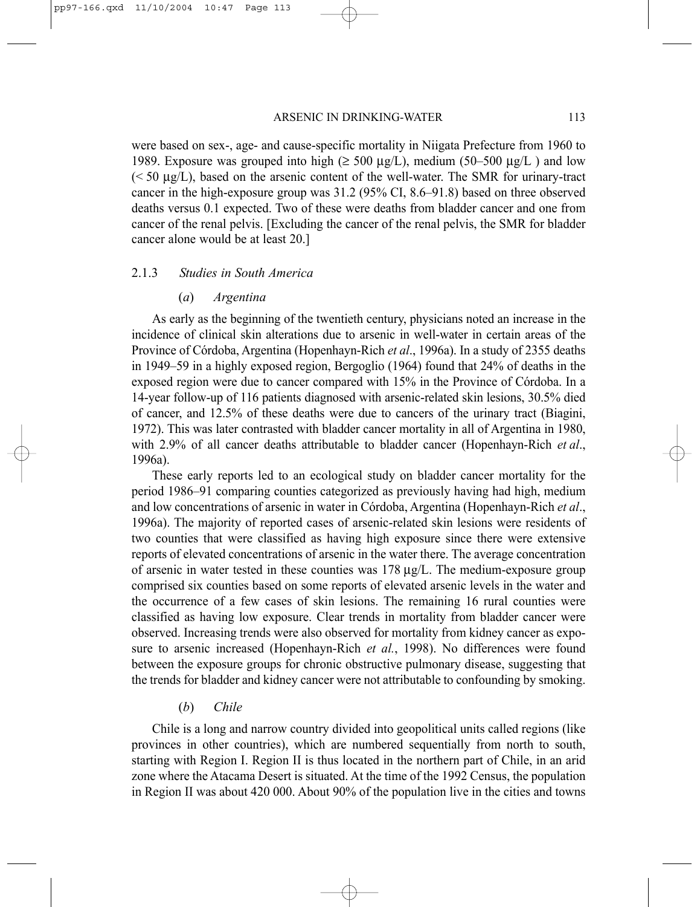were based on sex-, age- and cause-specific mortality in Niigata Prefecture from 1960 to 1989. Exposure was grouped into high (≥ 500 μg/L), medium (50–500 μg/L ) and low (< 50 μg/L), based on the arsenic content of the well-water. The SMR for urinary-tract cancer in the high-exposure group was 31.2 (95% CI, 8.6–91.8) based on three observed deaths versus 0.1 expected. Two of these were deaths from bladder cancer and one from cancer of the renal pelvis. [Excluding the cancer of the renal pelvis, the SMR for bladder cancer alone would be at least 20.]

### 2.1.3 *Studies in South America*

#### (*a*) *Argentina*

As early as the beginning of the twentieth century, physicians noted an increase in the incidence of clinical skin alterations due to arsenic in well-water in certain areas of the Province of Córdoba, Argentina (Hopenhayn-Rich *et al*., 1996a). In a study of 2355 deaths in 1949–59 in a highly exposed region, Bergoglio (1964) found that 24% of deaths in the exposed region were due to cancer compared with 15% in the Province of Córdoba. In a 14-year follow-up of 116 patients diagnosed with arsenic-related skin lesions, 30.5% died of cancer, and 12.5% of these deaths were due to cancers of the urinary tract (Biagini, 1972). This was later contrasted with bladder cancer mortality in all of Argentina in 1980, with 2.9% of all cancer deaths attributable to bladder cancer (Hopenhayn-Rich *et al*., 1996a).

These early reports led to an ecological study on bladder cancer mortality for the period 1986–91 comparing counties categorized as previously having had high, medium and low concentrations of arsenic in water in Córdoba, Argentina (Hopenhayn-Rich *et al*., 1996a). The majority of reported cases of arsenic-related skin lesions were residents of two counties that were classified as having high exposure since there were extensive reports of elevated concentrations of arsenic in the water there. The average concentration of arsenic in water tested in these counties was 178 μg/L. The medium-exposure group comprised six counties based on some reports of elevated arsenic levels in the water and the occurrence of a few cases of skin lesions. The remaining 16 rural counties were classified as having low exposure. Clear trends in mortality from bladder cancer were observed. Increasing trends were also observed for mortality from kidney cancer as exposure to arsenic increased (Hopenhayn-Rich *et al.*, 1998). No differences were found between the exposure groups for chronic obstructive pulmonary disease, suggesting that the trends for bladder and kidney cancer were not attributable to confounding by smoking.

#### (*b*) *Chile*

Chile is a long and narrow country divided into geopolitical units called regions (like provinces in other countries), which are numbered sequentially from north to south, starting with Region I. Region II is thus located in the northern part of Chile, in an arid zone where the Atacama Desert is situated. At the time of the 1992 Census, the population in Region II was about 420 000. About 90% of the population live in the cities and towns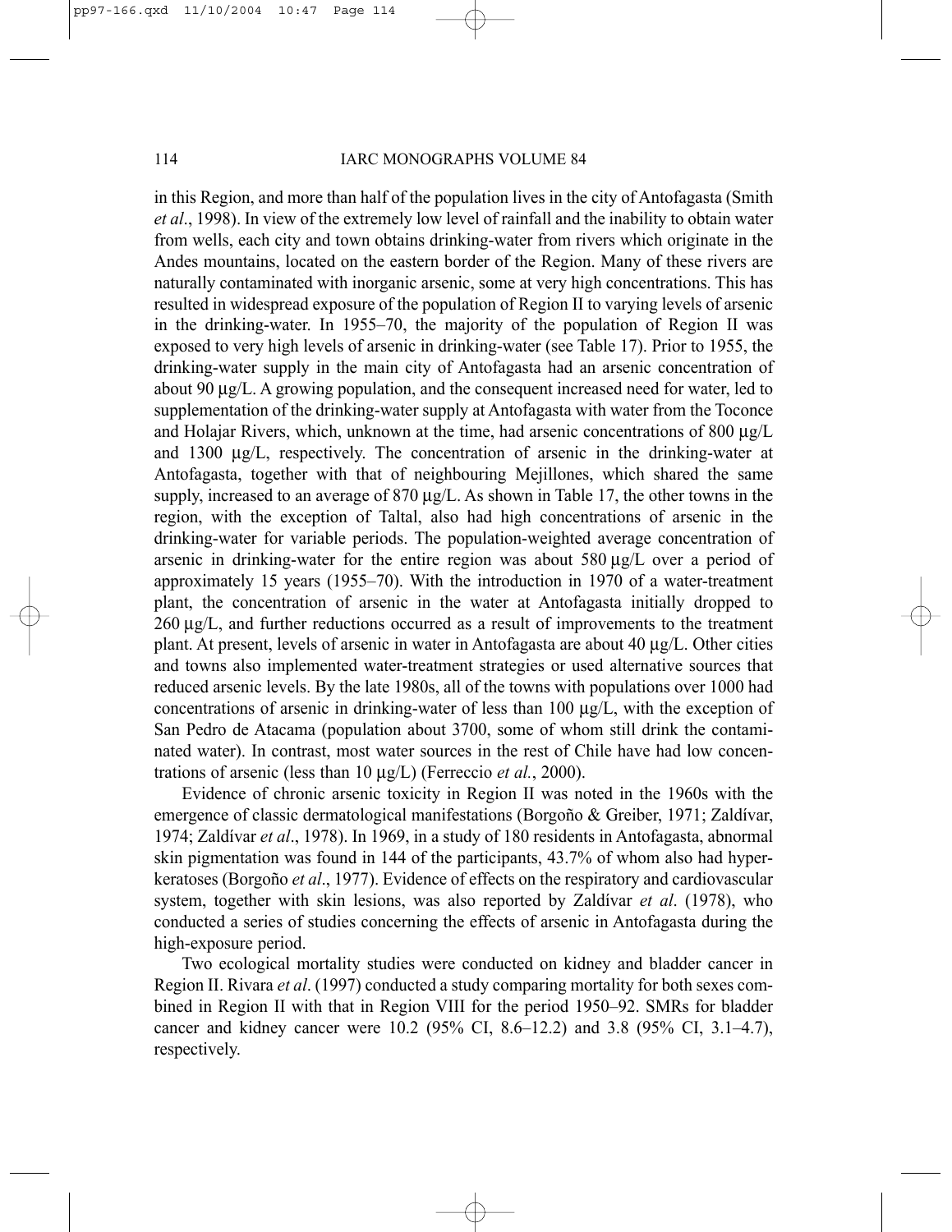in this Region, and more than half of the population lives in the city of Antofagasta (Smith *et al*., 1998). In view of the extremely low level of rainfall and the inability to obtain water from wells, each city and town obtains drinking-water from rivers which originate in the Andes mountains, located on the eastern border of the Region. Many of these rivers are naturally contaminated with inorganic arsenic, some at very high concentrations. This has resulted in widespread exposure of the population of Region II to varying levels of arsenic in the drinking-water. In 1955–70, the majority of the population of Region II was exposed to very high levels of arsenic in drinking-water (see Table 17). Prior to 1955, the drinking-water supply in the main city of Antofagasta had an arsenic concentration of about 90 μg/L. A growing population, and the consequent increased need for water, led to supplementation of the drinking-water supply at Antofagasta with water from the Toconce and Holajar Rivers, which, unknown at the time, had arsenic concentrations of 800 μg/L and 1300 μg/L, respectively. The concentration of arsenic in the drinking-water at Antofagasta, together with that of neighbouring Mejillones, which shared the same supply, increased to an average of 870 μg/L. As shown in Table 17, the other towns in the region, with the exception of Taltal, also had high concentrations of arsenic in the drinking-water for variable periods. The population-weighted average concentration of arsenic in drinking-water for the entire region was about 580 μg/L over a period of approximately 15 years (1955–70). With the introduction in 1970 of a water-treatment plant, the concentration of arsenic in the water at Antofagasta initially dropped to 260 μg/L, and further reductions occurred as a result of improvements to the treatment plant. At present, levels of arsenic in water in Antofagasta are about 40 μg/L. Other cities and towns also implemented water-treatment strategies or used alternative sources that reduced arsenic levels. By the late 1980s, all of the towns with populations over 1000 had concentrations of arsenic in drinking-water of less than 100 μg/L, with the exception of San Pedro de Atacama (population about 3700, some of whom still drink the contaminated water). In contrast, most water sources in the rest of Chile have had low concentrations of arsenic (less than 10 μg/L) (Ferreccio *et al.*, 2000).

Evidence of chronic arsenic toxicity in Region II was noted in the 1960s with the emergence of classic dermatological manifestations (Borgoño & Greiber, 1971; Zaldívar, 1974; Zaldívar *et al*., 1978). In 1969, in a study of 180 residents in Antofagasta, abnormal skin pigmentation was found in 144 of the participants, 43.7% of whom also had hyperkeratoses (Borgoño *et al*., 1977). Evidence of effects on the respiratory and cardiovascular system, together with skin lesions, was also reported by Zaldívar *et al*. (1978), who conducted a series of studies concerning the effects of arsenic in Antofagasta during the high-exposure period.

Two ecological mortality studies were conducted on kidney and bladder cancer in Region II. Rivara *et al*. (1997) conducted a study comparing mortality for both sexes combined in Region II with that in Region VIII for the period 1950–92. SMRs for bladder cancer and kidney cancer were 10.2 (95% CI, 8.6–12.2) and 3.8 (95% CI, 3.1–4.7), respectively.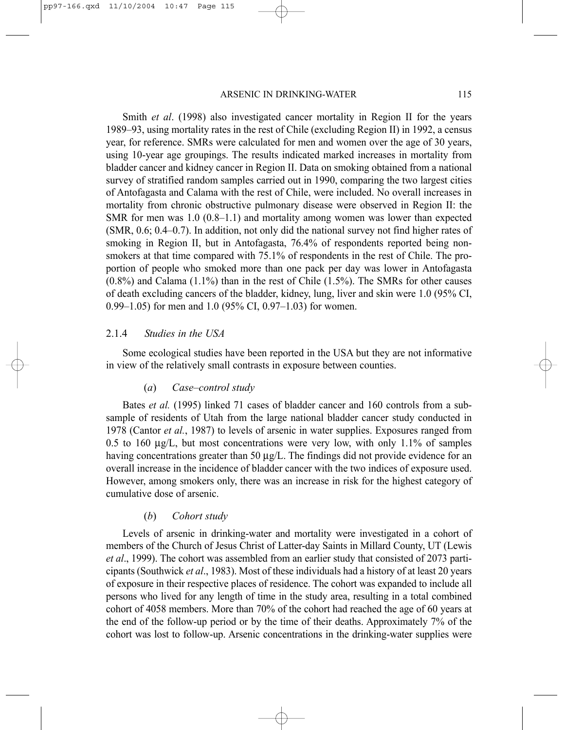Smith *et al*. (1998) also investigated cancer mortality in Region II for the years 1989–93, using mortality rates in the rest of Chile (excluding Region II) in 1992, a census year, for reference. SMRs were calculated for men and women over the age of 30 years, using 10-year age groupings. The results indicated marked increases in mortality from bladder cancer and kidney cancer in Region II. Data on smoking obtained from a national survey of stratified random samples carried out in 1990, comparing the two largest cities of Antofagasta and Calama with the rest of Chile, were included. No overall increases in mortality from chronic obstructive pulmonary disease were observed in Region II: the SMR for men was 1.0 (0.8–1.1) and mortality among women was lower than expected (SMR, 0.6; 0.4–0.7). In addition, not only did the national survey not find higher rates of smoking in Region II, but in Antofagasta, 76.4% of respondents reported being non-smokers at that time compared with 75.1% of respondents in the rest of Chile. The proportion of people who smoked more than one pack per day was lower in Antofagasta (0.8%) and Calama (1.1%) than in the rest of Chile (1.5%). The SMRs for other causes of death excluding cancers of the bladder, kidney, lung, liver and skin were 1.0 (95% CI, 0.99–1.05) for men and 1.0 (95% CI, 0.97–1.03) for women.

### 2.1.4 *Studies in the USA*

Some ecological studies have been reported in the USA but they are not informative in view of the relatively small contrasts in exposure between counties.

#### (*a*) *Case–control study*

Bates *et al.* (1995) linked 71 cases of bladder cancer and 160 controls from a subsample of residents of Utah from the large national bladder cancer study conducted in 1978 (Cantor *et al.*, 1987) to levels of arsenic in water supplies. Exposures ranged from 0.5 to 160 µg/L, but most concentrations were very low, with only 1.1% of samples having concentrations greater than 50 µg/L. The findings did not provide evidence for an overall increase in the incidence of bladder cancer with the two indices of exposure used. However, among smokers only, there was an increase in risk for the highest category of cumulative dose of arsenic.

#### (*b*) *Cohort study*

Levels of arsenic in drinking-water and mortality were investigated in a cohort of members of the Church of Jesus Christ of Latter-day Saints in Millard County, UT (Lewis *et al*., 1999). The cohort was assembled from an earlier study that consisted of 2073 participants (Southwick *et al*., 1983). Most of these individuals had a history of at least 20 years of exposure in their respective places of residence. The cohort was expanded to include all persons who lived for any length of time in the study area, resulting in a total combined cohort of 4058 members. More than 70% of the cohort had reached the age of 60 years at the end of the follow-up period or by the time of their deaths. Approximately 7% of the cohort was lost to follow-up. Arsenic concentrations in the drinking-water supplies were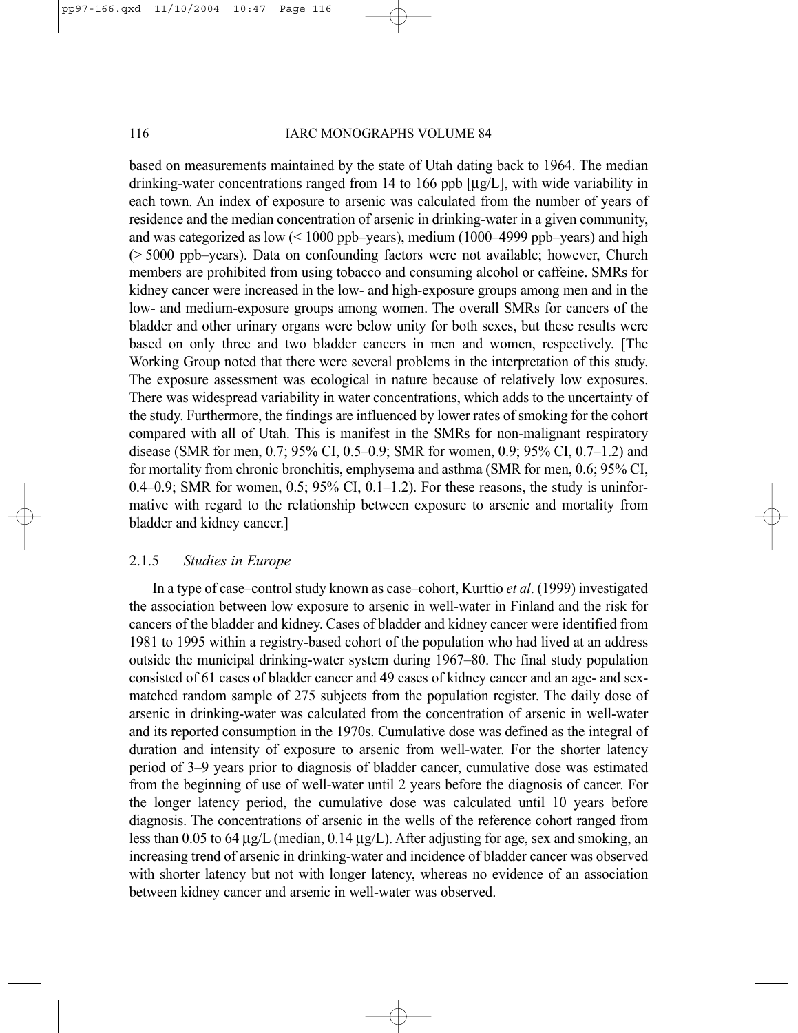based on measurements maintained by the state of Utah dating back to 1964. The median drinking-water concentrations ranged from 14 to 166 ppb [μg/L], with wide variability in each town. An index of exposure to arsenic was calculated from the number of years of residence and the median concentration of arsenic in drinking-water in a given community, and was categorized as low (< 1000 ppb–years), medium (1000–4999 ppb–years) and high (> 5000 ppb–years). Data on confounding factors were not available; however, Church members are prohibited from using tobacco and consuming alcohol or caffeine. SMRs for kidney cancer were increased in the low- and high-exposure groups among men and in the low- and medium-exposure groups among women. The overall SMRs for cancers of the bladder and other urinary organs were below unity for both sexes, but these results were based on only three and two bladder cancers in men and women, respectively. [The Working Group noted that there were several problems in the interpretation of this study. The exposure assessment was ecological in nature because of relatively low exposures. There was widespread variability in water concentrations, which adds to the uncertainty of the study. Furthermore, the findings are influenced by lower rates of smoking for the cohort compared with all of Utah. This is manifest in the SMRs for non-malignant respiratory disease (SMR for men, 0.7; 95% CI, 0.5–0.9; SMR for women, 0.9; 95% CI, 0.7–1.2) and for mortality from chronic bronchitis, emphysema and asthma (SMR for men, 0.6; 95% CI, 0.4–0.9; SMR for women, 0.5; 95% CI, 0.1–1.2). For these reasons, the study is uninformative with regard to the relationship between exposure to arsenic and mortality from bladder and kidney cancer.]

### 2.1.5 *Studies in Europe*

In a type of case–control study known as case–cohort, Kurttio *et al*. (1999) investigated the association between low exposure to arsenic in well-water in Finland and the risk for cancers of the bladder and kidney. Cases of bladder and kidney cancer were identified from 1981 to 1995 within a registry-based cohort of the population who had lived at an address outside the municipal drinking-water system during 1967–80. The final study population consisted of 61 cases of bladder cancer and 49 cases of kidney cancer and an age- and sex-matched random sample of 275 subjects from the population register. The daily dose of arsenic in drinking-water was calculated from the concentration of arsenic in well-water and its reported consumption in the 1970s. Cumulative dose was defined as the integral of duration and intensity of exposure to arsenic from well-water. For the shorter latency period of 3–9 years prior to diagnosis of bladder cancer, cumulative dose was estimated from the beginning of use of well-water until 2 years before the diagnosis of cancer. For the longer latency period, the cumulative dose was calculated until 10 years before diagnosis. The concentrations of arsenic in the wells of the reference cohort ranged from less than 0.05 to 64 μg/L (median, 0.14 μg/L). After adjusting for age, sex and smoking, an increasing trend of arsenic in drinking-water and incidence of bladder cancer was observed with shorter latency but not with longer latency, whereas no evidence of an association between kidney cancer and arsenic in well-water was observed.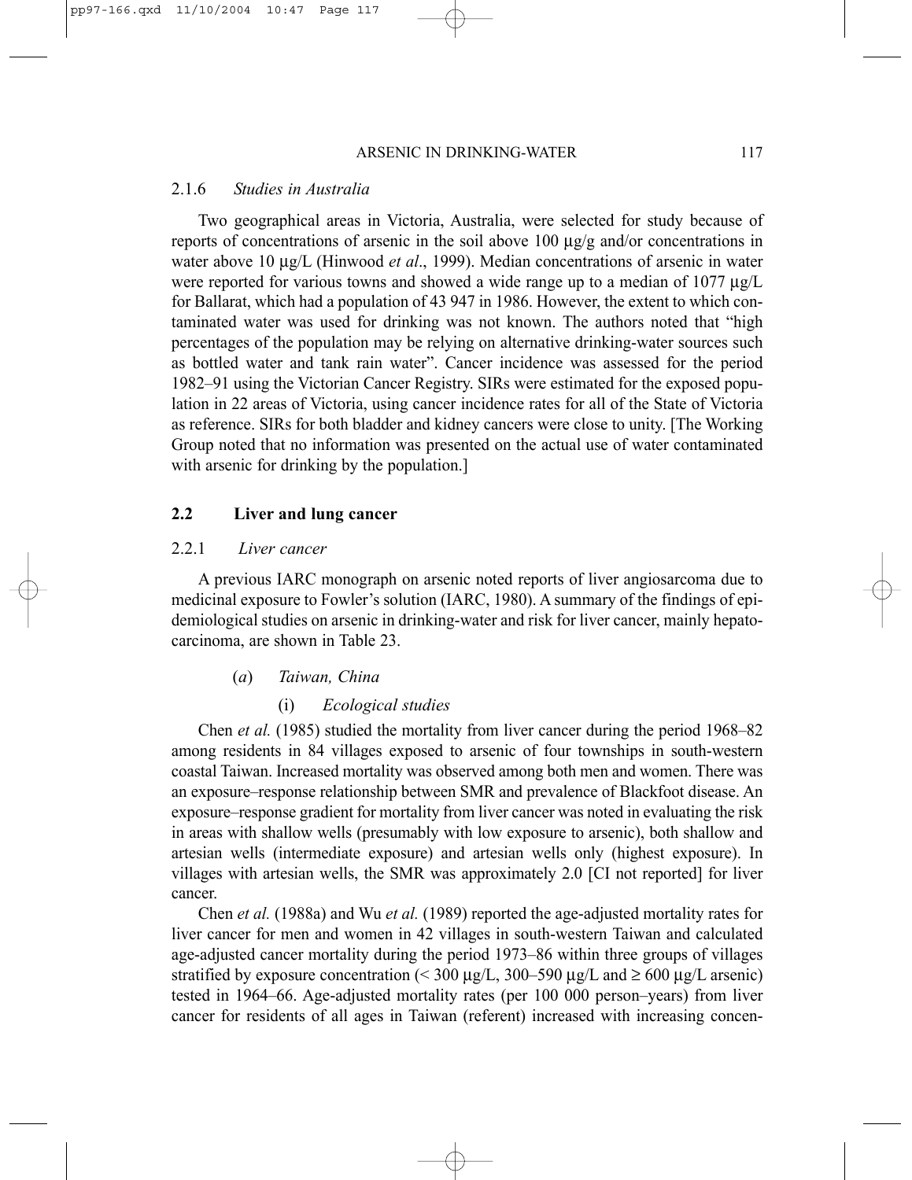### 2.1.6 *Studies in Australia*

Two geographical areas in Victoria, Australia, were selected for study because of reports of concentrations of arsenic in the soil above 100 μg/g and/or concentrations in water above 10 μg/L (Hinwood *et al*., 1999). Median concentrations of arsenic in water were reported for various towns and showed a wide range up to a median of 1077 μg/L for Ballarat, which had a population of 43 947 in 1986. However, the extent to which contaminated water was used for drinking was not known. The authors noted that "high percentages of the population may be relying on alternative drinking-water sources such as bottled water and tank rain water". Cancer incidence was assessed for the period 1982–91 using the Victorian Cancer Registry. SIRs were estimated for the exposed population in 22 areas of Victoria, using cancer incidence rates for all of the State of Victoria as reference. SIRs for both bladder and kidney cancers were close to unity. [The Working Group noted that no information was presented on the actual use of water contaminated with arsenic for drinking by the population.]

## 2.2 Liver and lung cancer

### 2.2.1 *Liver cancer*

A previous IARC monograph on arsenic noted reports of liver angiosarcoma due to medicinal exposure to Fowler's solution (IARC, 1980). A summary of the findings of epidemiological studies on arsenic in drinking-water and risk for liver cancer, mainly hepatocarcinoma, are shown in Table 23.

#### (*a*) *Taiwan, China*

##### (i) *Ecological studies*

Chen *et al.* (1985) studied the mortality from liver cancer during the period 1968–82 among residents in 84 villages exposed to arsenic of four townships in south-western coastal Taiwan. Increased mortality was observed among both men and women. There was an exposure–response relationship between SMR and prevalence of Blackfoot disease. An exposure–response gradient for mortality from liver cancer was noted in evaluating the risk in areas with shallow wells (presumably with low exposure to arsenic), both shallow and artesian wells (intermediate exposure) and artesian wells only (highest exposure). In villages with artesian wells, the SMR was approximately 2.0 [CI not reported] for liver cancer.

Chen *et al.* (1988a) and Wu *et al.* (1989) reported the age-adjusted mortality rates for liver cancer for men and women in 42 villages in south-western Taiwan and calculated age-adjusted cancer mortality during the period 1973–86 within three groups of villages stratified by exposure concentration (< 300 μg/L, 300–590 μg/L and ≥ 600 μg/L arsenic) tested in 1964–66. Age-adjusted mortality rates (per 100 000 person–years) from liver cancer for residents of all ages in Taiwan (referent) increased with increasing concen-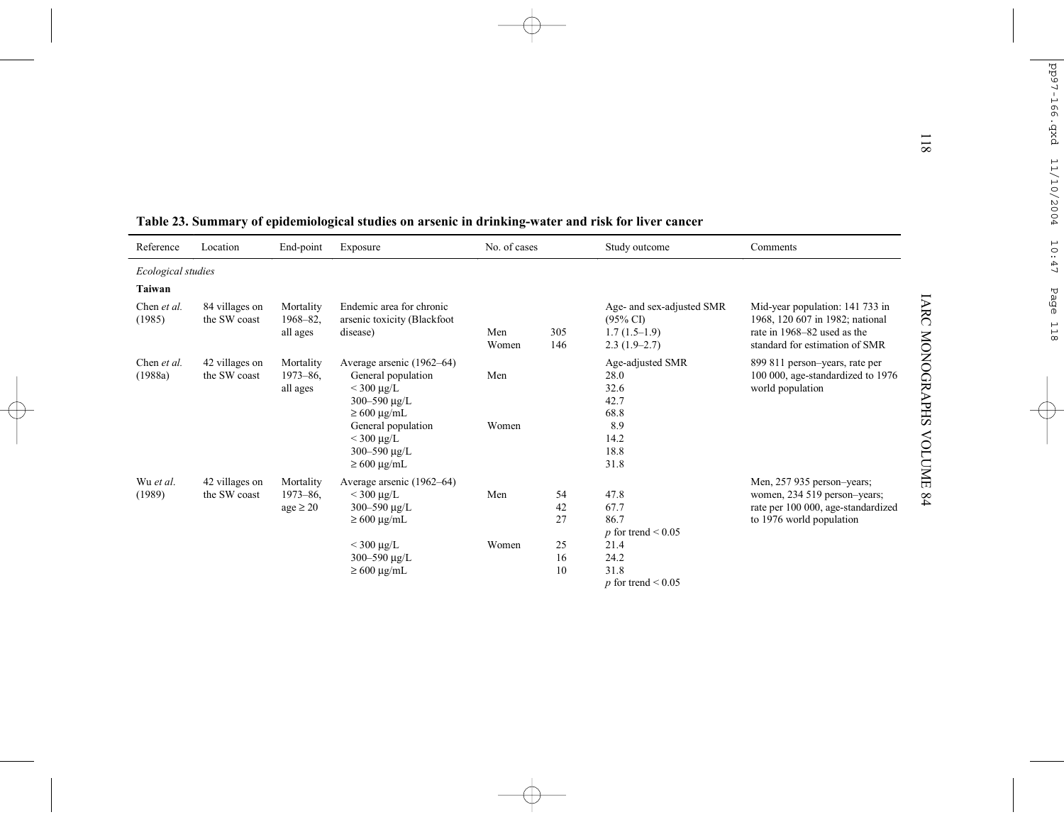**Table 23. Summary of epidemiological studies on arsenic in drinking-water and risk for liver cancer**

| Reference | Location | End-point | Exposure | No. of cases | | Study outcome | Comments |
|---|---|---|---|---|---|---|---|
| *Ecological studies* | | | | | | | |
| **Taiwan** | | | | | | | |
| Chen *et al.* (1985) | 84 villages on the SW coast | Mortality 1968–82, all ages | Endemic area for chronic arsenic toxicity (Blackfoot disease) | | | Age- and sex-adjusted SMR (95% CI) | Mid-year population: 141 733 in 1968, 120 607 in 1982; national rate in 1968–82 used as the standard for estimation of SMR |
| | | | | Men | 305 | 1.7 (1.5–1.9) | |
| | | | | Women | 146 | 2.3 (1.9–2.7) | |
| Chen *et al.* (1988a) | 42 villages on the SW coast | Mortality 1973–86, all ages | Average arsenic (1962–64) | | | Age-adjusted SMR | 899 811 person–years, rate per 100 000, age-standardized to 1976 world population |
| | | | General population | Men | | 28.0 | |
| | | | < 300 μg/L | | | 32.6 | |
| | | | 300–590 μg/L | | | 42.7 | |
| | | | ≥ 600 μg/mL | | | 68.8 | |
| | | | General population | Women | | 8.9 | |
| | | | < 300 μg/L | | | 14.2 | |
| | | | 300–590 μg/L | | | 18.8 | |
| | | | ≥ 600 μg/mL | | | 31.8 | |
| Wu *et al.* (1989) | 42 villages on the SW coast | Mortality 1973–86, age ≥ 20 | Average arsenic (1962–64) | | | | Men, 257 935 person–years; women, 234 519 person–years; rate per 100 000, age-standardized to 1976 world population |
| | | | < 300 μg/L | Men | 54 | 47.8 | |
| | | | 300–590 μg/L | | 42 | 67.7 | |
| | | | ≥ 600 μg/mL | | 27 | 86.7 | |
| | | | | | | $p$ for trend < 0.05 | |
| | | | < 300 μg/L | Women | 25 | 21.4 | |
| | | | 300–590 μg/L | | 16 | 24.2 | |
| | | | ≥ 600 μg/mL | | 10 | 31.8 | |
| | | | | | | $p$ for trend < 0.05 | |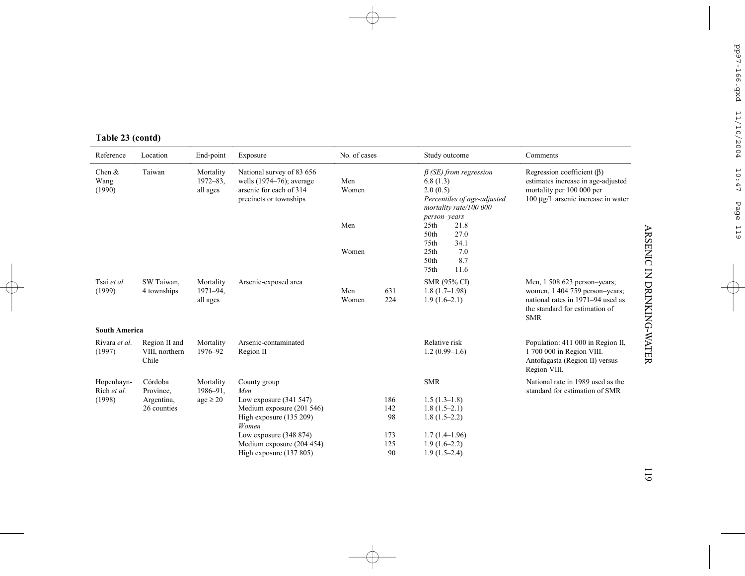**Table 23 (contd)**

| Reference | Location | End-point | Exposure | No. of cases | | Study outcome | Comments |
|---|---|---|---|---|---|---|---|
| Chen & Wang (1990) | Taiwan | Mortality 1972–83, all ages | National survey of 83 656 wells (1974–76); average arsenic for each of 314 precincts or townships | | | *β (SE) from regression* | Regression coefficient (β) estimates increase in age-adjusted mortality per 100 000 per 100 µg/L arsenic increase in water |
| | | | | Men | | 6.8 (1.3) | |
| | | | | Women | | 2.0 (0.5) | |
| | | | | | | *Percentiles of age-adjusted mortality rate/100 000 person–years* | |
| | | | | Men | | 25th 21.8 | |
| | | | | | | 50th 27.0 | |
| | | | | | | 75th 34.1 | |
| | | | | Women | | 25th 7.0 | |
| | | | | | | 50th 8.7 | |
| | | | | | | 75th 11.6 | |
| Tsai *et al.* (1999) | SW Taiwan, 4 townships | Mortality 1971–94, all ages | Arsenic-exposed area | | | SMR (95% CI) | Men, 1 508 623 person–years; women, 1 404 759 person–years; national rates in 1971–94 used as the standard for estimation of SMR |
| | | | | Men | 631 | 1.8 (1.7–1.98) | |
| | | | | Women | 224 | 1.9 (1.6–2.1) | |
| **South America** | | | | | | | |
| Rivara *et al.* (1997) | Region II and VIII, northern Chile | Mortality 1976–92 | Arsenic-contaminated Region II | | | Relative risk 1.2 (0.99–1.6) | Population: 411 000 in Region II, 1 700 000 in Region VIII. Antofagasta (Region II) versus Region VIII. |
| Hopenhayn-Rich *et al.* (1998) | Córdoba Province, Argentina, 26 counties | Mortality 1986–91, age ≥ 20 | County group | | | SMR | National rate in 1989 used as the standard for estimation of SMR |
| | | | *Men* | | | | |
| | | | Low exposure (341 547) | | 186 | 1.5 (1.3–1.8) | |
| | | | Medium exposure (201 546) | | 142 | 1.8 (1.5–2.1) | |
| | | | High exposure (135 209) | | 98 | 1.8 (1.5–2.2) | |
| | | | *Women* | | | | |
| | | | Low exposure (348 874) | | 173 | 1.7 (1.4–1.96) | |
| | | | Medium exposure (204 454) | | 125 | 1.9 (1.6–2.2) | |
| | | | High exposure (137 805) | | 90 | 1.9 (1.5–2.4) | |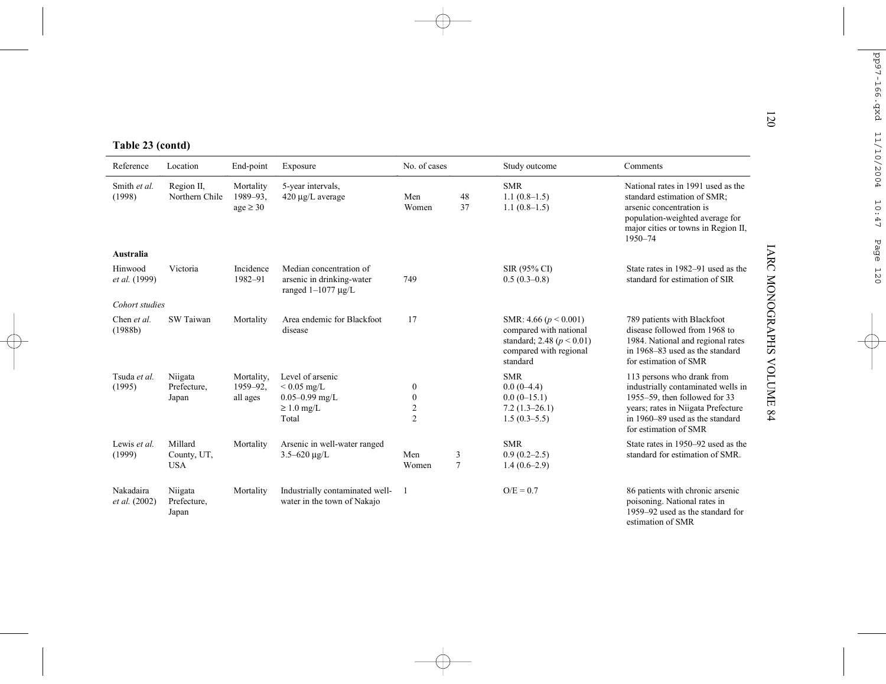**Table 23 (contd)**

| Reference | Location | End-point | Exposure | No. of cases | | Study outcome | Comments |
|---|---|---|---|---|---|---|---|
| Smith *et al.* (1998) | Region II, Northern Chile | Mortality 1989–93, age ≥ 30 | 5-year intervals, 420 µg/L average | Men<br>Women | 48<br>37 | SMR<br>1.1 (0.8–1.5)<br>1.1 (0.8–1.5) | National rates in 1991 used as the standard estimation of SMR; arsenic concentration is population-weighted average for major cities or towns in Region II, 1950–74 |
| **Australia** | | | | | | | |
| Hinwood *et al.* (1999) | Victoria | Incidence 1982–91 | Median concentration of arsenic in drinking-water ranged 1–1077 µg/L | 749 | | SIR (95% CI)<br>0.5 (0.3–0.8) | State rates in 1982–91 used as the standard for estimation of SIR |
| *Cohort studies* | | | | | | | |
| Chen *et al.* (1988b) | SW Taiwan | Mortality | Area endemic for Blackfoot disease | 17 | | SMR: 4.66 ($p < 0.001$) compared with national standard; 2.48 ($p < 0.01$) compared with regional standard | 789 patients with Blackfoot disease followed from 1968 to 1984. National and regional rates in 1968–83 used as the standard for estimation of SMR |
| Tsuda *et al.* (1995) | Niigata Prefecture, Japan | Mortality, 1959–92, all ages | Level of arsenic<br>< 0.05 mg/L<br>0.05–0.99 mg/L<br>≥ 1.0 mg/L<br>Total | <br>0<br>0<br>2<br>2 | | SMR<br>0.0 (0–4.4)<br>0.0 (0–15.1)<br>7.2 (1.3–26.1)<br>1.5 (0.3–5.5) | 113 persons who drank from industrially contaminated wells in 1955–59, then followed for 33 years; rates in Niigata Prefecture in 1960–89 used as the standard for estimation of SMR |
| Lewis *et al.* (1999) | Millard County, UT, USA | Mortality | Arsenic in well-water ranged 3.5–620 µg/L | Men<br>Women | 3<br>7 | SMR<br>0.9 (0.2–2.5)<br>1.4 (0.6–2.9) | State rates in 1950–92 used as the standard for estimation of SMR. |
| Nakadaira *et al.* (2002) | Niigata Prefecture, Japan | Mortality | Industrially contaminated well-water in the town of Nakajo | 1 | | O/E = 0.7 | 86 patients with chronic arsenic poisoning. National rates in 1959–92 used as the standard for estimation of SMR |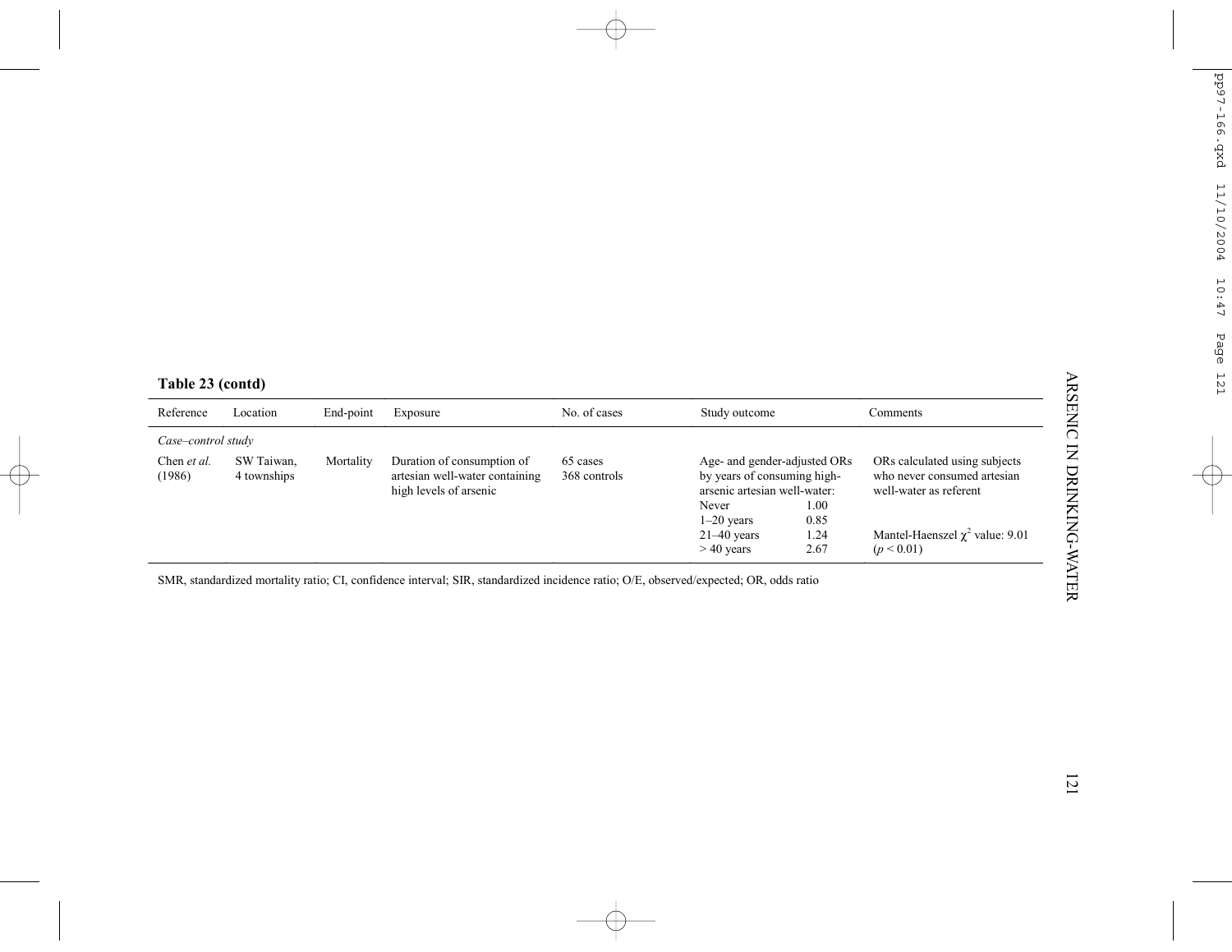**Table 23 (contd)**

| Reference | Location | End-point | Exposure | No. of cases | Study outcome | | Comments |
|---|---|---|---|---|---|---|---|
| *Case–control study* | | | | | | | |
| Chen *et al.* (1986) | SW Taiwan, 4 townships | Mortality | Duration of consumption of artesian well-water containing high levels of arsenic | 65 cases 368 controls | Age- and gender-adjusted ORs by years of consuming high-arsenic artesian well-water: | | ORs calculated using subjects who never consumed artesian well-water as referent |
| | | | | | Never | 1.00 | |
| | | | | | 1–20 years | 0.85 | |
| | | | | | 21–40 years | 1.24 | Mantel-Haenszel $\chi^2$ value: 9.01 ($p < 0.01$) |
| | | | | | > 40 years | 2.67 | |

SMR, standardized mortality ratio; CI, confidence interval; SIR, standardized incidence ratio; O/E, observed/expected; OR, odds ratio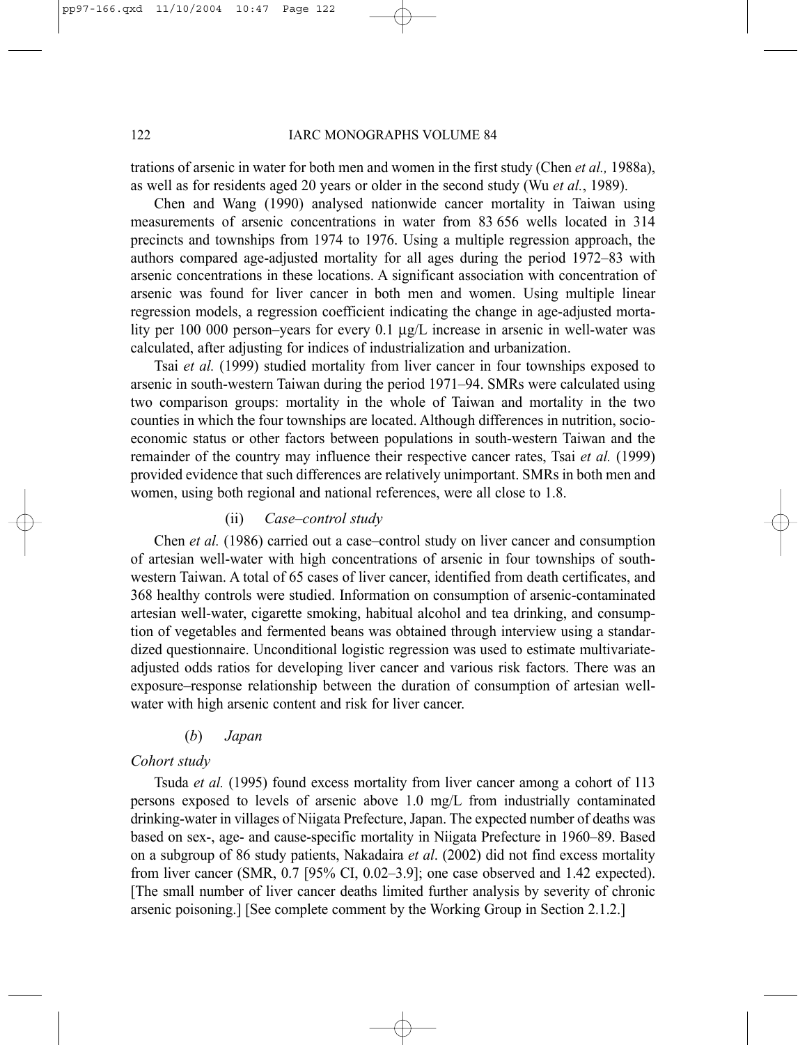trations of arsenic in water for both men and women in the first study (Chen *et al.,* 1988a), as well as for residents aged 20 years or older in the second study (Wu *et al.*, 1989).

Chen and Wang (1990) analysed nationwide cancer mortality in Taiwan using measurements of arsenic concentrations in water from 83 656 wells located in 314 precincts and townships from 1974 to 1976. Using a multiple regression approach, the authors compared age-adjusted mortality for all ages during the period 1972–83 with arsenic concentrations in these locations. A significant association with concentration of arsenic was found for liver cancer in both men and women. Using multiple linear regression models, a regression coefficient indicating the change in age-adjusted mortality per 100 000 person–years for every 0.1 µg/L increase in arsenic in well-water was calculated, after adjusting for indices of industrialization and urbanization.

Tsai *et al.* (1999) studied mortality from liver cancer in four townships exposed to arsenic in south-western Taiwan during the period 1971–94. SMRs were calculated using two comparison groups: mortality in the whole of Taiwan and mortality in the two counties in which the four townships are located. Although differences in nutrition, socio-economic status or other factors between populations in south-western Taiwan and the remainder of the country may influence their respective cancer rates, Tsai *et al.* (1999) provided evidence that such differences are relatively unimportant. SMRs in both men and women, using both regional and national references, were all close to 1.8.

(ii) *Case–control study*

Chen *et al.* (1986) carried out a case–control study on liver cancer and consumption of artesian well-water with high concentrations of arsenic in four townships of south-western Taiwan. A total of 65 cases of liver cancer, identified from death certificates, and 368 healthy controls were studied. Information on consumption of arsenic-contaminated artesian well-water, cigarette smoking, habitual alcohol and tea drinking, and consumption of vegetables and fermented beans was obtained through interview using a standardized questionnaire. Unconditional logistic regression was used to estimate multivariate-adjusted odds ratios for developing liver cancer and various risk factors. There was an exposure–response relationship between the duration of consumption of artesian well-water with high arsenic content and risk for liver cancer.

(*b*) *Japan*

*Cohort study*

Tsuda *et al.* (1995) found excess mortality from liver cancer among a cohort of 113 persons exposed to levels of arsenic above 1.0 mg/L from industrially contaminated drinking-water in villages of Niigata Prefecture, Japan. The expected number of deaths was based on sex-, age- and cause-specific mortality in Niigata Prefecture in 1960–89. Based on a subgroup of 86 study patients, Nakadaira *et al*. (2002) did not find excess mortality from liver cancer (SMR, 0.7 [95% CI, 0.02–3.9]; one case observed and 1.42 expected). [The small number of liver cancer deaths limited further analysis by severity of chronic arsenic poisoning.] [See complete comment by the Working Group in Section 2.1.2.]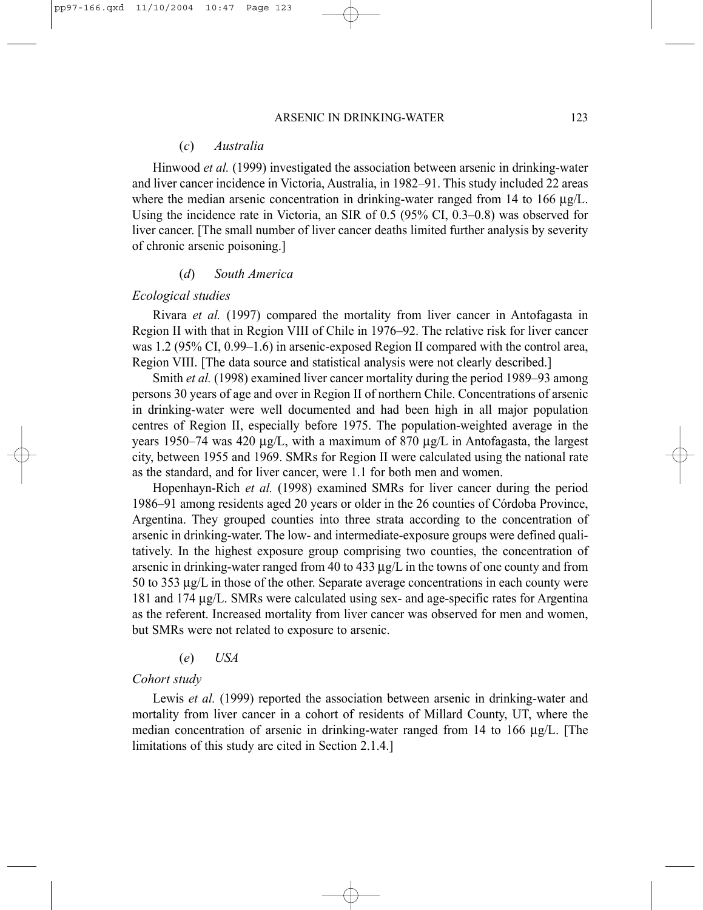### (*c*) *Australia*

Hinwood *et al.* (1999) investigated the association between arsenic in drinking-water and liver cancer incidence in Victoria, Australia, in 1982–91. This study included 22 areas where the median arsenic concentration in drinking-water ranged from 14 to 166 µg/L. Using the incidence rate in Victoria, an SIR of 0.5 (95% CI, 0.3–0.8) was observed for liver cancer. [The small number of liver cancer deaths limited further analysis by severity of chronic arsenic poisoning.]

### (*d*) *South America*

#### *Ecological studies*

Rivara *et al.* (1997) compared the mortality from liver cancer in Antofagasta in Region II with that in Region VIII of Chile in 1976–92. The relative risk for liver cancer was 1.2 (95% CI, 0.99–1.6) in arsenic-exposed Region II compared with the control area, Region VIII. [The data source and statistical analysis were not clearly described.]

Smith *et al.* (1998) examined liver cancer mortality during the period 1989–93 among persons 30 years of age and over in Region II of northern Chile. Concentrations of arsenic in drinking-water were well documented and had been high in all major population centres of Region II, especially before 1975. The population-weighted average in the years 1950–74 was 420 µg/L, with a maximum of 870 µg/L in Antofagasta, the largest city, between 1955 and 1969. SMRs for Region II were calculated using the national rate as the standard, and for liver cancer, were 1.1 for both men and women.

Hopenhayn-Rich *et al.* (1998) examined SMRs for liver cancer during the period 1986–91 among residents aged 20 years or older in the 26 counties of Córdoba Province, Argentina. They grouped counties into three strata according to the concentration of arsenic in drinking-water. The low- and intermediate-exposure groups were defined qualitatively. In the highest exposure group comprising two counties, the concentration of arsenic in drinking-water ranged from 40 to 433 µg/L in the towns of one county and from 50 to 353 µg/L in those of the other. Separate average concentrations in each county were 181 and 174 µg/L. SMRs were calculated using sex- and age-specific rates for Argentina as the referent. Increased mortality from liver cancer was observed for men and women, but SMRs were not related to exposure to arsenic.

### (*e*) *USA*

#### *Cohort study*

Lewis *et al.* (1999) reported the association between arsenic in drinking-water and mortality from liver cancer in a cohort of residents of Millard County, UT, where the median concentration of arsenic in drinking-water ranged from 14 to 166 µg/L. [The limitations of this study are cited in Section 2.1.4.]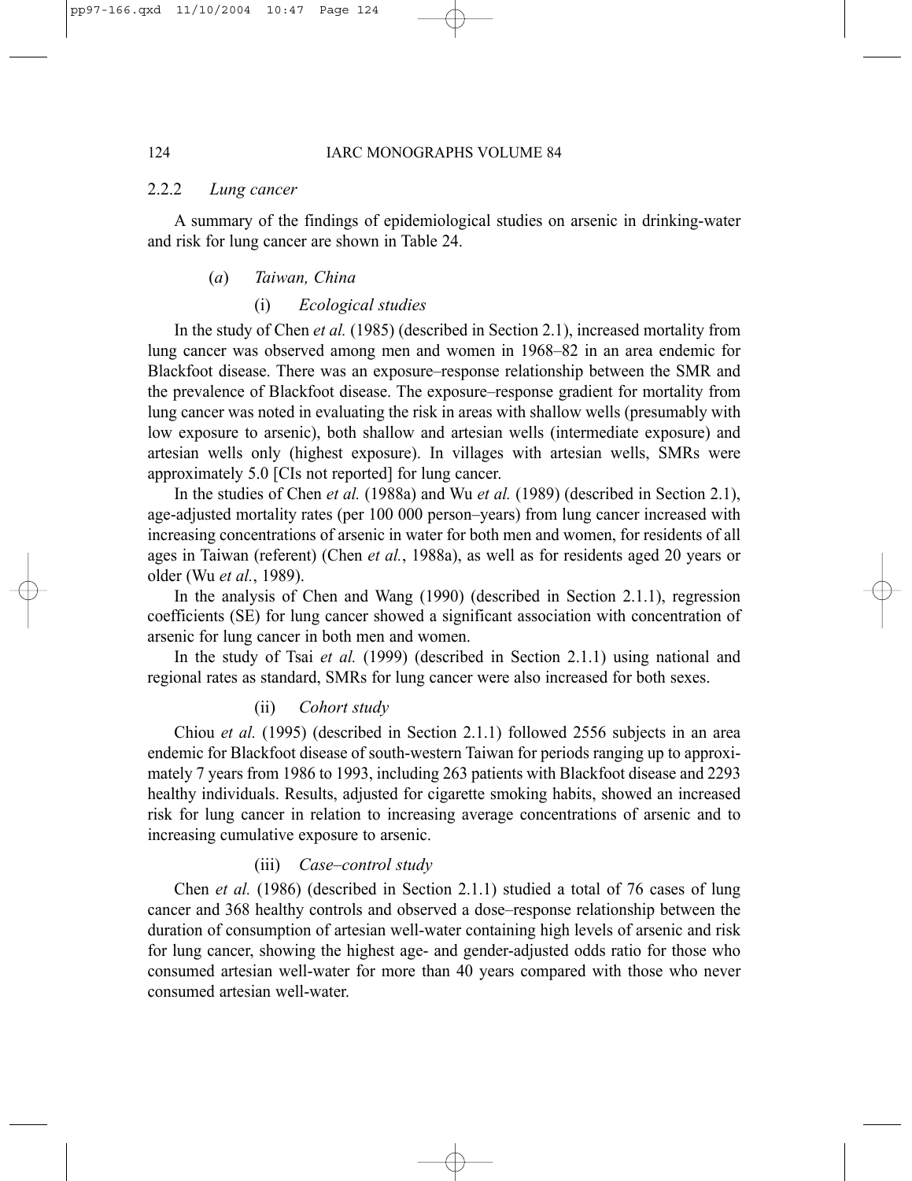### 2.2.2 *Lung cancer*

A summary of the findings of epidemiological studies on arsenic in drinking-water and risk for lung cancer are shown in Table 24.

#### (*a*) *Taiwan, China*

##### (i) *Ecological studies*

In the study of Chen *et al.* (1985) (described in Section 2.1), increased mortality from lung cancer was observed among men and women in 1968–82 in an area endemic for Blackfoot disease. There was an exposure–response relationship between the SMR and the prevalence of Blackfoot disease. The exposure–response gradient for mortality from lung cancer was noted in evaluating the risk in areas with shallow wells (presumably with low exposure to arsenic), both shallow and artesian wells (intermediate exposure) and artesian wells only (highest exposure). In villages with artesian wells, SMRs were approximately 5.0 [CIs not reported] for lung cancer.

In the studies of Chen *et al.* (1988a) and Wu *et al.* (1989) (described in Section 2.1), age-adjusted mortality rates (per 100 000 person–years) from lung cancer increased with increasing concentrations of arsenic in water for both men and women, for residents of all ages in Taiwan (referent) (Chen *et al.*, 1988a), as well as for residents aged 20 years or older (Wu *et al.*, 1989).

In the analysis of Chen and Wang (1990) (described in Section 2.1.1), regression coefficients (SE) for lung cancer showed a significant association with concentration of arsenic for lung cancer in both men and women.

In the study of Tsai *et al.* (1999) (described in Section 2.1.1) using national and regional rates as standard, SMRs for lung cancer were also increased for both sexes.

##### (ii) *Cohort study*

Chiou *et al.* (1995) (described in Section 2.1.1) followed 2556 subjects in an area endemic for Blackfoot disease of south-western Taiwan for periods ranging up to approximately 7 years from 1986 to 1993, including 263 patients with Blackfoot disease and 2293 healthy individuals. Results, adjusted for cigarette smoking habits, showed an increased risk for lung cancer in relation to increasing average concentrations of arsenic and to increasing cumulative exposure to arsenic.

##### (iii) *Case–control study*

Chen *et al.* (1986) (described in Section 2.1.1) studied a total of 76 cases of lung cancer and 368 healthy controls and observed a dose–response relationship between the duration of consumption of artesian well-water containing high levels of arsenic and risk for lung cancer, showing the highest age- and gender-adjusted odds ratio for those who consumed artesian well-water for more than 40 years compared with those who never consumed artesian well-water.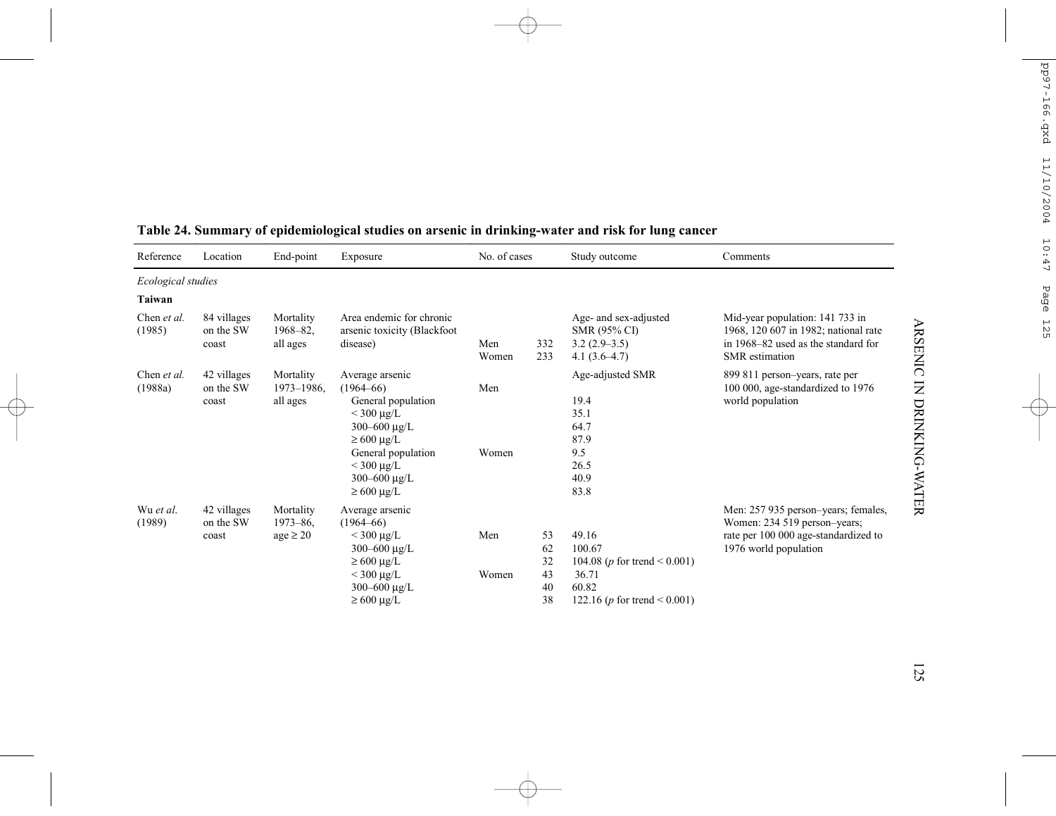**Table 24. Summary of epidemiological studies on arsenic in drinking-water and risk for lung cancer**

| Reference | Location | End-point | Exposure | No. of cases | | Study outcome | Comments |
|---|---|---|---|---|---|---|---|
| *Ecological studies* | | | | | | | |
| **Taiwan** | | | | | | | |
| Chen *et al.* (1985) | 84 villages on the SW coast | Mortality 1968–82, all ages | Area endemic for chronic arsenic toxicity (Blackfoot disease) | | | Age- and sex-adjusted SMR (95% CI) | Mid-year population: 141 733 in 1968, 120 607 in 1982; national rate in 1968–82 used as the standard for SMR estimation |
| | | | | Men | 332 | 3.2 (2.9–3.5) | |
| | | | | Women | 233 | 4.1 (3.6–4.7) | |
| Chen *et al.* (1988a) | 42 villages on the SW coast | Mortality 1973–1986, all ages | Average arsenic (1964–66) | | | Age-adjusted SMR | 899 811 person–years, rate per 100 000, age-standardized to 1976 world population |
| | | | General population | Men | | 19.4 | |
| | | | < 300 µg/L | | | 35.1 | |
| | | | 300–600 µg/L | | | 64.7 | |
| | | | ≥ 600 µg/L | | | 87.9 | |
| | | | General population | Women | | 9.5 | |
| | | | < 300 µg/L | | | 26.5 | |
| | | | 300–600 µg/L | | | 40.9 | |
| | | | ≥ 600 µg/L | | | 83.8 | |
| Wu *et al.* (1989) | 42 villages on the SW coast | Mortality 1973–86, age ≥ 20 | Average arsenic (1964–66) | | | | Men: 257 935 person–years; females, Women: 234 519 person–years; rate per 100 000 age-standardized to 1976 world population |
| | | | < 300 µg/L | Men | 53 | 49.16 | |
| | | | 300–600 µg/L | | 62 | 100.67 | |
| | | | ≥ 600 µg/L | | 32 | 104.08 ($p$ for trend < 0.001) | |
| | | | < 300 µg/L | Women | 43 | 36.71 | |
| | | | 300–600 µg/L | | 40 | 60.82 | |
| | | | ≥ 600 µg/L | | 38 | 122.16 ($p$ for trend < 0.001) | |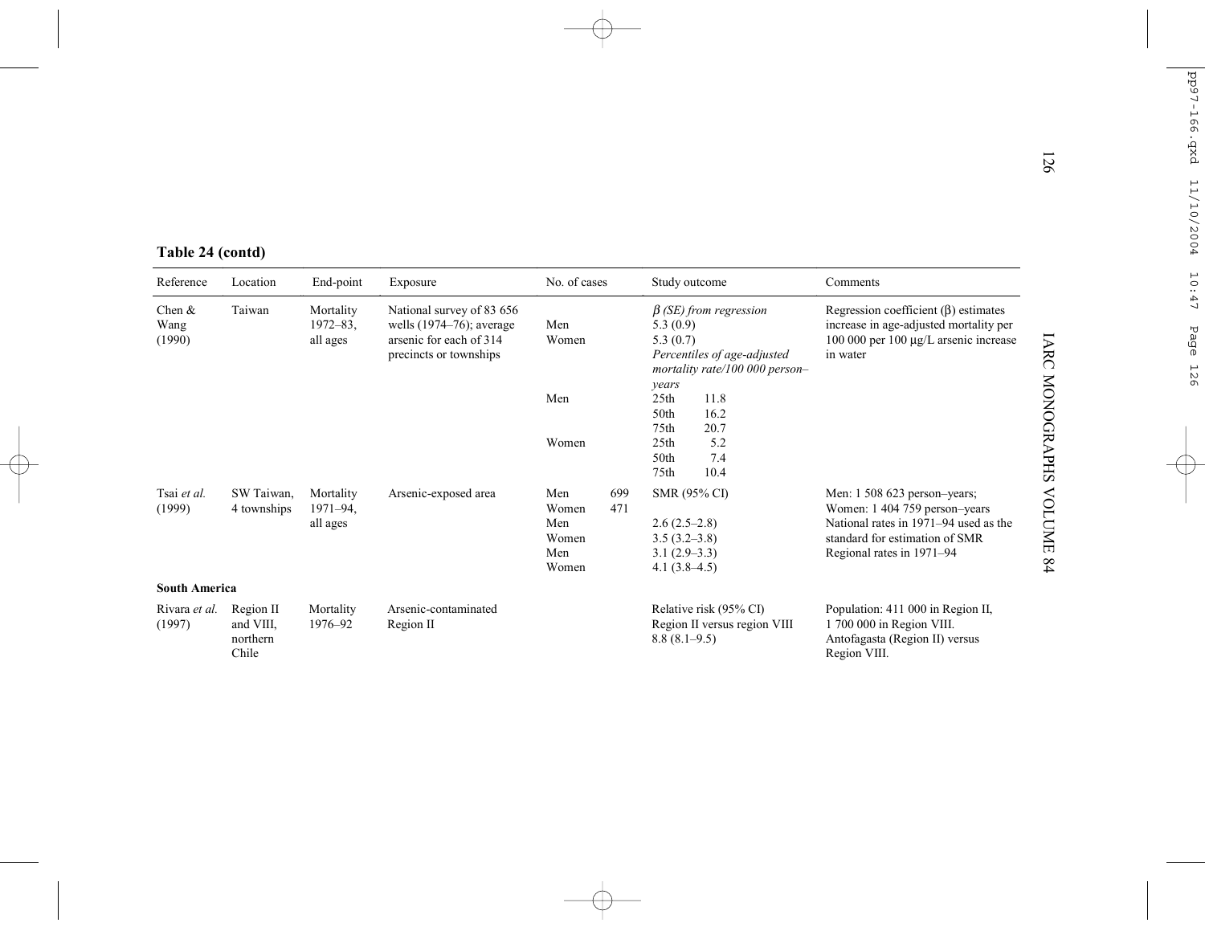**Table 24 (contd)**

| Reference | Location | End-point | Exposure | No. of cases | | Study outcome | Comments |
|---|---|---|---|---|---|---|---|
| Chen & Wang (1990) | Taiwan | Mortality 1972–83, all ages | National survey of 83 656 wells (1974–76); average arsenic for each of 314 precincts or townships | | | *β (SE) from regression* | Regression coefficient (β) estimates increase in age-adjusted mortality per 100 000 per 100 µg/L arsenic increase in water |
| | | | | Men | | 5.3 (0.9) | |
| | | | | Women | | 5.3 (0.7) | |
| | | | | | | *Percentiles of age-adjusted mortality rate/100 000 person–years* | |
| | | | | Men | | 25th 11.8 | |
| | | | | | | 50th 16.2 | |
| | | | | | | 75th 20.7 | |
| | | | | Women | | 25th 5.2 | |
| | | | | | | 50th 7.4 | |
| | | | | | | 75th 10.4 | |
| Tsai *et al.* (1999) | SW Taiwan, 4 townships | Mortality 1971–94, all ages | Arsenic-exposed area | Men | 699 | SMR (95% CI) | Men: 1 508 623 person–years; |
| | | | | Women | 471 | | Women: 1 404 759 person–years |
| | | | | Men | | 2.6 (2.5–2.8) | National rates in 1971–94 used as the standard for estimation of SMR |
| | | | | Women | | 3.5 (3.2–3.8) | |
| | | | | Men | | 3.1 (2.9–3.3) | Regional rates in 1971–94 |
| | | | | Women | | 4.1 (3.8–4.5) | |
| **South America** | | | | | | | |
| Rivara *et al.* (1997) | Region II and VIII, northern Chile | Mortality 1976–92 | Arsenic-contaminated Region II | | | Relative risk (95% CI) Region II versus region VIII 8.8 (8.1–9.5) | Population: 411 000 in Region II, 1 700 000 in Region VIII. Antofagasta (Region II) versus Region VIII. |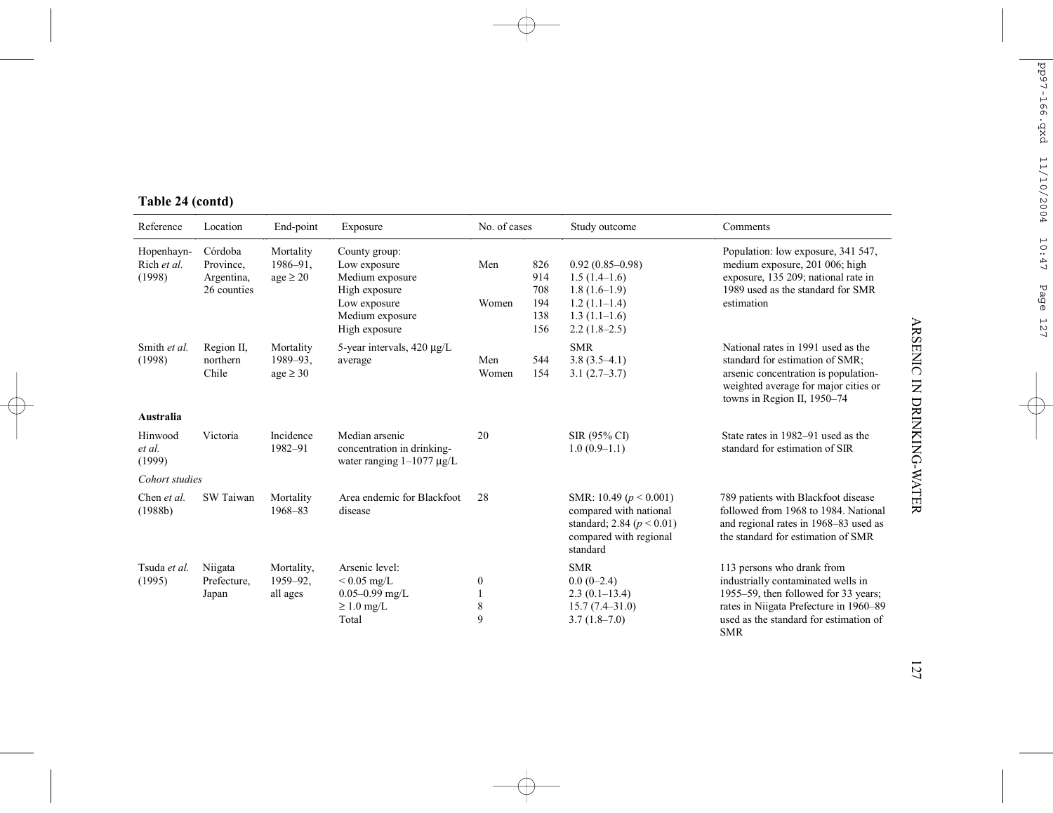**Table 24 (contd)**

| Reference | Location | End-point | Exposure | No. of cases | | Study outcome | Comments |
|---|---|---|---|---|---|---|---|
| Hopenhayn-Rich *et al.* (1998) | Córdoba Province, Argentina, 26 counties | Mortality 1986–91, age ≥ 20 | County group: | | | | Population: low exposure, 341 547, medium exposure, 201 006; high exposure, 135 209; national rate in 1989 used as the standard for SMR estimation |
| | | | Low exposure | Men | 826 | 0.92 (0.85–0.98) | |
| | | | Medium exposure | | 914 | 1.5 (1.4–1.6) | |
| | | | High exposure | | 708 | 1.8 (1.6–1.9) | |
| | | | Low exposure | Women | 194 | 1.2 (1.1–1.4) | |
| | | | Medium exposure | | 138 | 1.3 (1.1–1.6) | |
| | | | High exposure | | 156 | 2.2 (1.8–2.5) | |
| Smith *et al.* (1998) | Region II, northern Chile | Mortality 1989–93, age ≥ 30 | 5-year intervals, 420 μg/L average | | | SMR | National rates in 1991 used as the standard for estimation of SMR; arsenic concentration is population-weighted average for major cities or towns in Region II, 1950–74 |
| | | | | Men | 544 | 3.8 (3.5–4.1) | |
| | | | | Women | 154 | 3.1 (2.7–3.7) | |
| **Australia** | | | | | | | |
| Hinwood *et al.* (1999) | Victoria | Incidence 1982–91 | Median arsenic concentration in drinking-water ranging 1–1077 μg/L | 20 | | SIR (95% CI) 1.0 (0.9–1.1) | State rates in 1982–91 used as the standard for estimation of SIR |
| *Cohort studies* | | | | | | | |
| Chen *et al.* (1988b) | SW Taiwan | Mortality 1968–83 | Area endemic for Blackfoot disease | 28 | | SMR: 10.49 ($p < 0.001$) compared with national standard; 2.84 ($p < 0.01$) compared with regional standard | 789 patients with Blackfoot disease followed from 1968 to 1984. National and regional rates in 1968–83 used as the standard for estimation of SMR |
| Tsuda *et al.* (1995) | Niigata Prefecture, Japan | Mortality, 1959–92, all ages | Arsenic level: | | | SMR | 113 persons who drank from industrially contaminated wells in 1955–59, then followed for 33 years; rates in Niigata Prefecture in 1960–89 used as the standard for estimation of SMR |
| | | | < 0.05 mg/L | 0 | | 0.0 (0–2.4) | |
| | | | 0.05–0.99 mg/L | 1 | | 2.3 (0.1–13.4) | |
| | | | ≥ 1.0 mg/L | 8 | | 15.7 (7.4–31.0) | |
| | | | Total | 9 | | 3.7 (1.8–7.0) | |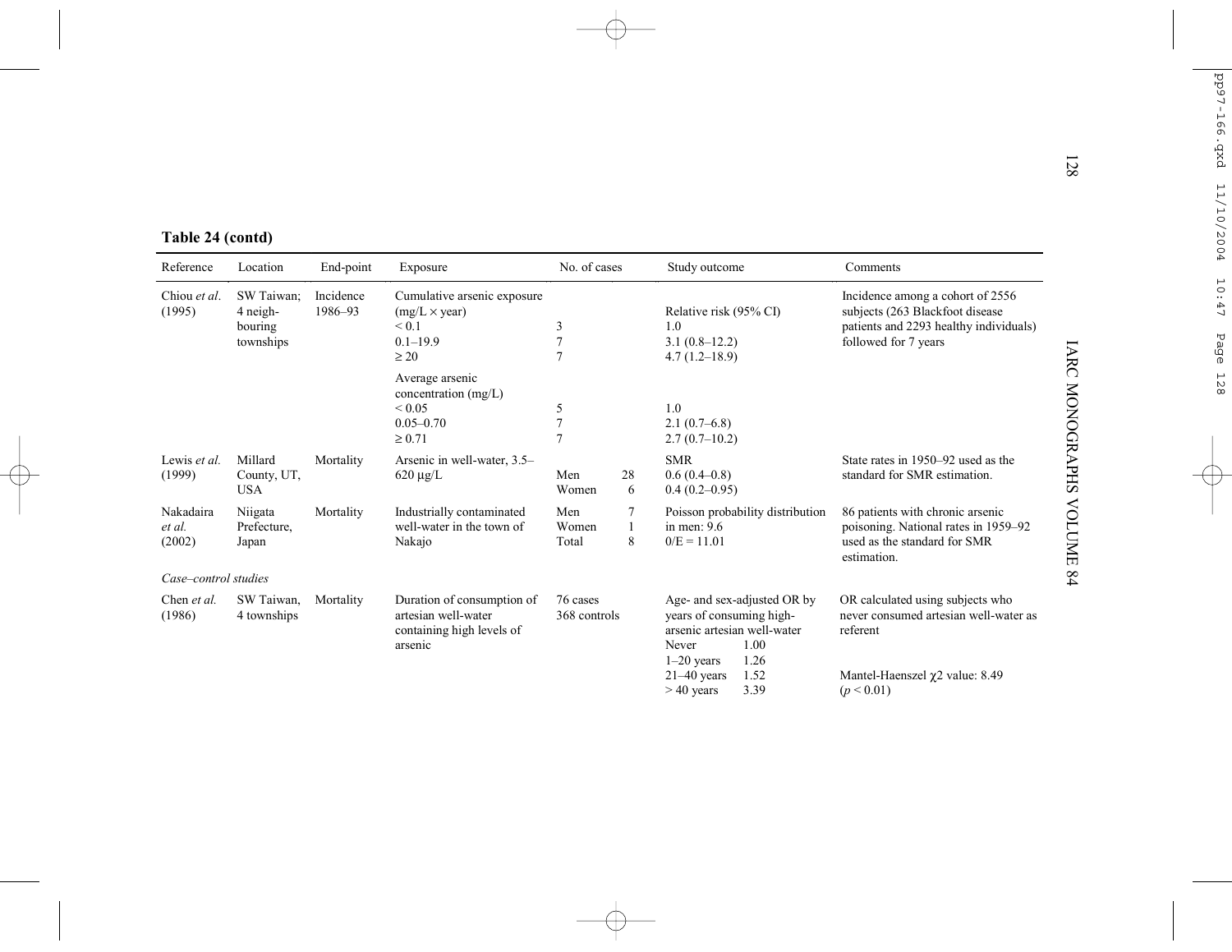**Table 24 (contd)**

| Reference | Location | End-point | Exposure | No. of cases | Study outcome | Comments |
|---|---|---|---|---|---|---|
| Chiou *et al.* (1995) | SW Taiwan; 4 neighbouring townships | Incidence 1986–93 | Cumulative arsenic exposure (mg/L × year) | | Relative risk (95% CI) | Incidence among a cohort of 2556 subjects (263 Blackfoot disease patients and 2293 healthy individuals) followed for 7 years |
| | | | < 0.1 | 3 | 1.0 | |
| | | | 0.1–19.9 | 7 | 3.1 (0.8–12.2) | |
| | | | ≥ 20 | 7 | 4.7 (1.2–18.9) | |
| | | | Average arsenic concentration (mg/L) | | | |
| | | | < 0.05 | 5 | 1.0 | |
| | | | 0.05–0.70 | 7 | 2.1 (0.7–6.8) | |
| | | | ≥ 0.71 | 7 | 2.7 (0.7–10.2) | |
| Lewis *et al.* (1999) | Millard County, UT, USA | Mortality | Arsenic in well-water, 3.5–620 µg/L | | SMR | State rates in 1950–92 used as the standard for SMR estimation. |
| | | | | Men 28 | 0.6 (0.4–0.8) | |
| | | | | Women 6 | 0.4 (0.2–0.95) | |
| Nakadaira *et al.* (2002) | Niigata Prefecture, Japan | Mortality | Industrially contaminated well-water in the town of Nakajo | Men 7 | Poisson probability distribution in men: 9.6 | 86 patients with chronic arsenic poisoning. National rates in 1959–92 used as the standard for SMR estimation. |
| | | | | Women 1 | | |
| | | | | Total 8 | 0/E = 11.01 | |
| *Case–control studies* | | | | | | |
| Chen *et al.* (1986) | SW Taiwan, 4 townships | Mortality | Duration of consumption of artesian well-water containing high levels of arsenic | 76 cases 368 controls | Age- and sex-adjusted OR by years of consuming high-arsenic artesian well-water | OR calculated using subjects who never consumed artesian well-water as referent |
| | | | | | Never 1.00 | |
| | | | | | 1–20 years 1.26 | |
| | | | | | 21–40 years 1.52 | Mantel-Haenszel $\chi 2$ value: 8.49 |
| | | | | | > 40 years 3.39 | ($p < 0.01$) |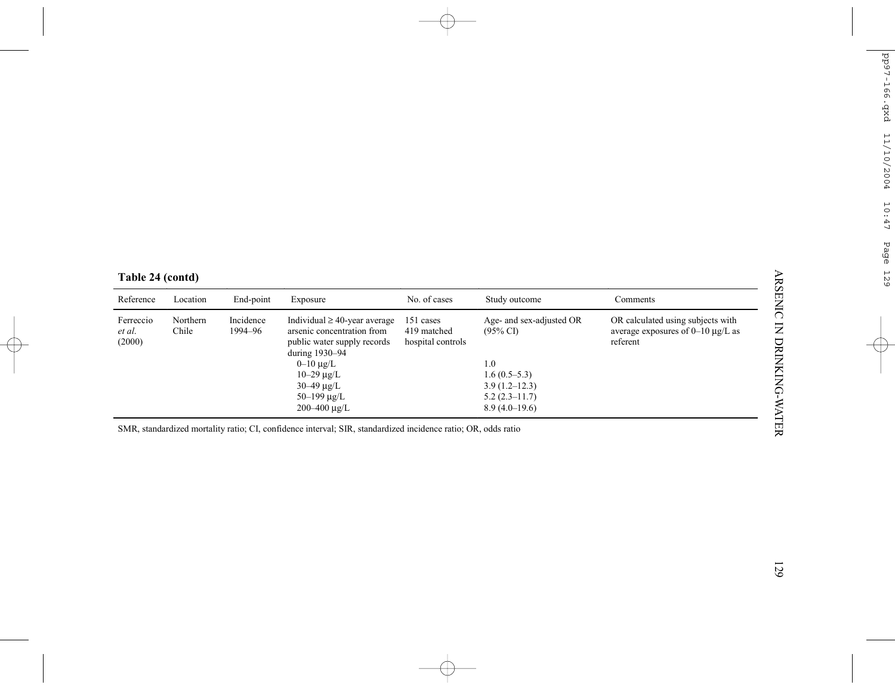**Table 24 (contd)**

| Reference | Location | End-point | Exposure | No. of cases | Study outcome | Comments |
|---|---|---|---|---|---|---|
| Ferreccio *et al.* (2000) | Northern Chile | Incidence 1994–96 | Individual ≥ 40-year average arsenic concentration from public water supply records during 1930–94 | 151 cases 419 matched hospital controls | Age- and sex-adjusted OR (95% CI) | OR calculated using subjects with average exposures of 0–10 μg/L as referent |
| | | | 0–10 μg/L | | 1.0 | |
| | | | 10–29 μg/L | | 1.6 (0.5–5.3) | |
| | | | 30–49 μg/L | | 3.9 (1.2–12.3) | |
| | | | 50–199 μg/L | | 5.2 (2.3–11.7) | |
| | | | 200–400 μg/L | | 8.9 (4.0–19.6) | |

SMR, standardized mortality ratio; CI, confidence interval; SIR, standardized incidence ratio; OR, odds ratio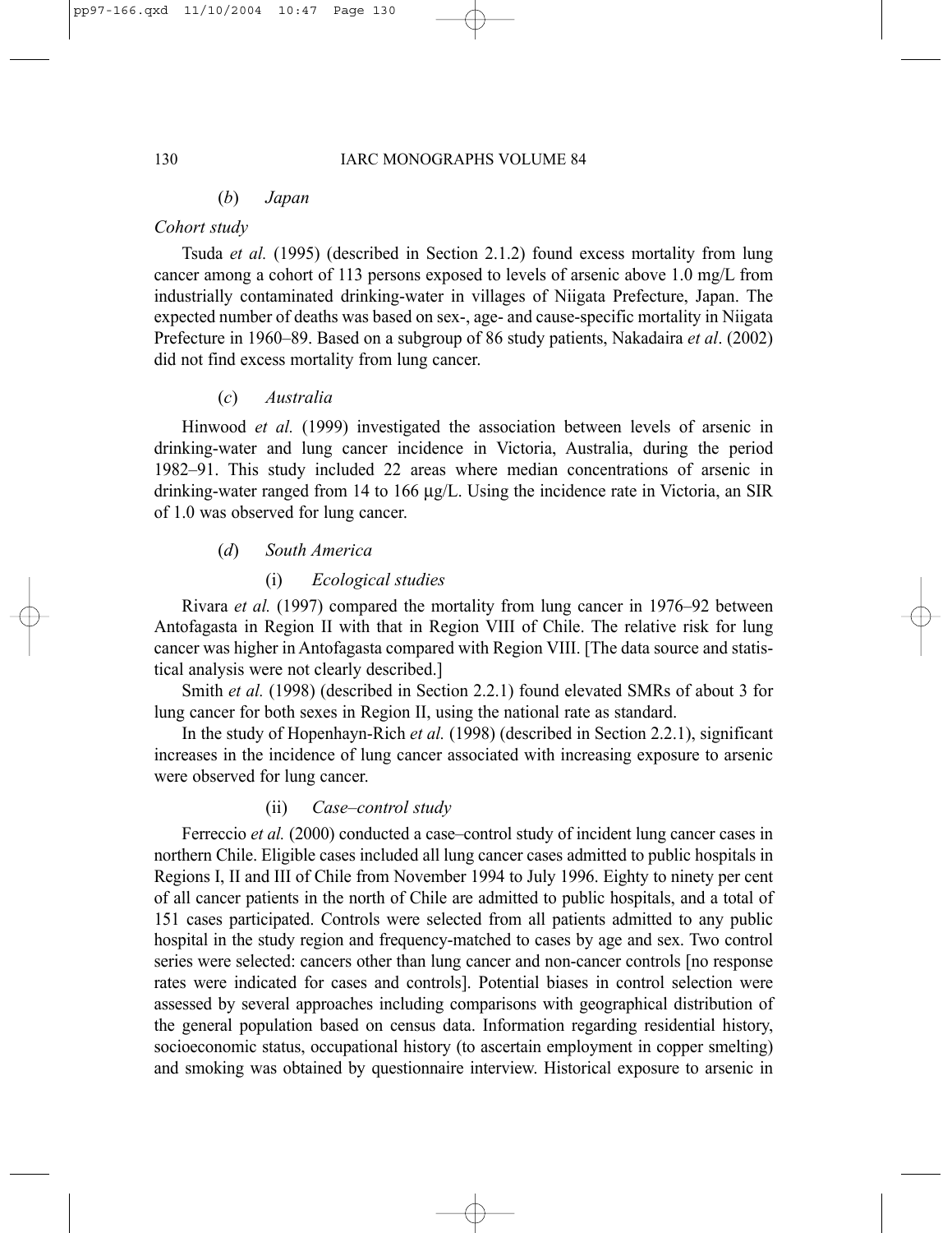#### (*b*) *Japan*

*Cohort study*

Tsuda *et al.* (1995) (described in Section 2.1.2) found excess mortality from lung cancer among a cohort of 113 persons exposed to levels of arsenic above 1.0 mg/L from industrially contaminated drinking-water in villages of Niigata Prefecture, Japan. The expected number of deaths was based on sex-, age- and cause-specific mortality in Niigata Prefecture in 1960–89. Based on a subgroup of 86 study patients, Nakadaira *et al*. (2002) did not find excess mortality from lung cancer.

#### (*c*) *Australia*

Hinwood *et al.* (1999) investigated the association between levels of arsenic in drinking-water and lung cancer incidence in Victoria, Australia, during the period 1982–91. This study included 22 areas where median concentrations of arsenic in drinking-water ranged from 14 to 166 μg/L. Using the incidence rate in Victoria, an SIR of 1.0 was observed for lung cancer.

#### (*d*) *South America*

##### (i) *Ecological studies*

Rivara *et al.* (1997) compared the mortality from lung cancer in 1976–92 between Antofagasta in Region II with that in Region VIII of Chile. The relative risk for lung cancer was higher in Antofagasta compared with Region VIII. [The data source and statistical analysis were not clearly described.]

Smith *et al.* (1998) (described in Section 2.2.1) found elevated SMRs of about 3 for lung cancer for both sexes in Region II, using the national rate as standard.

In the study of Hopenhayn-Rich *et al.* (1998) (described in Section 2.2.1), significant increases in the incidence of lung cancer associated with increasing exposure to arsenic were observed for lung cancer.

##### (ii) *Case–control study*

Ferreccio *et al.* (2000) conducted a case–control study of incident lung cancer cases in northern Chile. Eligible cases included all lung cancer cases admitted to public hospitals in Regions I, II and III of Chile from November 1994 to July 1996. Eighty to ninety per cent of all cancer patients in the north of Chile are admitted to public hospitals, and a total of 151 cases participated. Controls were selected from all patients admitted to any public hospital in the study region and frequency-matched to cases by age and sex. Two control series were selected: cancers other than lung cancer and non-cancer controls [no response rates were indicated for cases and controls]. Potential biases in control selection were assessed by several approaches including comparisons with geographical distribution of the general population based on census data. Information regarding residential history, socioeconomic status, occupational history (to ascertain employment in copper smelting) and smoking was obtained by questionnaire interview. Historical exposure to arsenic in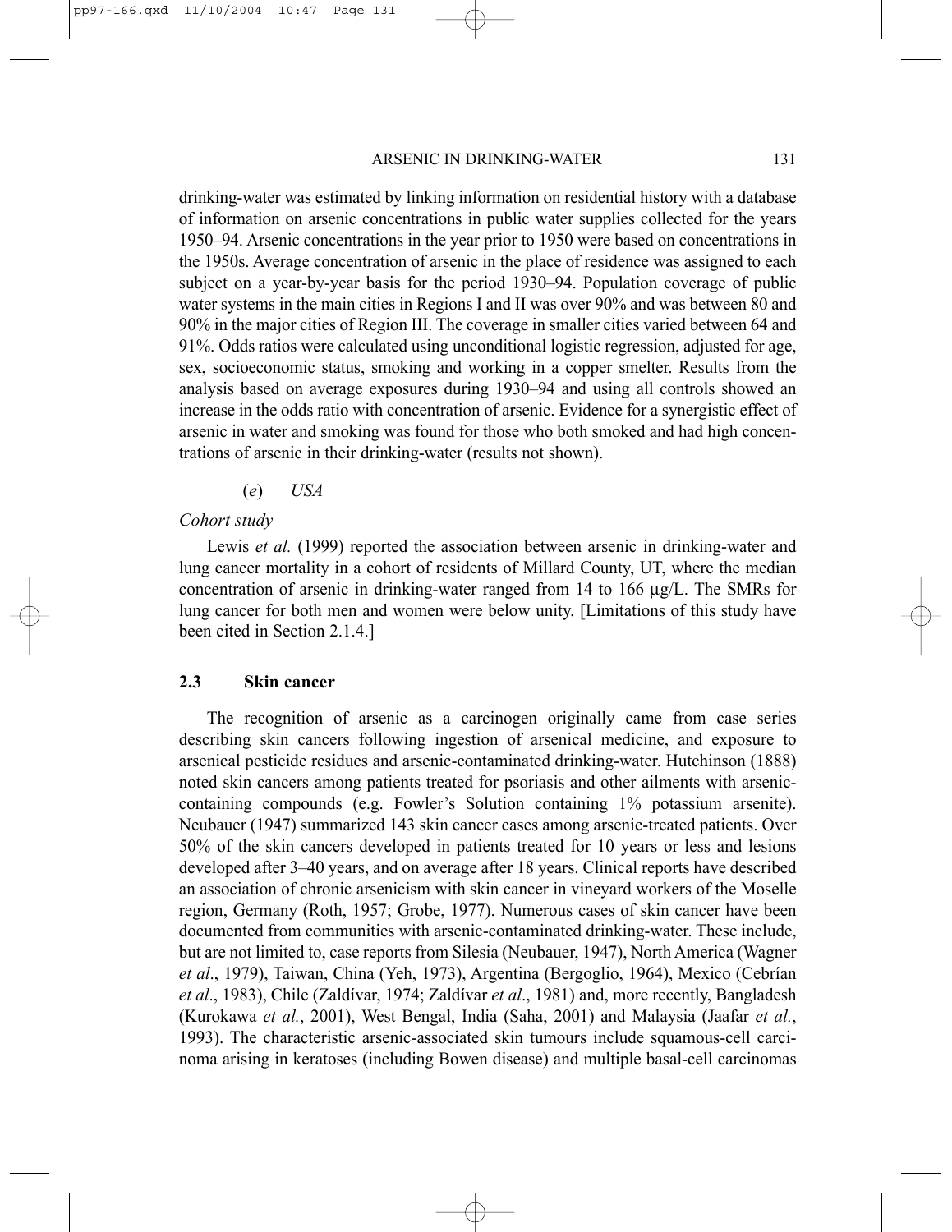drinking-water was estimated by linking information on residential history with a database of information on arsenic concentrations in public water supplies collected for the years 1950–94. Arsenic concentrations in the year prior to 1950 were based on concentrations in the 1950s. Average concentration of arsenic in the place of residence was assigned to each subject on a year-by-year basis for the period 1930–94. Population coverage of public water systems in the main cities in Regions I and II was over 90% and was between 80 and 90% in the major cities of Region III. The coverage in smaller cities varied between 64 and 91%. Odds ratios were calculated using unconditional logistic regression, adjusted for age, sex, socioeconomic status, smoking and working in a copper smelter. Results from the analysis based on average exposures during 1930–94 and using all controls showed an increase in the odds ratio with concentration of arsenic. Evidence for a synergistic effect of arsenic in water and smoking was found for those who both smoked and had high concentrations of arsenic in their drinking-water (results not shown).

#### (*e*) *USA*

*Cohort study*

Lewis *et al.* (1999) reported the association between arsenic in drinking-water and lung cancer mortality in a cohort of residents of Millard County, UT, where the median concentration of arsenic in drinking-water ranged from 14 to 166 μg/L. The SMRs for lung cancer for both men and women were below unity. [Limitations of this study have been cited in Section 2.1.4.]

## 2.3 Skin cancer

The recognition of arsenic as a carcinogen originally came from case series describing skin cancers following ingestion of arsenical medicine, and exposure to arsenical pesticide residues and arsenic-contaminated drinking-water. Hutchinson (1888) noted skin cancers among patients treated for psoriasis and other ailments with arsenic-containing compounds (e.g. Fowler's Solution containing 1% potassium arsenite). Neubauer (1947) summarized 143 skin cancer cases among arsenic-treated patients. Over 50% of the skin cancers developed in patients treated for 10 years or less and lesions developed after 3–40 years, and on average after 18 years. Clinical reports have described an association of chronic arsenicism with skin cancer in vineyard workers of the Moselle region, Germany (Roth, 1957; Grobe, 1977). Numerous cases of skin cancer have been documented from communities with arsenic-contaminated drinking-water. These include, but are not limited to, case reports from Silesia (Neubauer, 1947), North America (Wagner *et al*., 1979), Taiwan, China (Yeh, 1973), Argentina (Bergoglio, 1964), Mexico (Cebrían *et al*., 1983), Chile (Zaldívar, 1974; Zaldívar *et al*., 1981) and, more recently, Bangladesh (Kurokawa *et al.*, 2001), West Bengal, India (Saha, 2001) and Malaysia (Jaafar *et al.*, 1993). The characteristic arsenic-associated skin tumours include squamous-cell carcinoma arising in keratoses (including Bowen disease) and multiple basal-cell carcinomas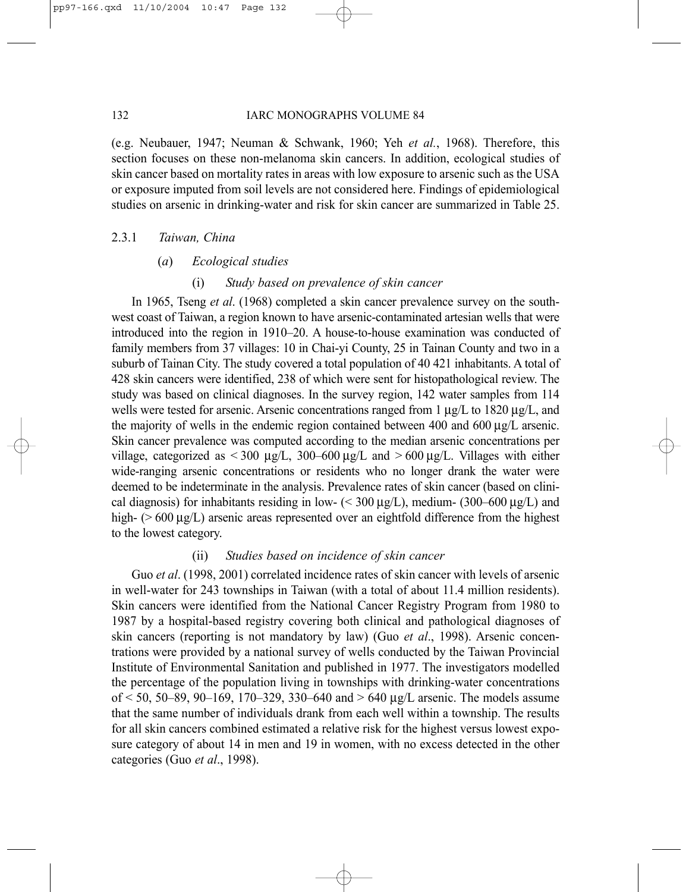(e.g. Neubauer, 1947; Neuman & Schwank, 1960; Yeh *et al.*, 1968). Therefore, this section focuses on these non-melanoma skin cancers. In addition, ecological studies of skin cancer based on mortality rates in areas with low exposure to arsenic such as the USA or exposure imputed from soil levels are not considered here. Findings of epidemiological studies on arsenic in drinking-water and risk for skin cancer are summarized in Table 25.

### 2.3.1 *Taiwan, China*

#### (*a*) *Ecological studies*

##### (i) *Study based on prevalence of skin cancer*

In 1965, Tseng *et al*. (1968) completed a skin cancer prevalence survey on the southwest coast of Taiwan, a region known to have arsenic-contaminated artesian wells that were introduced into the region in 1910–20. A house-to-house examination was conducted of family members from 37 villages: 10 in Chai-yi County, 25 in Tainan County and two in a suburb of Tainan City. The study covered a total population of 40 421 inhabitants. A total of 428 skin cancers were identified, 238 of which were sent for histopathological review. The study was based on clinical diagnoses. In the survey region, 142 water samples from 114 wells were tested for arsenic. Arsenic concentrations ranged from 1 μg/L to 1820 μg/L, and the majority of wells in the endemic region contained between 400 and 600 μg/L arsenic. Skin cancer prevalence was computed according to the median arsenic concentrations per village, categorized as < 300 μg/L, 300–600 μg/L and > 600 μg/L. Villages with either wide-ranging arsenic concentrations or residents who no longer drank the water were deemed to be indeterminate in the analysis. Prevalence rates of skin cancer (based on clinical diagnosis) for inhabitants residing in low- (< 300 μg/L), medium- (300–600 μg/L) and high- (> 600 μg/L) arsenic areas represented over an eightfold difference from the highest to the lowest category.

##### (ii) *Studies based on incidence of skin cancer*

Guo *et al*. (1998, 2001) correlated incidence rates of skin cancer with levels of arsenic in well-water for 243 townships in Taiwan (with a total of about 11.4 million residents). Skin cancers were identified from the National Cancer Registry Program from 1980 to 1987 by a hospital-based registry covering both clinical and pathological diagnoses of skin cancers (reporting is not mandatory by law) (Guo *et al*., 1998). Arsenic concentrations were provided by a national survey of wells conducted by the Taiwan Provincial Institute of Environmental Sanitation and published in 1977. The investigators modelled the percentage of the population living in townships with drinking-water concentrations of < 50, 50–89, 90–169, 170–329, 330–640 and > 640 μg/L arsenic. The models assume that the same number of individuals drank from each well within a township. The results for all skin cancers combined estimated a relative risk for the highest versus lowest exposure category of about 14 in men and 19 in women, with no excess detected in the other categories (Guo *et al*., 1998).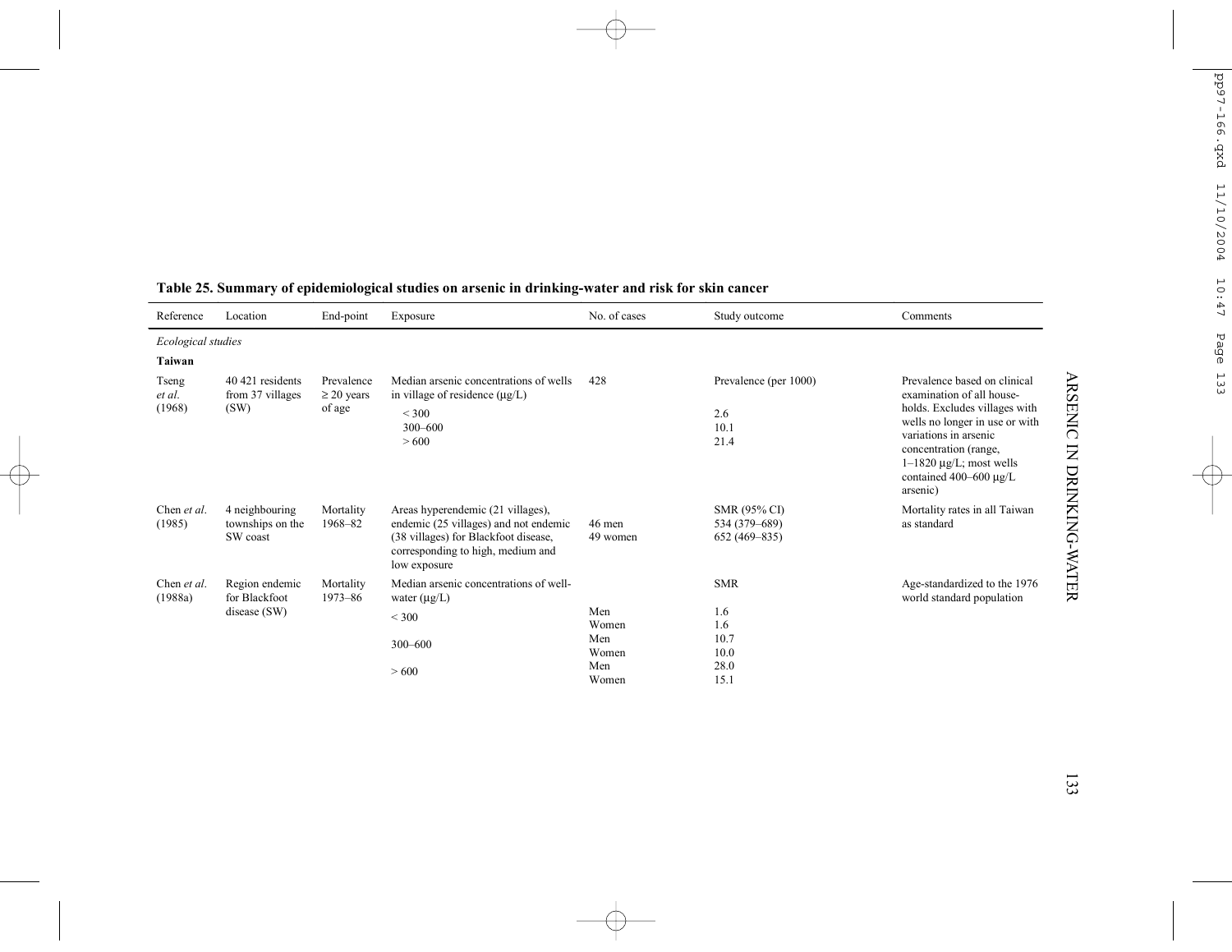**Table 25. Summary of epidemiological studies on arsenic in drinking-water and risk for skin cancer**

| Reference | Location | End-point | Exposure | No. of cases | Study outcome | Comments |
|---|---|---|---|---|---|---|
| *Ecological studies* | | | | | | |
| **Taiwan** | | | | | | |
| Tseng *et al.* (1968) | 40 421 residents from 37 villages (SW) | Prevalence ≥ 20 years of age | Median arsenic concentrations of wells in village of residence (µg/L) | 428 | Prevalence (per 1000) | Prevalence based on clinical examination of all households. Excludes villages with wells no longer in use or with variations in arsenic concentration (range, 1–1820 µg/L; most wells contained 400–600 µg/L arsenic) |
| | | | < 300 | | 2.6 | |
| | | | 300–600 | | 10.1 | |
| | | | > 600 | | 21.4 | |
| Chen *et al.* (1985) | 4 neighbouring townships on the SW coast | Mortality 1968–82 | Areas hyperendemic (21 villages), endemic (25 villages) and not endemic (38 villages) for Blackfoot disease, corresponding to high, medium and low exposure | | SMR (95% CI) | Mortality rates in all Taiwan as standard |
| | | | | 46 men | 534 (379–689) | |
| | | | | 49 women | 652 (469–835) | |
| Chen *et al.* (1988a) | Region endemic for Blackfoot disease (SW) | Mortality 1973–86 | Median arsenic concentrations of well-water (µg/L) | | SMR | Age-standardized to the 1976 world standard population |
| | | | < 300 | Men | 1.6 | |
| | | | | Women | 1.6 | |
| | | | 300–600 | Men | 10.7 | |
| | | | | Women | 10.0 | |
| | | | > 600 | Men | 28.0 | |
| | | | | Women | 15.1 | |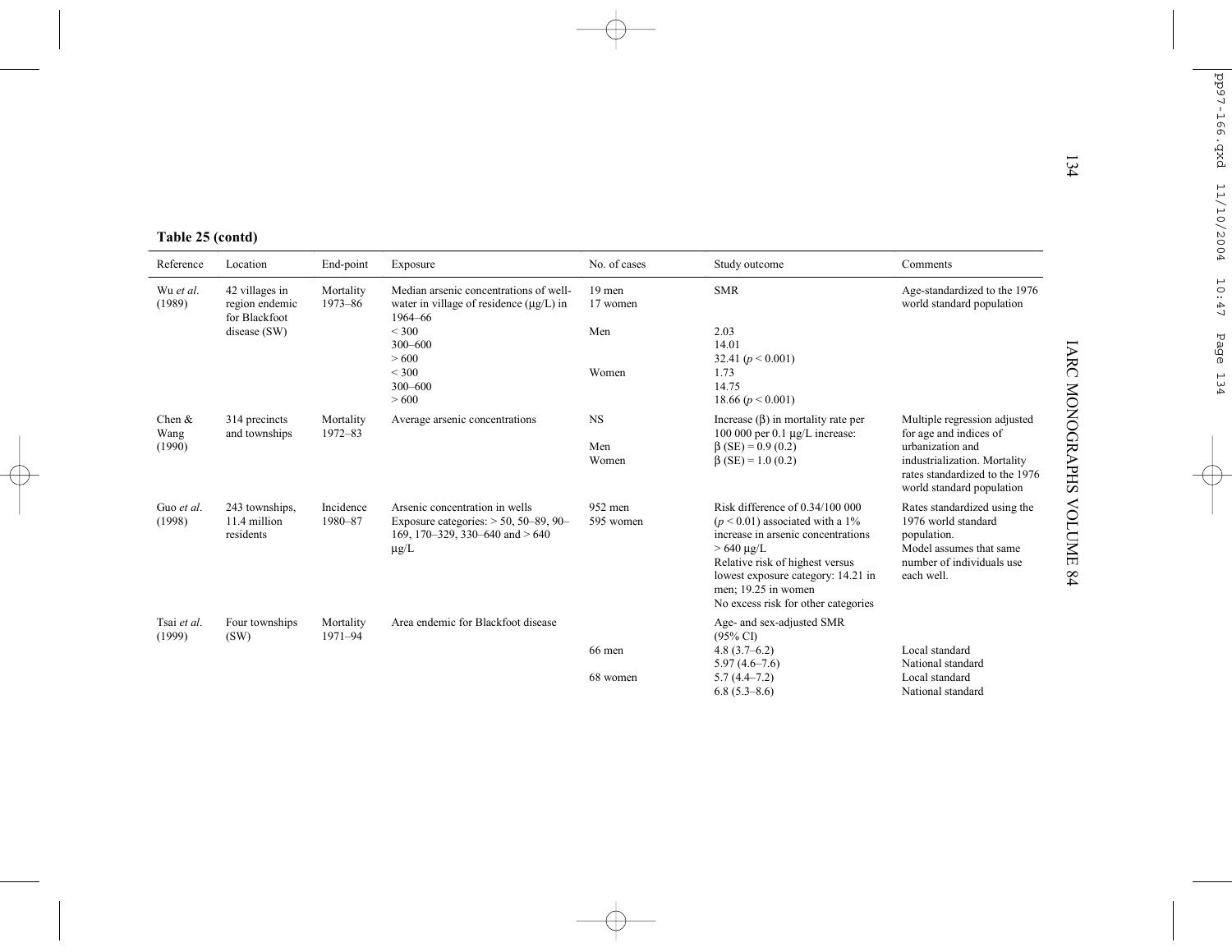**Table 25 (contd)**

| Reference | Location | End-point | Exposure | No. of cases | Study outcome | Comments |
|---|---|---|---|---|---|---|
| Wu *et al.* (1989) | 42 villages in region endemic for Blackfoot disease (SW) | Mortality 1973–86 | Median arsenic concentrations of well-water in village of residence (μg/L) in 1964–66 | 19 men<br>17 women | SMR | Age-standardized to the 1976 world standard population |
| | | | < 300 | Men | 2.03 | |
| | | | 300–600 | | 14.01 | |
| | | | > 600 | | 32.41 ($p < 0.001$) | |
| | | | < 300 | Women | 1.73 | |
| | | | 300–600 | | 14.75 | |
| | | | > 600 | | 18.66 ($p < 0.001$) | |
| Chen & Wang (1990) | 314 precincts and townships | Mortality 1972–83 | Average arsenic concentrations | NS | Increase (β) in mortality rate per 100 000 per 0.1 μg/L increase: | Multiple regression adjusted for age and indices of urbanization and industrialization. Mortality rates standardized to the 1976 world standard population |
| | | | | Men | β (SE) = 0.9 (0.2) | |
| | | | | Women | β (SE) = 1.0 (0.2) | |
| Guo *et al.* (1998) | 243 townships, 11.4 million residents | Incidence 1980–87 | Arsenic concentration in wells<br>Exposure categories: > 50, 50–89, 90–169, 170–329, 330–640 and > 640 μg/L | 952 men<br>595 women | Risk difference of 0.34/100 000 ($p < 0.01$) associated with a 1% increase in arsenic concentrations > 640 μg/L<br>Relative risk of highest versus lowest exposure category: 14.21 in men; 19.25 in women<br>No excess risk for other categories | Rates standardized using the 1976 world standard population.<br>Model assumes that same number of individuals use each well. |
| Tsai *et al.* (1999) | Four townships (SW) | Mortality 1971–94 | Area endemic for Blackfoot disease | | Age- and sex-adjusted SMR (95% CI) | |
| | | | | 66 men | 4.8 (3.7–6.2) | Local standard |
| | | | | | 5.97 (4.6–7.6) | National standard |
| | | | | 68 women | 5.7 (4.4–7.2) | Local standard |
| | | | | | 6.8 (5.3–8.6) | National standard |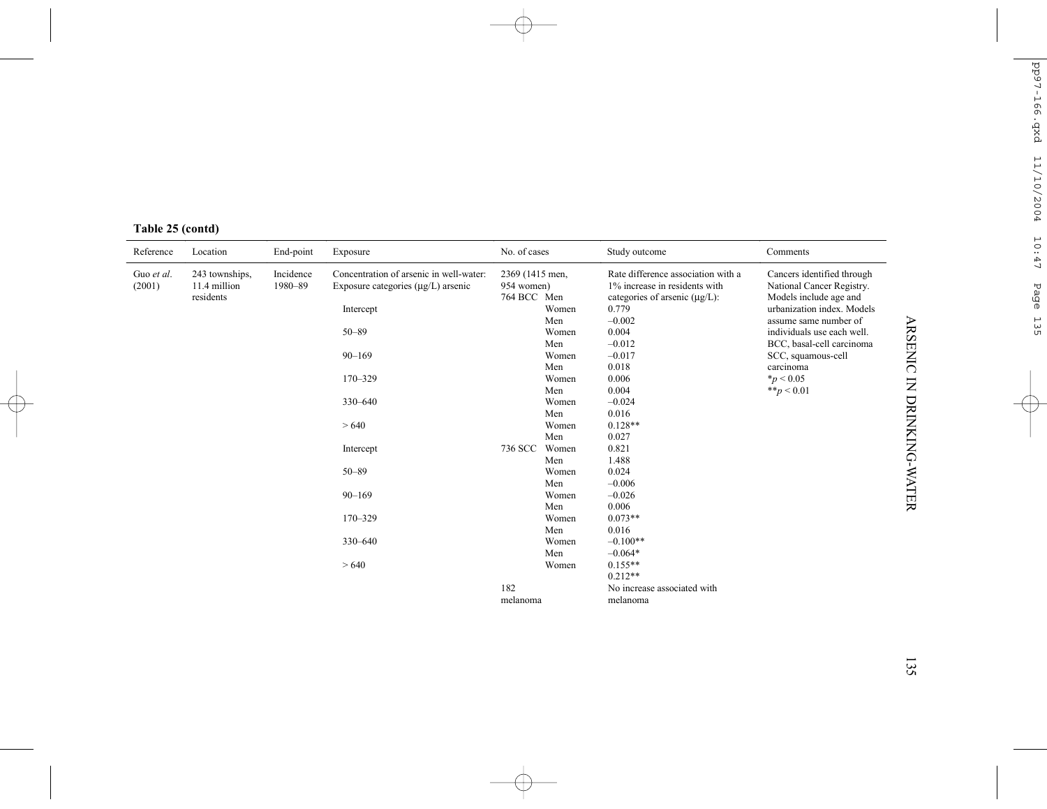**Table 25 (contd)**

| Reference | Location | End-point | Exposure | No. of cases | | Study outcome | Comments |
|---|---|---|---|---|---|---|---|
| Guo *et al.* (2001) | 243 townships, 11.4 million residents | Incidence 1980–89 | Concentration of arsenic in well-water: Exposure categories (μg/L) arsenic | 2369 (1415 men, 954 women) | | Rate difference association with a 1% increase in residents with categories of arsenic (μg/L): | Cancers identified through National Cancer Registry. Models include age and urbanization index. Models assume same number of individuals use each well. BCC, basal-cell carcinoma SCC, squamous-cell carcinoma *$p < 0.05$ **$p < 0.01$ |
| | | | | 764 BCC | Men | | |
| | | | Intercept | | Women | 0.779 | |
| | | | | | Men | –0.002 | |
| | | | 50–89 | | Women | 0.004 | |
| | | | | | Men | –0.012 | |
| | | | 90–169 | | Women | –0.017 | |
| | | | | | Men | 0.018 | |
| | | | 170–329 | | Women | 0.006 | |
| | | | | | Men | 0.004 | |
| | | | 330–640 | | Women | –0.024 | |
| | | | | | Men | 0.016 | |
| | | | > 640 | | Women | 0.128** | |
| | | | | | Men | 0.027 | |
| | | | Intercept | 736 SCC | Women | 0.821 | |
| | | | | | Men | 1.488 | |
| | | | 50–89 | | Women | 0.024 | |
| | | | | | Men | –0.006 | |
| | | | 90–169 | | Women | –0.026 | |
| | | | | | Men | 0.006 | |
| | | | 170–329 | | Women | 0.073** | |
| | | | | | Men | 0.016 | |
| | | | 330–640 | | Women | –0.100** | |
| | | | | | Men | –0.064* | |
| | | | > 640 | | Women | 0.155** | |
| | | | | | | 0.212** | |
| | | | | 182 melanoma | | No increase associated with melanoma | |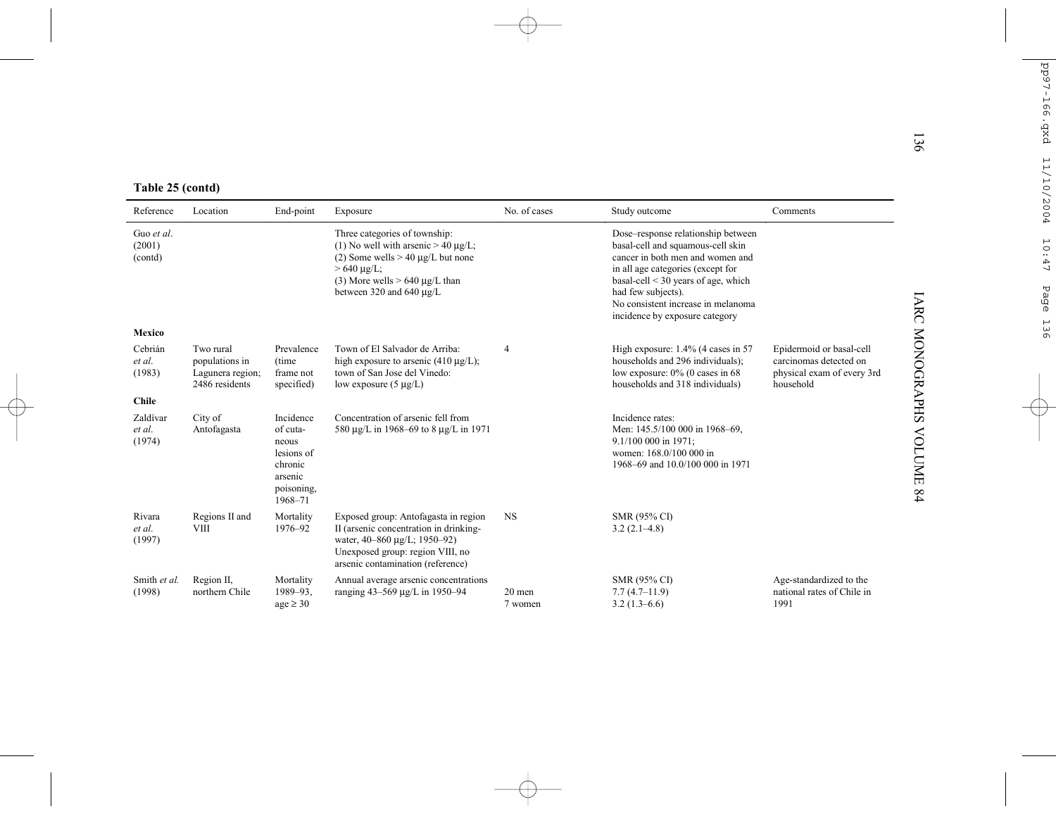**Table 25 (contd)**

| Reference | Location | End-point | Exposure | No. of cases | Study outcome | Comments |
|---|---|---|---|---|---|---|
| Guo *et al*. (2001) (contd) | | | Three categories of township: (1) No well with arsenic > 40 μg/L; (2) Some wells > 40 μg/L but none > 640 μg/L; (3) More wells > 640 μg/L than between 320 and 640 μg/L | | Dose–response relationship between basal-cell and squamous-cell skin cancer in both men and women and in all age categories (except for basal-cell < 30 years of age, which had few subjects). No consistent increase in melanoma incidence by exposure category | |
| **Mexico** | | | | | | |
| Cebrián *et al*. (1983) | Two rural populations in Lagunera region; 2486 residents | Prevalence (time frame not specified) | Town of El Salvador de Arriba: high exposure to arsenic (410 μg/L); town of San Jose del Vinedo: low exposure (5 μg/L) | 4 | High exposure: 1.4% (4 cases in 57 households and 296 individuals); low exposure: 0% (0 cases in 68 households and 318 individuals) | Epidermoid or basal-cell carcinomas detected on physical exam of every 3rd household |
| **Chile** | | | | | | |
| Zaldívar *et al*. (1974) | City of Antofagasta | Incidence of cutaneous lesions of chronic arsenic poisoning, 1968–71 | Concentration of arsenic fell from 580 μg/L in 1968–69 to 8 μg/L in 1971 | | Incidence rates: Men: 145.5/100 000 in 1968–69, 9.1/100 000 in 1971; women: 168.0/100 000 in 1968–69 and 10.0/100 000 in 1971 | |
| Rivara *et al*. (1997) | Regions II and VIII | Mortality 1976–92 | Exposed group: Antofagasta in region II (arsenic concentration in drinking-water, 40–860 μg/L; 1950–92) Unexposed group: region VIII, no arsenic contamination (reference) | NS | SMR (95% CI) 3.2 (2.1–4.8) | |
| Smith *et al.* (1998) | Region II, northern Chile | Mortality 1989–93, age ≥ 30 | Annual average arsenic concentrations ranging 43–569 μg/L in 1950–94 | 20 men 7 women | SMR (95% CI) 7.7 (4.7–11.9) 3.2 (1.3–6.6) | Age-standardized to the national rates of Chile in 1991 |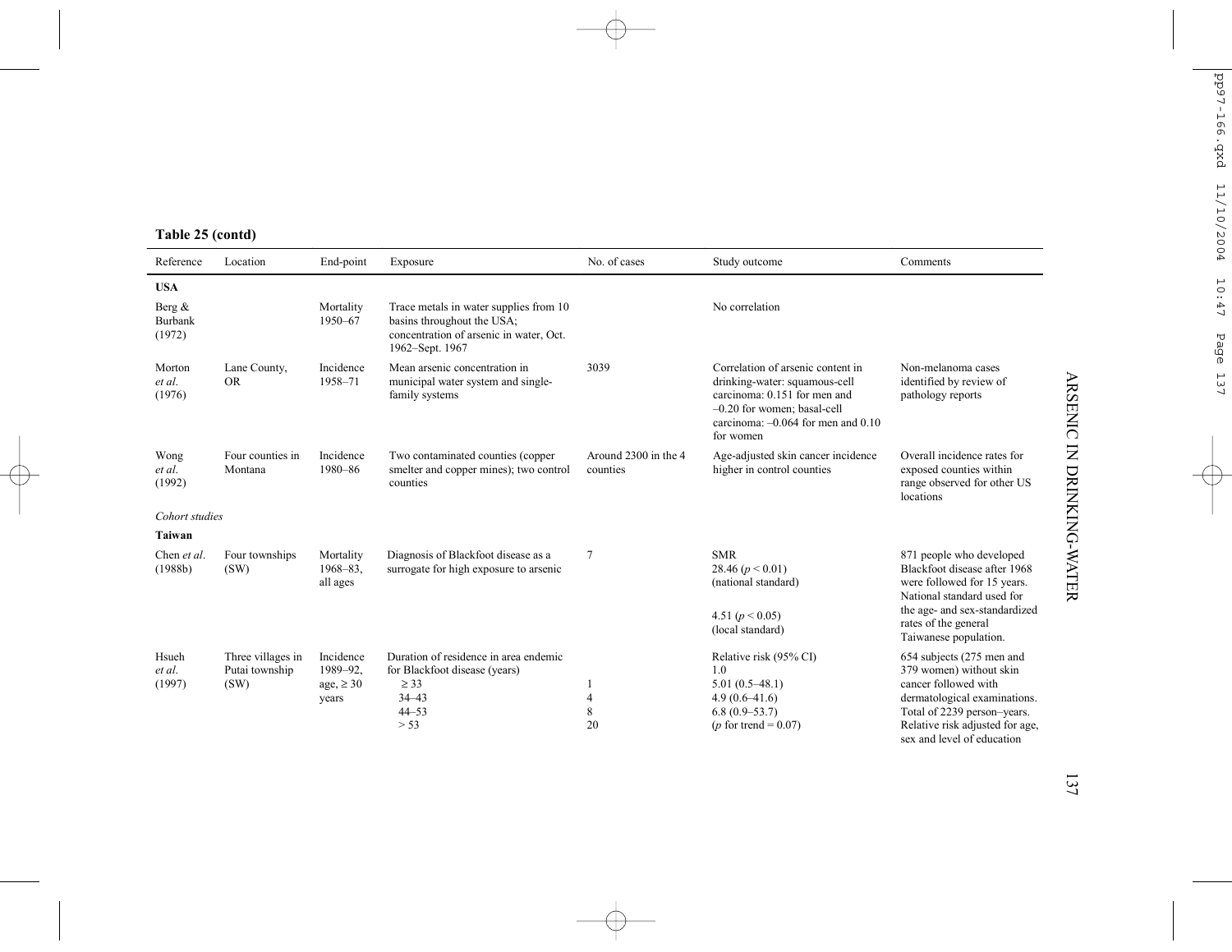**Table 25 (contd)**

| Reference | Location | End-point | Exposure | No. of cases | Study outcome | Comments |
|---|---|---|---|---|---|---|
| **USA** | | | | | | |
| Berg & Burbank (1972) | | Mortality 1950–67 | Trace metals in water supplies from 10 basins throughout the USA; concentration of arsenic in water, Oct. 1962–Sept. 1967 | | No correlation | |
| Morton *et al.* (1976) | Lane County, OR | Incidence 1958–71 | Mean arsenic concentration in municipal water system and single-family systems | 3039 | Correlation of arsenic content in drinking-water: squamous-cell carcinoma: 0.151 for men and –0.20 for women; basal-cell carcinoma: –0.064 for men and 0.10 for women | Non-melanoma cases identified by review of pathology reports |
| Wong *et al.* (1992) | Four counties in Montana | Incidence 1980–86 | Two contaminated counties (copper smelter and copper mines); two control counties | Around 2300 in the 4 counties | Age-adjusted skin cancer incidence higher in control counties | Overall incidence rates for exposed counties within range observed for other US locations |
| *Cohort studies* | | | | | | |
| **Taiwan** | | | | | | |
| Chen *et al.* (1988b) | Four townships (SW) | Mortality 1968–83, all ages | Diagnosis of Blackfoot disease as a surrogate for high exposure to arsenic | 7 | SMR<br>28.46 ($p < 0.01$) (national standard)<br><br>4.51 ($p < 0.05$) (local standard) | 871 people who developed Blackfoot disease after 1968 were followed for 15 years. National standard used for the age- and sex-standardized rates of the general Taiwanese population. |
| Hsueh *et al.* (1997) | Three villages in Putai township (SW) | Incidence 1989–92, age, ≥ 30 years | Duration of residence in area endemic for Blackfoot disease (years) | | Relative risk (95% CI) | 654 subjects (275 men and 379 women) without skin cancer followed with dermatological examinations. Total of 2239 person–years. Relative risk adjusted for age, sex and level of education |
| | | | ≥ 33 | | 1.0 | |
| | | | 34–43 | 1 | 5.01 (0.5–48.1) | |
| | | | 44–53 | 4 | 4.9 (0.6–41.6) | |
| | | | > 53 | 8 | 6.8 (0.9–53.7) | |
| | | | | 20 | ($p$ for trend = 0.07) | |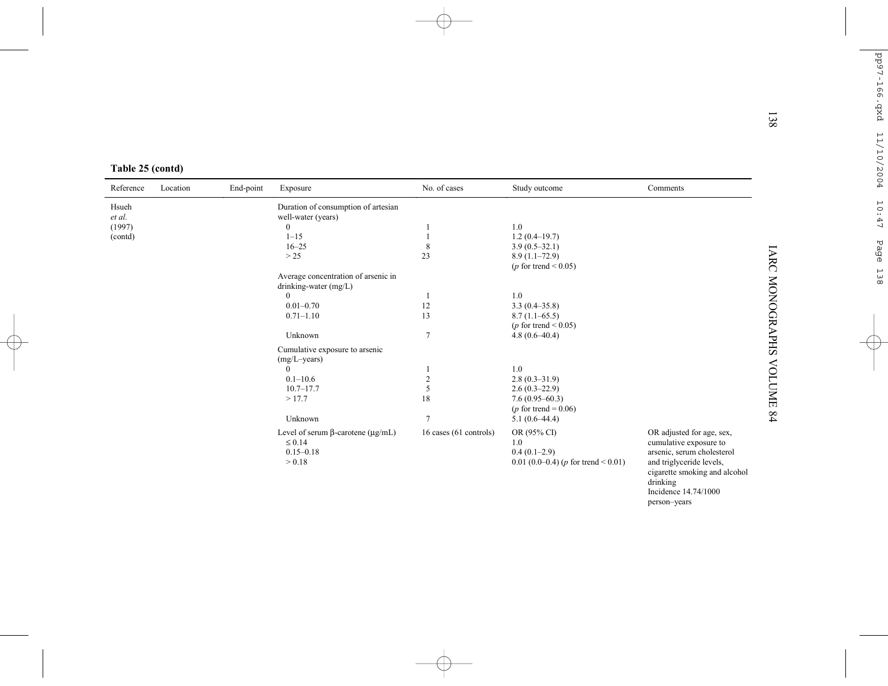**Table 25 (contd)**

| Reference | Location | End-point | Exposure | No. of cases | Study outcome | Comments |
|---|---|---|---|---|---|---|
| Hsueh *et al.* (1997) (contd) | | | Duration of consumption of artesian well-water (years) | | | |
| | | | 0 | 1 | 1.0 | |
| | | | 1–15 | 1 | 1.2 (0.4–19.7) | |
| | | | 16–25 | 8 | 3.9 (0.5–32.1) | |
| | | | > 25 | 23 | 8.9 (1.1–72.9) ($p$ for trend < 0.05) | |
| | | | Average concentration of arsenic in drinking-water (mg/L) | | | |
| | | | 0 | 1 | 1.0 | |
| | | | 0.01–0.70 | 12 | 3.3 (0.4–35.8) | |
| | | | 0.71–1.10 | 13 | 8.7 (1.1–65.5) ($p$ for trend < 0.05) | |
| | | | Unknown | 7 | 4.8 (0.6–40.4) | |
| | | | Cumulative exposure to arsenic (mg/L–years) | | | |
| | | | 0 | 1 | 1.0 | |
| | | | 0.1–10.6 | 2 | 2.8 (0.3–31.9) | |
| | | | 10.7–17.7 | 5 | 2.6 (0.3–22.9) | |
| | | | > 17.7 | 18 | 7.6 (0.95–60.3) ($p$ for trend = 0.06) | |
| | | | Unknown | 7 | 5.1 (0.6–44.4) | |
| | | | Level of serum β-carotene (μg/mL) | 16 cases (61 controls) | OR (95% CI) | OR adjusted for age, sex, cumulative exposure to arsenic, serum cholesterol and triglyceride levels, cigarette smoking and alcohol drinking<br>Incidence 14.74/1000 person–years |
| | | | ≤ 0.14 | | 1.0 | |
| | | | 0.15–0.18 | | 0.4 (0.1–2.9) | |
| | | | > 0.18 | | 0.01 (0.0–0.4) ($p$ for trend < 0.01) | |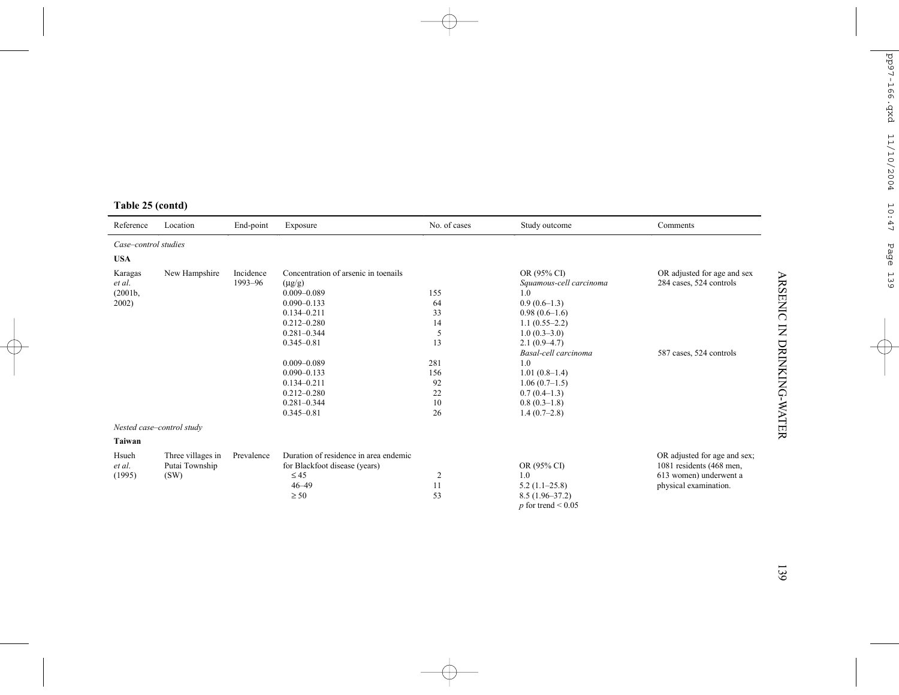**Table 25 (contd)**

| Reference | Location | End-point | Exposure | No. of cases | Study outcome | Comments |
|---|---|---|---|---|---|---|
| *Case–control studies* | | | | | | |
| **USA** | | | | | | |
| Karagas *et al.* (2001b, 2002) | New Hampshire | Incidence 1993–96 | Concentration of arsenic in toenails (μg/g) | | OR (95% CI) | OR adjusted for age and sex |
| | | | | | *Squamous-cell carcinoma* | 284 cases, 524 controls |
| | | | 0.009–0.089 | 155 | 1.0 | |
| | | | 0.090–0.133 | 64 | 0.9 (0.6–1.3) | |
| | | | 0.134–0.211 | 33 | 0.98 (0.6–1.6) | |
| | | | 0.212–0.280 | 14 | 1.1 (0.55–2.2) | |
| | | | 0.281–0.344 | 5 | 1.0 (0.3–3.0) | |
| | | | 0.345–0.81 | 13 | 2.1 (0.9–4.7) | |
| | | | | | *Basal-cell carcinoma* | 587 cases, 524 controls |
| | | | 0.009–0.089 | 281 | 1.0 | |
| | | | 0.090–0.133 | 156 | 1.01 (0.8–1.4) | |
| | | | 0.134–0.211 | 92 | 1.06 (0.7–1.5) | |
| | | | 0.212–0.280 | 22 | 0.7 (0.4–1.3) | |
| | | | 0.281–0.344 | 10 | 0.8 (0.3–1.8) | |
| | | | 0.345–0.81 | 26 | 1.4 (0.7–2.8) | |
| *Nested case–control study* | | | | | | |
| **Taiwan** | | | | | | |
| Hsueh *et al.* (1995) | Three villages in Putai Township (SW) | Prevalence | Duration of residence in area endemic for Blackfoot disease (years) | | OR (95% CI) | OR adjusted for age and sex; 1081 residents (468 men, 613 women) underwent a physical examination. |
| | | | ≤ 45 | 2 | 1.0 | |
| | | | 46–49 | 11 | 5.2 (1.1–25.8) | |
| | | | ≥ 50 | 53 | 8.5 (1.96–37.2) | |
| | | | | | $p$ for trend < 0.05 | |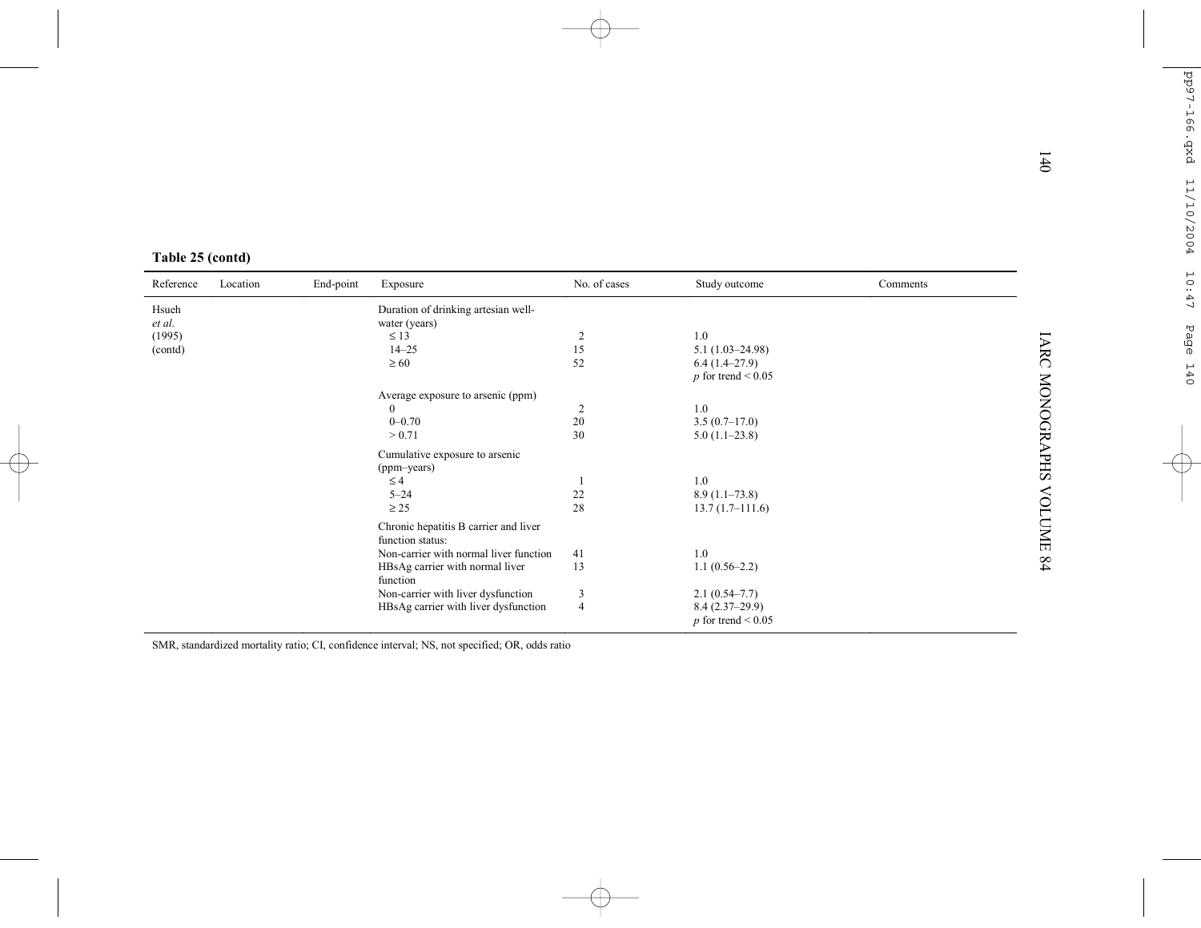**Table 25 (contd)**

| Reference | Location | End-point | Exposure | No. of cases | Study outcome | Comments |
|---|---|---|---|---|---|---|
| Hsueh *et al.* (1995) (contd) | | | Duration of drinking artesian well-water (years) | | | |
| | | | ≤ 13 | 2 | 1.0 | |
| | | | 14–25 | 15 | 5.1 (1.03–24.98) | |
| | | | ≥ 60 | 52 | 6.4 (1.4–27.9) | |
| | | | | | *p* for trend < 0.05 | |
| | | | Average exposure to arsenic (ppm) | | | |
| | | | 0 | 2 | 1.0 | |
| | | | 0–0.70 | 20 | 3.5 (0.7–17.0) | |
| | | | > 0.71 | 30 | 5.0 (1.1–23.8) | |
| | | | Cumulative exposure to arsenic (ppm–years) | | | |
| | | | ≤ 4 | 1 | 1.0 | |
| | | | 5–24 | 22 | 8.9 (1.1–73.8) | |
| | | | ≥ 25 | 28 | 13.7 (1.7–111.6) | |
| | | | Chronic hepatitis B carrier and liver function status: | | | |
| | | | Non-carrier with normal liver function | 41 | 1.0 | |
| | | | HBsAg carrier with normal liver function | 13 | 1.1 (0.56–2.2) | |
| | | | Non-carrier with liver dysfunction | 3 | 2.1 (0.54–7.7) | |
| | | | HBsAg carrier with liver dysfunction | 4 | 8.4 (2.37–29.9) | |
| | | | | | *p* for trend < 0.05 | |

SMR, standardized mortality ratio; CI, confidence interval; NS, not specified; OR, odds ratio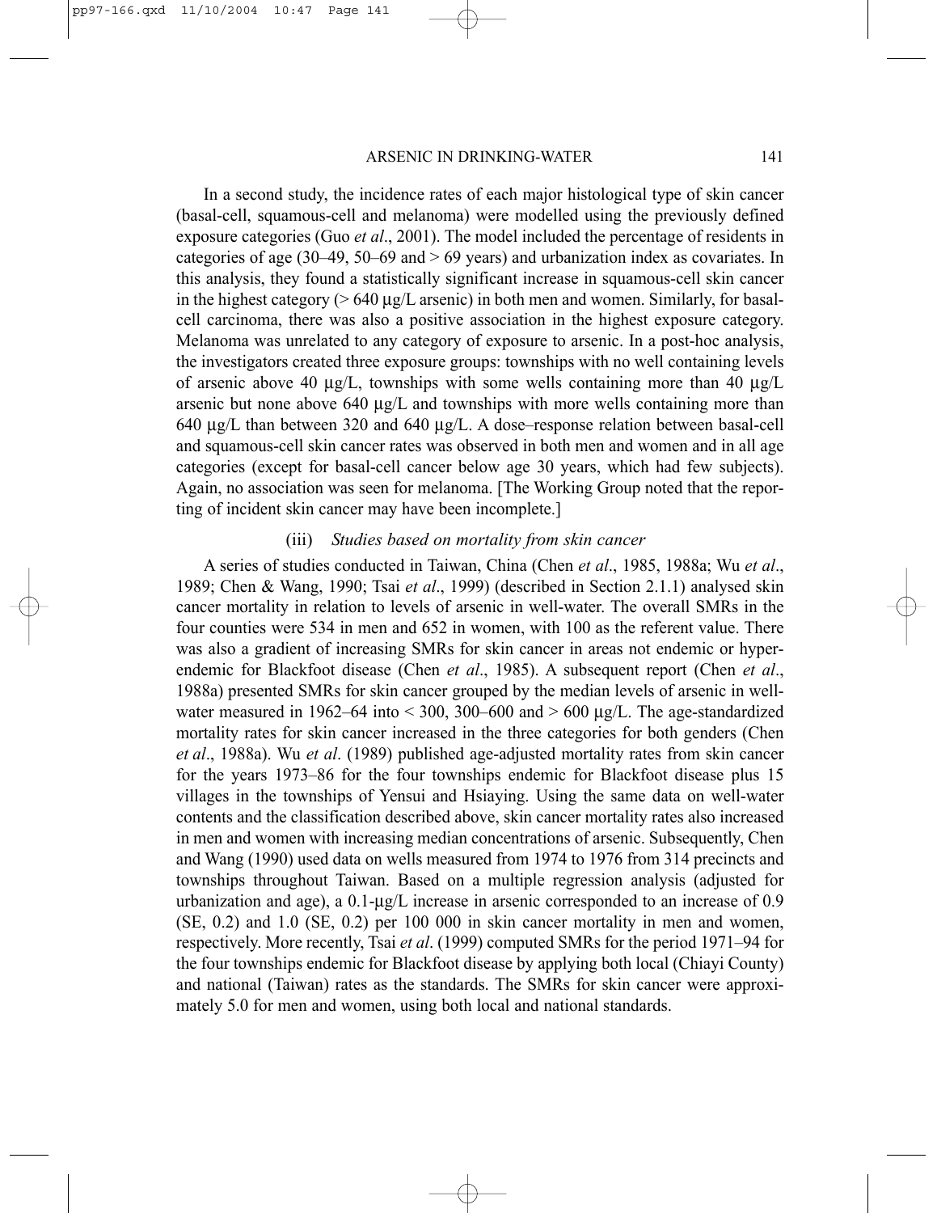In a second study, the incidence rates of each major histological type of skin cancer (basal-cell, squamous-cell and melanoma) were modelled using the previously defined exposure categories (Guo *et al*., 2001). The model included the percentage of residents in categories of age (30–49, 50–69 and > 69 years) and urbanization index as covariates. In this analysis, they found a statistically significant increase in squamous-cell skin cancer in the highest category (> 640 µg/L arsenic) in both men and women. Similarly, for basal-cell carcinoma, there was also a positive association in the highest exposure category. Melanoma was unrelated to any category of exposure to arsenic. In a post-hoc analysis, the investigators created three exposure groups: townships with no well containing levels of arsenic above 40 µg/L, townships with some wells containing more than 40 µg/L arsenic but none above 640 µg/L and townships with more wells containing more than 640 µg/L than between 320 and 640 µg/L. A dose–response relation between basal-cell and squamous-cell skin cancer rates was observed in both men and women and in all age categories (except for basal-cell cancer below age 30 years, which had few subjects). Again, no association was seen for melanoma. [The Working Group noted that the reporting of incident skin cancer may have been incomplete.]

#### (iii) *Studies based on mortality from skin cancer*

A series of studies conducted in Taiwan, China (Chen *et al*., 1985, 1988a; Wu *et al*., 1989; Chen & Wang, 1990; Tsai *et al*., 1999) (described in Section 2.1.1) analysed skin cancer mortality in relation to levels of arsenic in well-water. The overall SMRs in the four counties were 534 in men and 652 in women, with 100 as the referent value. There was also a gradient of increasing SMRs for skin cancer in areas not endemic or hyperendemic for Blackfoot disease (Chen *et al*., 1985). A subsequent report (Chen *et al*., 1988a) presented SMRs for skin cancer grouped by the median levels of arsenic in well-water measured in 1962–64 into < 300, 300–600 and > 600 µg/L. The age-standardized mortality rates for skin cancer increased in the three categories for both genders (Chen *et al*., 1988a). Wu *et al*. (1989) published age-adjusted mortality rates from skin cancer for the years 1973–86 for the four townships endemic for Blackfoot disease plus 15 villages in the townships of Yensui and Hsiaying. Using the same data on well-water contents and the classification described above, skin cancer mortality rates also increased in men and women with increasing median concentrations of arsenic. Subsequently, Chen and Wang (1990) used data on wells measured from 1974 to 1976 from 314 precincts and townships throughout Taiwan. Based on a multiple regression analysis (adjusted for urbanization and age), a 0.1-µg/L increase in arsenic corresponded to an increase of 0.9 (SE, 0.2) and 1.0 (SE, 0.2) per 100 000 in skin cancer mortality in men and women, respectively. More recently, Tsai *et al*. (1999) computed SMRs for the period 1971–94 for the four townships endemic for Blackfoot disease by applying both local (Chiayi County) and national (Taiwan) rates as the standards. The SMRs for skin cancer were approximately 5.0 for men and women, using both local and national standards.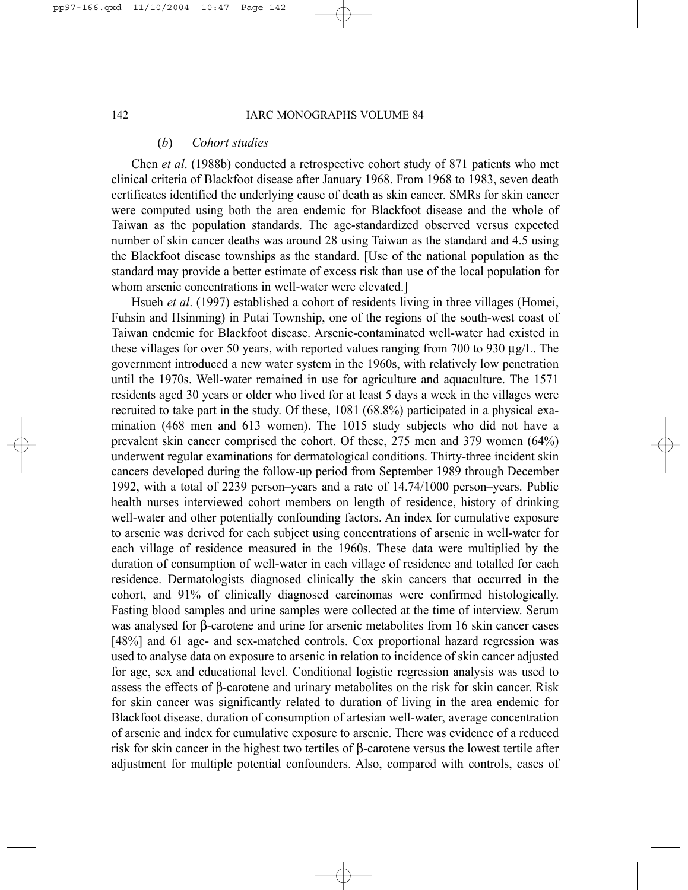### (*b*) *Cohort studies*

Chen *et al*. (1988b) conducted a retrospective cohort study of 871 patients who met clinical criteria of Blackfoot disease after January 1968. From 1968 to 1983, seven death certificates identified the underlying cause of death as skin cancer. SMRs for skin cancer were computed using both the area endemic for Blackfoot disease and the whole of Taiwan as the population standards. The age-standardized observed versus expected number of skin cancer deaths was around 28 using Taiwan as the standard and 4.5 using the Blackfoot disease townships as the standard. [Use of the national population as the standard may provide a better estimate of excess risk than use of the local population for whom arsenic concentrations in well-water were elevated.]

Hsueh *et al*. (1997) established a cohort of residents living in three villages (Homei, Fuhsin and Hsinming) in Putai Township, one of the regions of the south-west coast of Taiwan endemic for Blackfoot disease. Arsenic-contaminated well-water had existed in these villages for over 50 years, with reported values ranging from 700 to 930 μg/L. The government introduced a new water system in the 1960s, with relatively low penetration until the 1970s. Well-water remained in use for agriculture and aquaculture. The 1571 residents aged 30 years or older who lived for at least 5 days a week in the villages were recruited to take part in the study. Of these, 1081 (68.8%) participated in a physical examination (468 men and 613 women). The 1015 study subjects who did not have a prevalent skin cancer comprised the cohort. Of these, 275 men and 379 women (64%) underwent regular examinations for dermatological conditions. Thirty-three incident skin cancers developed during the follow-up period from September 1989 through December 1992, with a total of 2239 person–years and a rate of 14.74/1000 person–years. Public health nurses interviewed cohort members on length of residence, history of drinking well-water and other potentially confounding factors. An index for cumulative exposure to arsenic was derived for each subject using concentrations of arsenic in well-water for each village of residence measured in the 1960s. These data were multiplied by the duration of consumption of well-water in each village of residence and totalled for each residence. Dermatologists diagnosed clinically the skin cancers that occurred in the cohort, and 91% of clinically diagnosed carcinomas were confirmed histologically. Fasting blood samples and urine samples were collected at the time of interview. Serum was analysed for β-carotene and urine for arsenic metabolites from 16 skin cancer cases [48%] and 61 age- and sex-matched controls. Cox proportional hazard regression was used to analyse data on exposure to arsenic in relation to incidence of skin cancer adjusted for age, sex and educational level. Conditional logistic regression analysis was used to assess the effects of β-carotene and urinary metabolites on the risk for skin cancer. Risk for skin cancer was significantly related to duration of living in the area endemic for Blackfoot disease, duration of consumption of artesian well-water, average concentration of arsenic and index for cumulative exposure to arsenic. There was evidence of a reduced risk for skin cancer in the highest two tertiles of β-carotene versus the lowest tertile after adjustment for multiple potential confounders. Also, compared with controls, cases of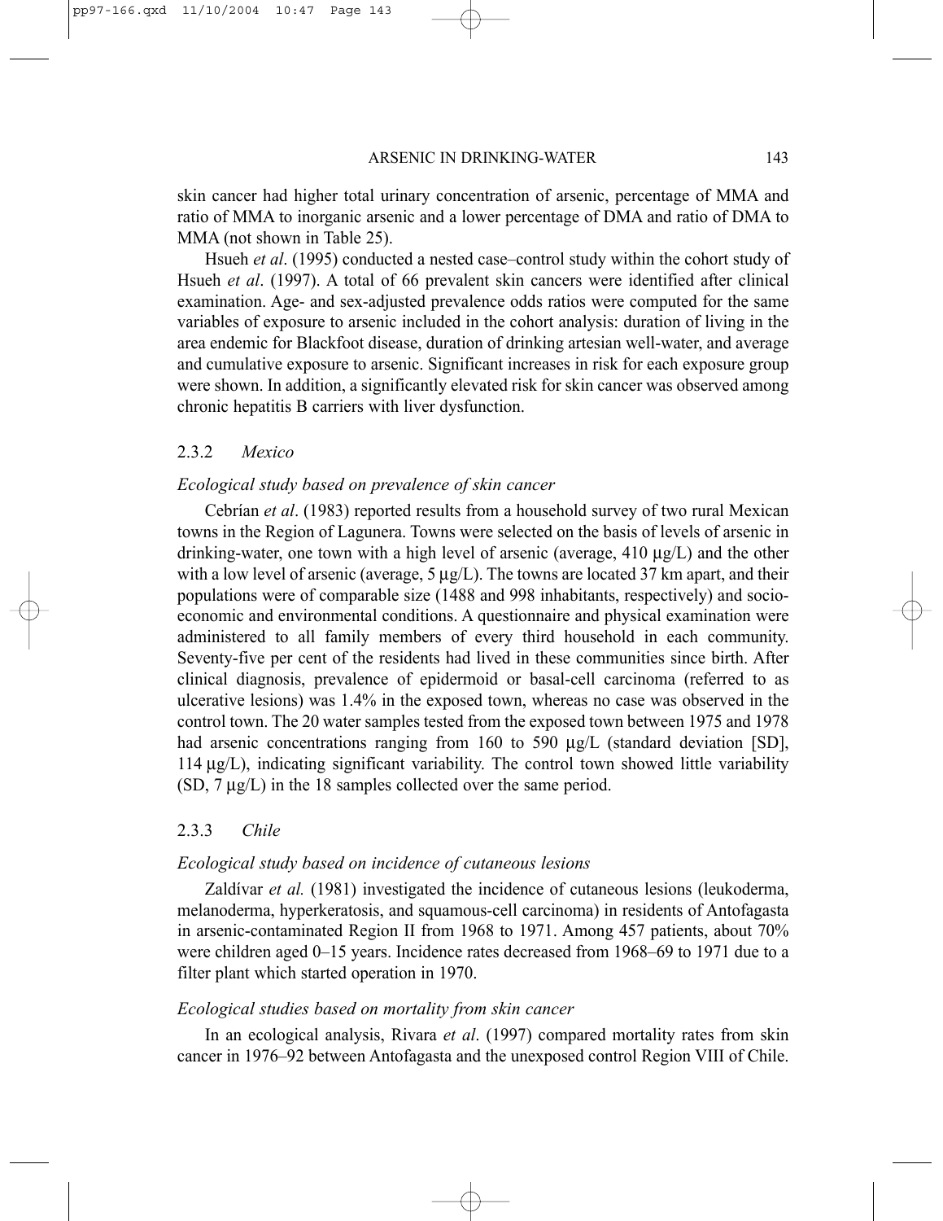skin cancer had higher total urinary concentration of arsenic, percentage of MMA and ratio of MMA to inorganic arsenic and a lower percentage of DMA and ratio of DMA to MMA (not shown in Table 25).

Hsueh *et al*. (1995) conducted a nested case–control study within the cohort study of Hsueh *et al*. (1997). A total of 66 prevalent skin cancers were identified after clinical examination. Age- and sex-adjusted prevalence odds ratios were computed for the same variables of exposure to arsenic included in the cohort analysis: duration of living in the area endemic for Blackfoot disease, duration of drinking artesian well-water, and average and cumulative exposure to arsenic. Significant increases in risk for each exposure group were shown. In addition, a significantly elevated risk for skin cancer was observed among chronic hepatitis B carriers with liver dysfunction.

### 2.3.2 *Mexico*

#### *Ecological study based on prevalence of skin cancer*

Cebrían *et al*. (1983) reported results from a household survey of two rural Mexican towns in the Region of Lagunera. Towns were selected on the basis of levels of arsenic in drinking-water, one town with a high level of arsenic (average, 410 μg/L) and the other with a low level of arsenic (average, 5 μg/L). The towns are located 37 km apart, and their populations were of comparable size (1488 and 998 inhabitants, respectively) and socio-economic and environmental conditions. A questionnaire and physical examination were administered to all family members of every third household in each community. Seventy-five per cent of the residents had lived in these communities since birth. After clinical diagnosis, prevalence of epidermoid or basal-cell carcinoma (referred to as ulcerative lesions) was 1.4% in the exposed town, whereas no case was observed in the control town. The 20 water samples tested from the exposed town between 1975 and 1978 had arsenic concentrations ranging from 160 to 590 μg/L (standard deviation [SD], 114 μg/L), indicating significant variability. The control town showed little variability (SD, 7 μg/L) in the 18 samples collected over the same period.

### 2.3.3 *Chile*

#### *Ecological study based on incidence of cutaneous lesions*

Zaldívar *et al.* (1981) investigated the incidence of cutaneous lesions (leukoderma, melanoderma, hyperkeratosis, and squamous-cell carcinoma) in residents of Antofagasta in arsenic-contaminated Region II from 1968 to 1971. Among 457 patients, about 70% were children aged 0–15 years. Incidence rates decreased from 1968–69 to 1971 due to a filter plant which started operation in 1970.

#### *Ecological studies based on mortality from skin cancer*

In an ecological analysis, Rivara *et al*. (1997) compared mortality rates from skin cancer in 1976–92 between Antofagasta and the unexposed control Region VIII of Chile.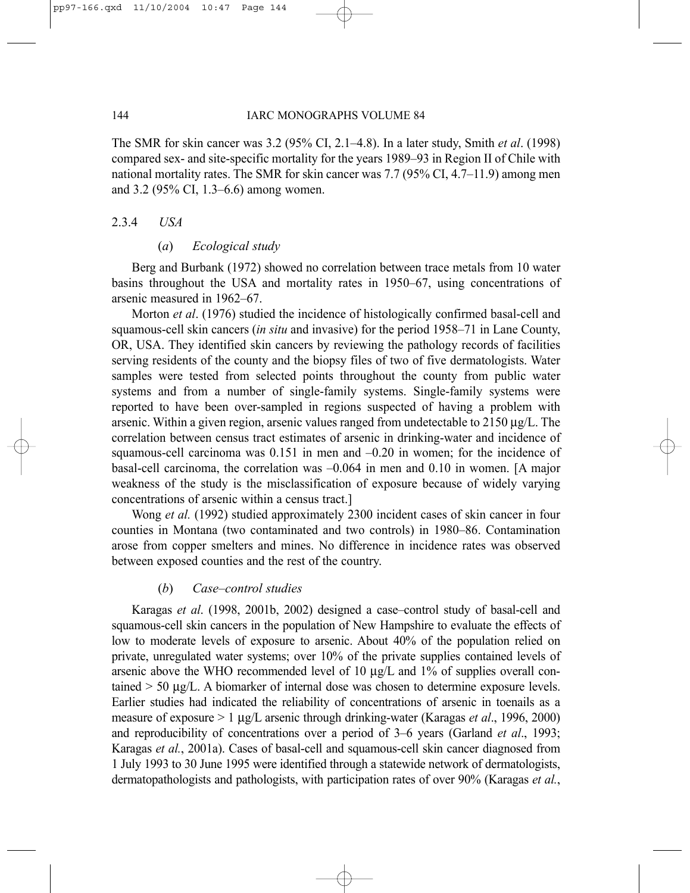The SMR for skin cancer was 3.2 (95% CI, 2.1–4.8). In a later study, Smith *et al*. (1998) compared sex- and site-specific mortality for the years 1989–93 in Region II of Chile with national mortality rates. The SMR for skin cancer was 7.7 (95% CI, 4.7–11.9) among men and 3.2 (95% CI, 1.3–6.6) among women.

#### 2.3.4 *USA*

##### (*a*) *Ecological study*

Berg and Burbank (1972) showed no correlation between trace metals from 10 water basins throughout the USA and mortality rates in 1950–67, using concentrations of arsenic measured in 1962–67.

Morton *et al*. (1976) studied the incidence of histologically confirmed basal-cell and squamous-cell skin cancers (*in situ* and invasive) for the period 1958–71 in Lane County, OR, USA. They identified skin cancers by reviewing the pathology records of facilities serving residents of the county and the biopsy files of two of five dermatologists. Water samples were tested from selected points throughout the county from public water systems and from a number of single-family systems. Single-family systems were reported to have been over-sampled in regions suspected of having a problem with arsenic. Within a given region, arsenic values ranged from undetectable to 2150 µg/L. The correlation between census tract estimates of arsenic in drinking-water and incidence of squamous-cell carcinoma was 0.151 in men and –0.20 in women; for the incidence of basal-cell carcinoma, the correlation was –0.064 in men and 0.10 in women. [A major weakness of the study is the misclassification of exposure because of widely varying concentrations of arsenic within a census tract.]

Wong *et al.* (1992) studied approximately 2300 incident cases of skin cancer in four counties in Montana (two contaminated and two controls) in 1980–86. Contamination arose from copper smelters and mines. No difference in incidence rates was observed between exposed counties and the rest of the country.

##### (*b*) *Case–control studies*

Karagas *et al*. (1998, 2001b, 2002) designed a case–control study of basal-cell and squamous-cell skin cancers in the population of New Hampshire to evaluate the effects of low to moderate levels of exposure to arsenic. About 40% of the population relied on private, unregulated water systems; over 10% of the private supplies contained levels of arsenic above the WHO recommended level of 10 µg/L and 1% of supplies overall contained > 50 µg/L. A biomarker of internal dose was chosen to determine exposure levels. Earlier studies had indicated the reliability of concentrations of arsenic in toenails as a measure of exposure > 1 µg/L arsenic through drinking-water (Karagas *et al*., 1996, 2000) and reproducibility of concentrations over a period of 3–6 years (Garland *et al*., 1993; Karagas *et al.*, 2001a). Cases of basal-cell and squamous-cell skin cancer diagnosed from 1 July 1993 to 30 June 1995 were identified through a statewide network of dermatologists, dermatopathologists and pathologists, with participation rates of over 90% (Karagas *et al.*,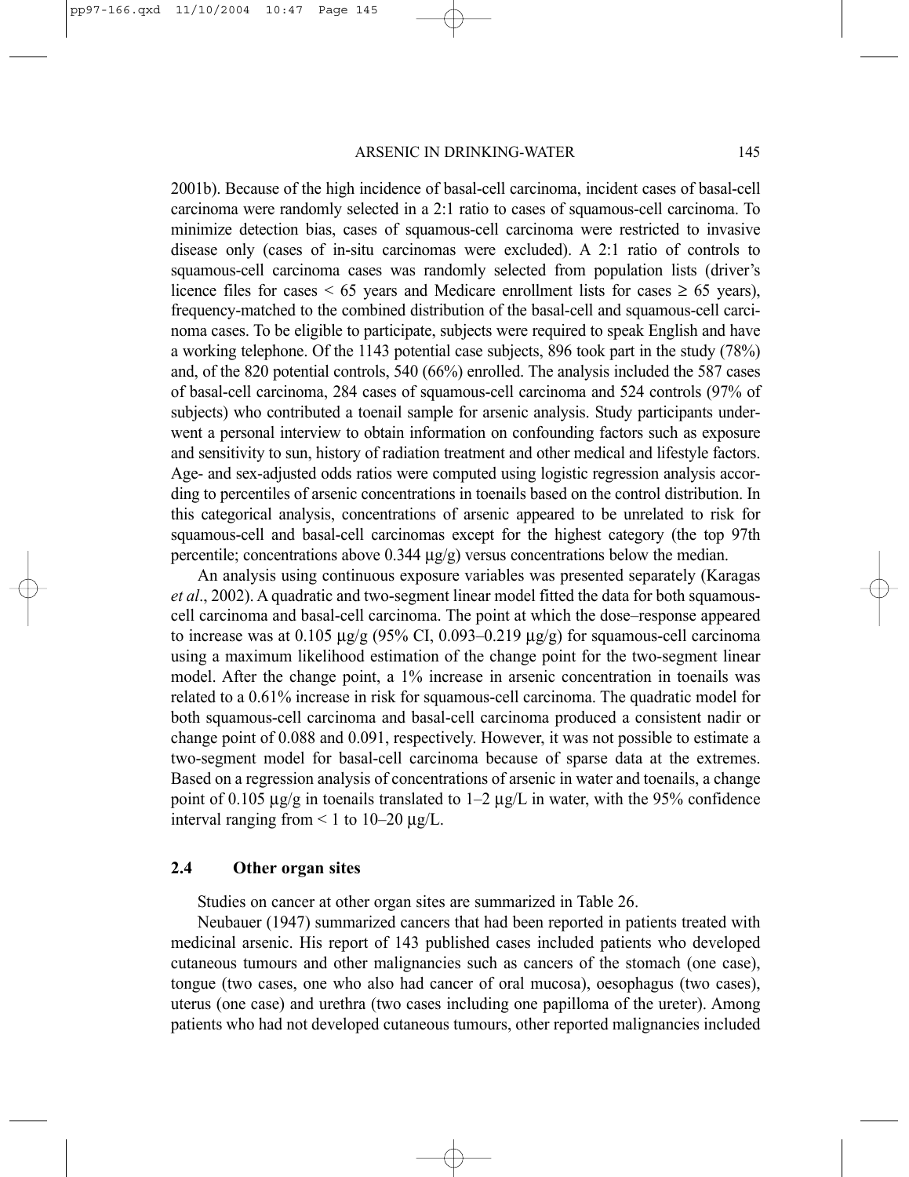2001b). Because of the high incidence of basal-cell carcinoma, incident cases of basal-cell carcinoma were randomly selected in a 2:1 ratio to cases of squamous-cell carcinoma. To minimize detection bias, cases of squamous-cell carcinoma were restricted to invasive disease only (cases of in-situ carcinomas were excluded). A 2:1 ratio of controls to squamous-cell carcinoma cases was randomly selected from population lists (driver's licence files for cases < 65 years and Medicare enrollment lists for cases ≥ 65 years), frequency-matched to the combined distribution of the basal-cell and squamous-cell carcinoma cases. To be eligible to participate, subjects were required to speak English and have a working telephone. Of the 1143 potential case subjects, 896 took part in the study (78%) and, of the 820 potential controls, 540 (66%) enrolled. The analysis included the 587 cases of basal-cell carcinoma, 284 cases of squamous-cell carcinoma and 524 controls (97% of subjects) who contributed a toenail sample for arsenic analysis. Study participants underwent a personal interview to obtain information on confounding factors such as exposure and sensitivity to sun, history of radiation treatment and other medical and lifestyle factors. Age- and sex-adjusted odds ratios were computed using logistic regression analysis according to percentiles of arsenic concentrations in toenails based on the control distribution. In this categorical analysis, concentrations of arsenic appeared to be unrelated to risk for squamous-cell and basal-cell carcinomas except for the highest category (the top 97th percentile; concentrations above 0.344 μg/g) versus concentrations below the median.

An analysis using continuous exposure variables was presented separately (Karagas *et al*., 2002). A quadratic and two-segment linear model fitted the data for both squamous-cell carcinoma and basal-cell carcinoma. The point at which the dose–response appeared to increase was at 0.105 μg/g (95% CI, 0.093–0.219 μg/g) for squamous-cell carcinoma using a maximum likelihood estimation of the change point for the two-segment linear model. After the change point, a 1% increase in arsenic concentration in toenails was related to a 0.61% increase in risk for squamous-cell carcinoma. The quadratic model for both squamous-cell carcinoma and basal-cell carcinoma produced a consistent nadir or change point of 0.088 and 0.091, respectively. However, it was not possible to estimate a two-segment model for basal-cell carcinoma because of sparse data at the extremes. Based on a regression analysis of concentrations of arsenic in water and toenails, a change point of 0.105 μg/g in toenails translated to 1–2 μg/L in water, with the 95% confidence interval ranging from < 1 to 10–20 μg/L.

## 2.4 Other organ sites

Studies on cancer at other organ sites are summarized in Table 26.

Neubauer (1947) summarized cancers that had been reported in patients treated with medicinal arsenic. His report of 143 published cases included patients who developed cutaneous tumours and other malignancies such as cancers of the stomach (one case), tongue (two cases, one who also had cancer of oral mucosa), oesophagus (two cases), uterus (one case) and urethra (two cases including one papilloma of the ureter). Among patients who had not developed cutaneous tumours, other reported malignancies included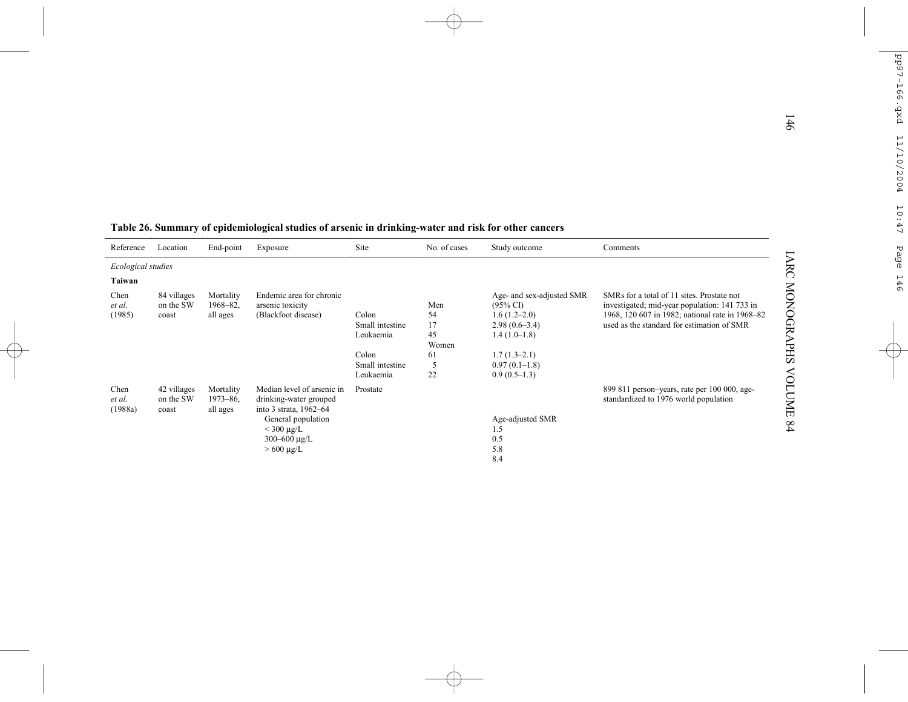**Table 26. Summary of epidemiological studies of arsenic in drinking-water and risk for other cancers**

| Reference | Location | End-point | Exposure | Site | No. of cases | Study outcome | Comments |
|---|---|---|---|---|---|---|---|
| *Ecological studies* | | | | | | | |
| **Taiwan** | | | | | | | |
| Chen *et al.* (1985) | 84 villages on the SW coast | Mortality 1968–82, all ages | Endemic area for chronic arsenic toxicity (Blackfoot disease) | | Men | Age- and sex-adjusted SMR (95% CI) | SMRs for a total of 11 sites. Prostate not investigated; mid-year population: 141 733 in 1968, 120 607 in 1982; national rate in 1968–82 used as the standard for estimation of SMR |
| | | | | Colon | 54 | 1.6 (1.2–2.0) | |
| | | | | Small intestine | 17 | 2.98 (0.6–3.4) | |
| | | | | Leukaemia | 45 | 1.4 (1.0–1.8) | |
| | | | | | Women | | |
| | | | | Colon | 61 | 1.7 (1.3–2.1) | |
| | | | | Small intestine | 5 | 0.97 (0.1–1.8) | |
| | | | | Leukaemia | 22 | 0.9 (0.5–1.3) | |
| Chen *et al.* (1988a) | 42 villages on the SW coast | Mortality 1973–86, all ages | Median level of arsenic in drinking-water grouped into 3 strata, 1962–64 | Prostate | | | 899 811 person–years, rate per 100 000, age-standardized to 1976 world population |
| | | | General population | | | Age-adjusted SMR | |
| | | | < 300 μg/L | | | 1.5 | |
| | | | 300–600 μg/L | | | 0.5 | |
| | | | > 600 μg/L | | | 5.8 | |
| | | | | | | 8.4 | |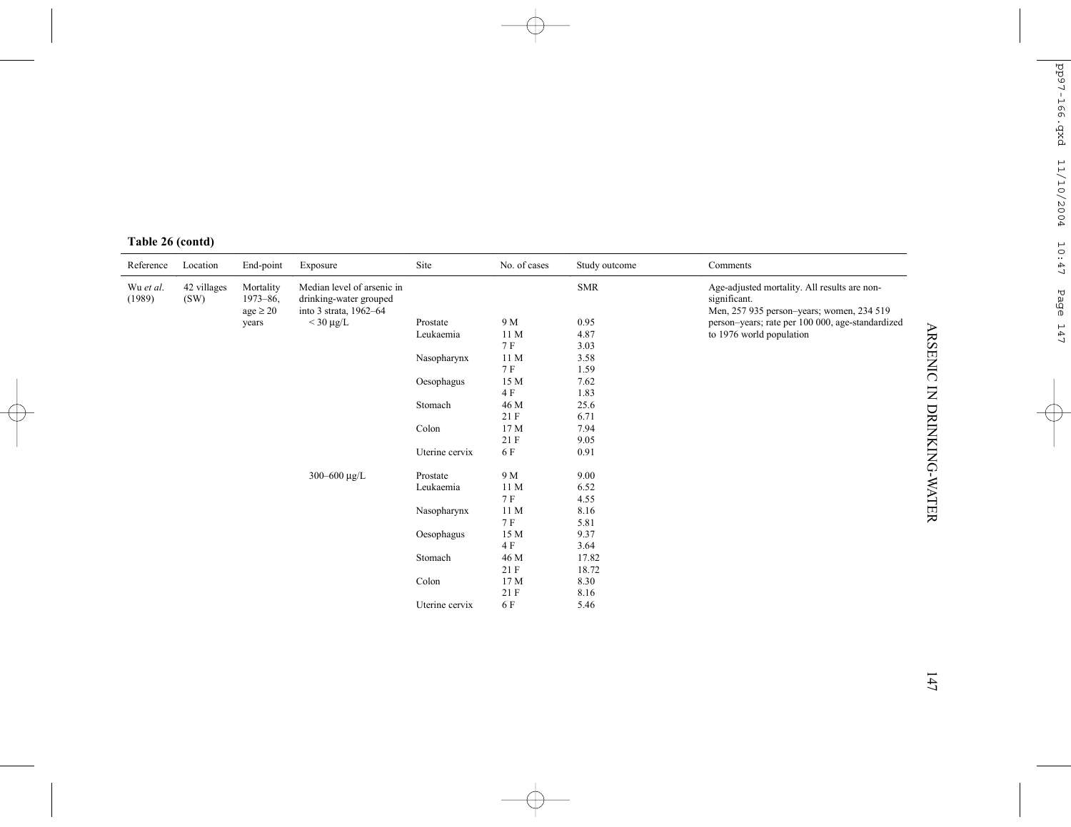**Table 26 (contd)**

| Reference | Location | End-point | Exposure | Site | No. of cases | Study outcome | Comments |
|---|---|---|---|---|---|---|---|
| Wu *et al.* (1989) | 42 villages (SW) | Mortality 1973–86, age ≥ 20 years | Median level of arsenic in drinking-water grouped into 3 strata, 1962–64 | | | SMR | Age-adjusted mortality. All results are non-significant. Men, 257 935 person–years; women, 234 519 person–years; rate per 100 000, age-standardized to 1976 world population |
| | | | < 30 µg/L | Prostate | 9 M | 0.95 | |
| | | | | Leukaemia | 11 M | 4.87 | |
| | | | | | 7 F | 3.03 | |
| | | | | Nasopharynx | 11 M | 3.58 | |
| | | | | | 7 F | 1.59 | |
| | | | | Oesophagus | 15 M | 7.62 | |
| | | | | | 4 F | 1.83 | |
| | | | | Stomach | 46 M | 25.6 | |
| | | | | | 21 F | 6.71 | |
| | | | | Colon | 17 M | 7.94 | |
| | | | | | 21 F | 9.05 | |
| | | | | Uterine cervix | 6 F | 0.91 | |
| | | | 300–600 µg/L | Prostate | 9 M | 9.00 | |
| | | | | Leukaemia | 11 M | 6.52 | |
| | | | | | 7 F | 4.55 | |
| | | | | Nasopharynx | 11 M | 8.16 | |
| | | | | | 7 F | 5.81 | |
| | | | | Oesophagus | 15 M | 9.37 | |
| | | | | | 4 F | 3.64 | |
| | | | | Stomach | 46 M | 17.82 | |
| | | | | | 21 F | 18.72 | |
| | | | | Colon | 17 M | 8.30 | |
| | | | | | 21 F | 8.16 | |
| | | | | Uterine cervix | 6 F | 5.46 | |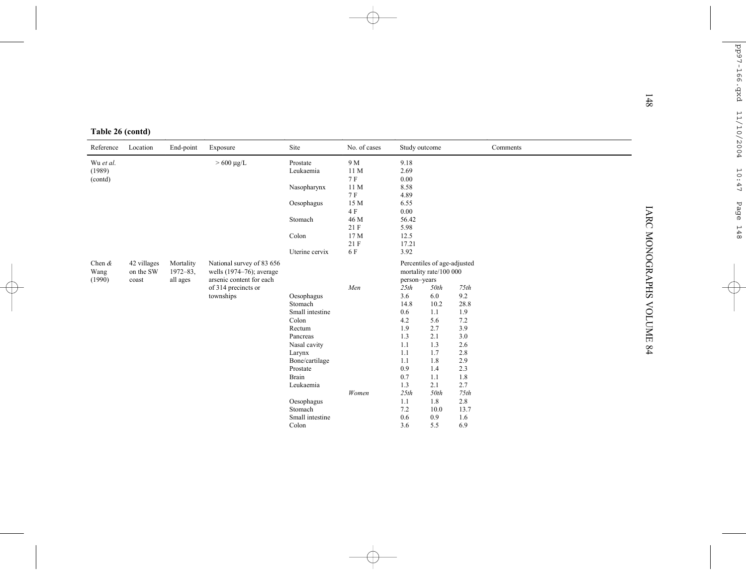**Table 26 (contd)**

| Reference | Location | End-point | Exposure | Site | No. of cases | Study outcome | | | Comments |
|---|---|---|---|---|---|---|---|---|---|
| Wu *et al.* (1989) (contd) | | | > 600 µg/L | Prostate | 9 M | 9.18 | | | |
| | | | | Leukaemia | 11 M | 2.69 | | | |
| | | | | | 7 F | 0.00 | | | |
| | | | | Nasopharynx | 11 M | 8.58 | | | |
| | | | | | 7 F | 4.89 | | | |
| | | | | Oesophagus | 15 M | 6.55 | | | |
| | | | | | 4 F | 0.00 | | | |
| | | | | Stomach | 46 M | 56.42 | | | |
| | | | | | 21 F | 5.98 | | | |
| | | | | Colon | 17 M | 12.5 | | | |
| | | | | | 21 F | 17.21 | | | |
| | | | | Uterine cervix | 6 F | 3.92 | | | |
| Chen & Wang (1990) | 42 villages on the SW coast | Mortality 1972–83, all ages | National survey of 83 656 wells (1974–76); average arsenic content for each of 314 precincts or townships | | | Percentiles of age-adjusted mortality rate/100 000 person–years | | | |
| | | | | | *Men* | *25th* | *50th* | *75th* | |
| | | | | Oesophagus | | 3.6 | 6.0 | 9.2 | |
| | | | | Stomach | | 14.8 | 10.2 | 28.8 | |
| | | | | Small intestine | | 0.6 | 1.1 | 1.9 | |
| | | | | Colon | | 4.2 | 5.6 | 7.2 | |
| | | | | Rectum | | 1.9 | 2.7 | 3.9 | |
| | | | | Pancreas | | 1.3 | 2.1 | 3.0 | |
| | | | | Nasal cavity | | 1.1 | 1.3 | 2.6 | |
| | | | | Larynx | | 1.1 | 1.7 | 2.8 | |
| | | | | Bone/cartilage | | 1.1 | 1.8 | 2.9 | |
| | | | | Prostate | | 0.9 | 1.4 | 2.3 | |
| | | | | Brain | | 0.7 | 1.1 | 1.8 | |
| | | | | Leukaemia | | 1.3 | 2.1 | 2.7 | |
| | | | | | *Women* | *25th* | *50th* | *75th* | |
| | | | | Oesophagus | | 1.1 | 1.8 | 2.8 | |
| | | | | Stomach | | 7.2 | 10.0 | 13.7 | |
| | | | | Small intestine | | 0.6 | 0.9 | 1.6 | |
| | | | | Colon | | 3.6 | 5.5 | 6.9 | |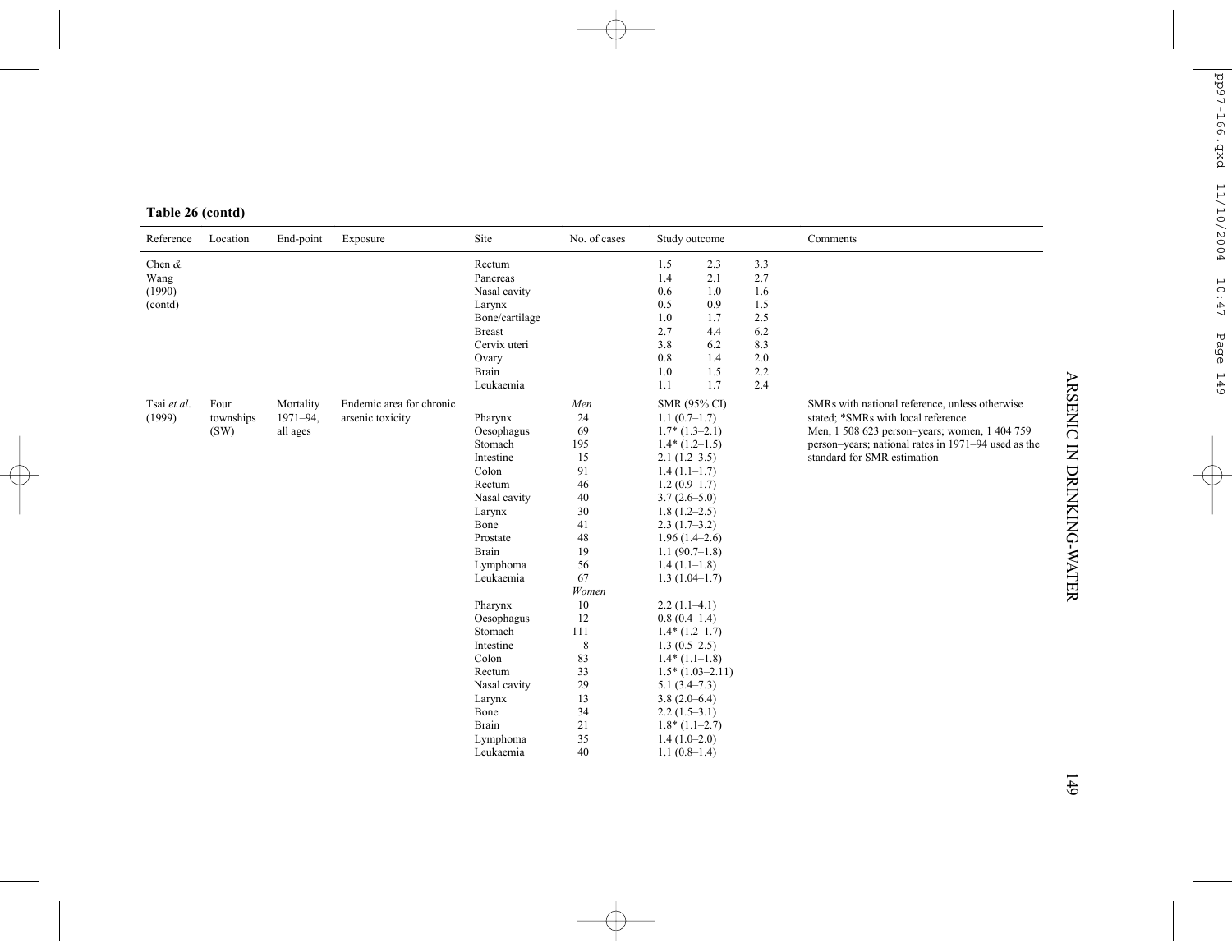**Table 26 (contd)**

| Reference | Location | End-point | Exposure | Site | No. of cases | Study outcome | | | Comments |
|---|---|---|---|---|---|---|---|---|---|
| Chen & Wang (1990) (contd) | | | | Rectum | | 1.5 | 2.3 | 3.3 | |
| | | | | Pancreas | | 1.4 | 2.1 | 2.7 | |
| | | | | Nasal cavity | | 0.6 | 1.0 | 1.6 | |
| | | | | Larynx | | 0.5 | 0.9 | 1.5 | |
| | | | | Bone/cartilage | | 1.0 | 1.7 | 2.5 | |
| | | | | Breast | | 2.7 | 4.4 | 6.2 | |
| | | | | Cervix uteri | | 3.8 | 6.2 | 8.3 | |
| | | | | Ovary | | 0.8 | 1.4 | 2.0 | |
| | | | | Brain | | 1.0 | 1.5 | 2.2 | |
| | | | | Leukaemia | | 1.1 | 1.7 | 2.4 | |
| Tsai *et al.* (1999) | Four townships (SW) | Mortality 1971–94, all ages | Endemic area for chronic arsenic toxicity | | *Men* | SMR (95% CI) | | | SMRs with national reference, unless otherwise stated; *SMRs with local reference<br>Men, 1 508 623 person–years; women, 1 404 759 person–years; national rates in 1971–94 used as the standard for SMR estimation |
| | | | | Pharynx | 24 | 1.1 (0.7–1.7) | | | |
| | | | | Oesophagus | 69 | 1.7* (1.3–2.1) | | | |
| | | | | Stomach | 195 | 1.4* (1.2–1.5) | | | |
| | | | | Intestine | 15 | 2.1 (1.2–3.5) | | | |
| | | | | Colon | 91 | 1.4 (1.1–1.7) | | | |
| | | | | Rectum | 46 | 1.2 (0.9–1.7) | | | |
| | | | | Nasal cavity | 40 | 3.7 (2.6–5.0) | | | |
| | | | | Larynx | 30 | 1.8 (1.2–2.5) | | | |
| | | | | Bone | 41 | 2.3 (1.7–3.2) | | | |
| | | | | Prostate | 48 | 1.96 (1.4–2.6) | | | |
| | | | | Brain | 19 | 1.1 (90.7–1.8) | | | |
| | | | | Lymphoma | 56 | 1.4 (1.1–1.8) | | | |
| | | | | Leukaemia | 67 | 1.3 (1.04–1.7) | | | |
| | | | | | *Women* | | | | |
| | | | | Pharynx | 10 | 2.2 (1.1–4.1) | | | |
| | | | | Oesophagus | 12 | 0.8 (0.4–1.4) | | | |
| | | | | Stomach | 111 | 1.4* (1.2–1.7) | | | |
| | | | | Intestine | 8 | 1.3 (0.5–2.5) | | | |
| | | | | Colon | 83 | 1.4* (1.1–1.8) | | | |
| | | | | Rectum | 33 | 1.5* (1.03–2.11) | | | |
| | | | | Nasal cavity | 29 | 5.1 (3.4–7.3) | | | |
| | | | | Larynx | 13 | 3.8 (2.0–6.4) | | | |
| | | | | Bone | 34 | 2.2 (1.5–3.1) | | | |
| | | | | Brain | 21 | 1.8* (1.1–2.7) | | | |
| | | | | Lymphoma | 35 | 1.4 (1.0–2.0) | | | |
| | | | | Leukaemia | 40 | 1.1 (0.8–1.4) | | | |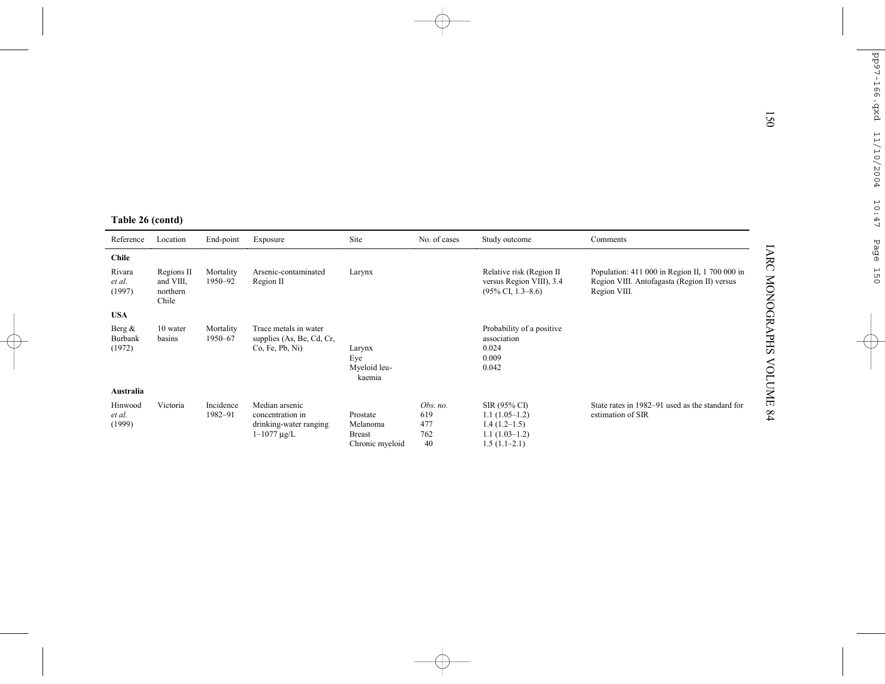**Table 26 (contd)**

| Reference | Location | End-point | Exposure | Site | No. of cases | Study outcome | Comments |
|---|---|---|---|---|---|---|---|
| **Chile** | | | | | | | |
| Rivara *et al.* (1997) | Regions II and VIII, northern Chile | Mortality 1950–92 | Arsenic-contaminated Region II | Larynx | | Relative risk (Region II versus Region VIII), 3.4 (95% CI, 1.3–8.6) | Population: 411 000 in Region II, 1 700 000 in Region VIII. Antofagasta (Region II) versus Region VIII. |
| **USA** | | | | | | | |
| Berg & Burbank (1972) | 10 water basins | Mortality 1950–67 | Trace metals in water supplies (As, Be, Cd, Cr, Co, Fe, Pb, Ni) | | | Probability of a positive association | |
| | | | | Larynx | | 0.024 | |
| | | | | Eye | | 0.009 | |
| | | | | Myeloid leukaemia | | 0.042 | |
| **Australia** | | | | | | | |
| Hinwood *et al.* (1999) | Victoria | Incidence 1982–91 | Median arsenic concentration in drinking-water ranging 1–1077 µg/L | | *Obs. no.* | SIR (95% CI) | State rates in 1982–91 used as the standard for estimation of SIR |
| | | | | Prostate | 619 | 1.1 (1.05–1.2) | |
| | | | | Melanoma | 477 | 1.4 (1.2–1.5) | |
| | | | | Breast | 762 | 1.1 (1.03–1.2) | |
| | | | | Chronic myeloid | 40 | 1.5 (1.1–2.1) | |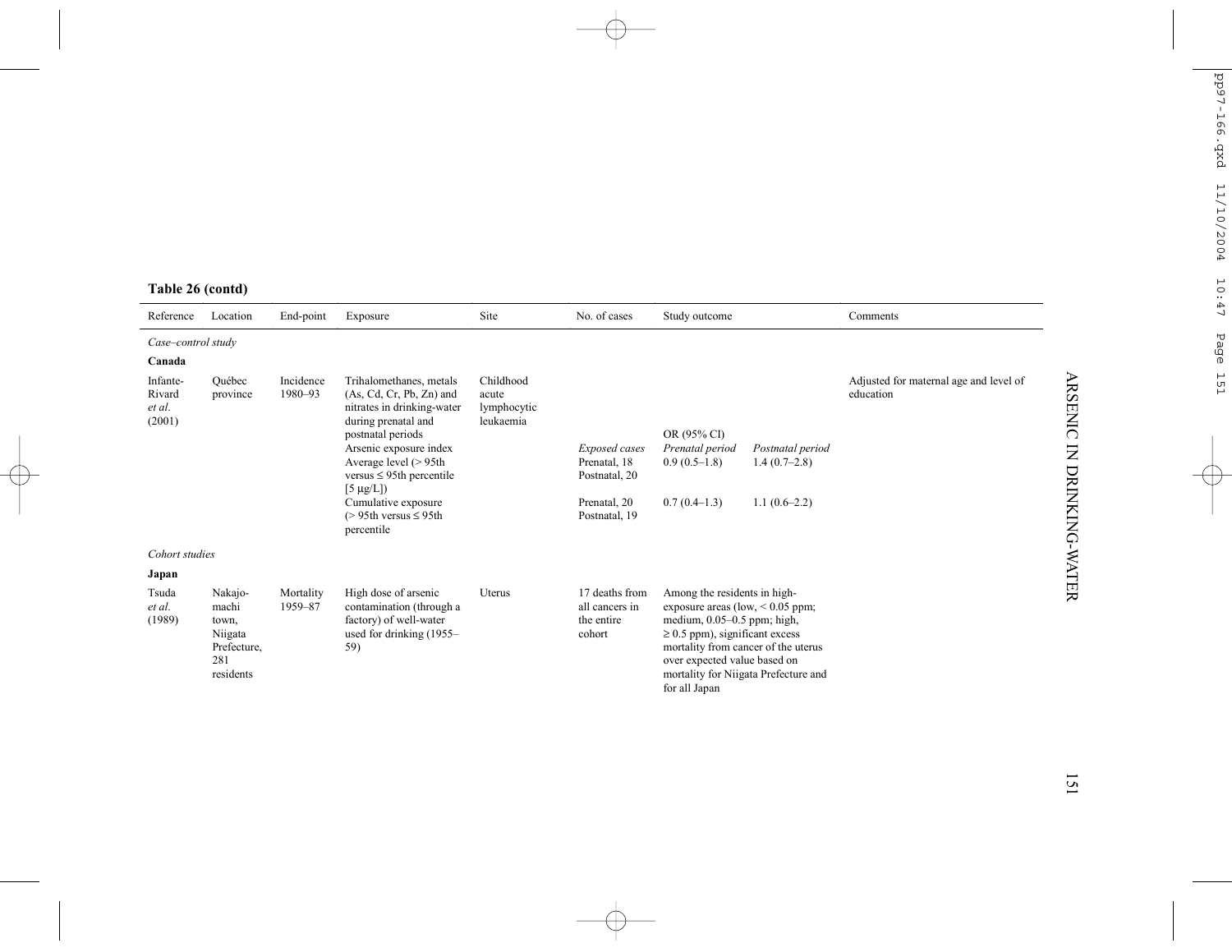**Table 26 (contd)**

| Reference | Location | End-point | Exposure | Site | No. of cases | Study outcome | | Comments |
|---|---|---|---|---|---|---|---|---|
| *Case–control study* | | | | | | | | |
| **Canada** | | | | | | | | |
| Infante-Rivard *et al.* (2001) | Québec province | Incidence 1980–93 | Trihalomethanes, metals (As, Cd, Cr, Pb, Zn) and nitrates in drinking-water during prenatal and postnatal periods | Childhood acute lymphocytic leukaemia | | OR (95% CI) | | Adjusted for maternal age and level of education |
| | | | Arsenic exposure index | | *Exposed cases* | *Prenatal period* | *Postnatal period* | |
| | | | Average level (> 95th versus ≤ 95th percentile [5 µg/L]) | | Prenatal, 18<br>Postnatal, 20 | 0.9 (0.5–1.8) | 1.4 (0.7–2.8) | |
| | | | Cumulative exposure (> 95th versus ≤ 95th percentile | | Prenatal, 20<br>Postnatal, 19 | 0.7 (0.4–1.3) | 1.1 (0.6–2.2) | |
| *Cohort studies* | | | | | | | | |
| **Japan** | | | | | | | | |
| Tsuda *et al.* (1989) | Nakajo-machi town, Niigata Prefecture, 281 residents | Mortality 1959–87 | High dose of arsenic contamination (through a factory) of well-water used for drinking (1955–59) | Uterus | 17 deaths from all cancers in the entire cohort | Among the residents in high-exposure areas (low, < 0.05 ppm; medium, 0.05–0.5 ppm; high, ≥ 0.5 ppm), significant excess mortality from cancer of the uterus over expected value based on mortality for Niigata Prefecture and for all Japan | | |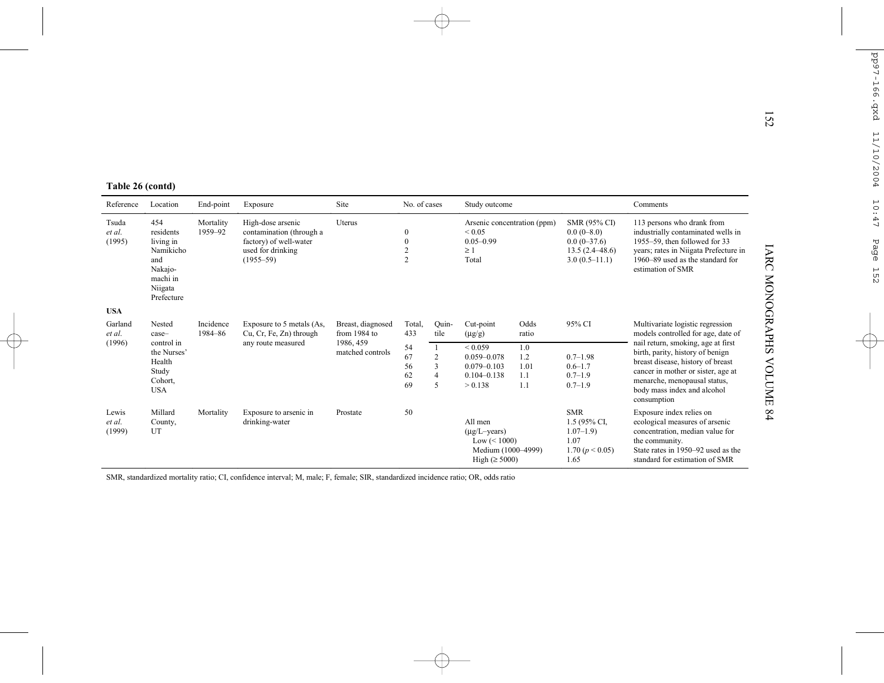**Table 26 (contd)**

| Reference | Location | End-point | Exposure | Site | No. of cases | | Study outcome | | | Comments |
|---|---|---|---|---|---|---|---|---|---|---|
| Tsuda *et al.* (1995) | 454 residents living in Namikicho and Nakajo-machi in Niigata Prefecture | Mortality 1959–92 | High-dose arsenic contamination (through a factory) of well-water used for drinking (1955–59) | Uterus | | | Arsenic concentration (ppm) | | SMR (95% CI) | 113 persons who drank from industrially contaminated wells in 1955–59, then followed for 33 years; rates in Niigata Prefecture in 1960–89 used as the standard for estimation of SMR |
| | | | | | 0 | | < 0.05 | | 0.0 (0–8.0) | |
| | | | | | 0 | | 0.05–0.99 | | 0.0 (0–37.6) | |
| | | | | | 2 | | ≥ 1 | | 13.5 (2.4–48.6) | |
| | | | | | 2 | | Total | | 3.0 (0.5–11.1) | |
| **USA** | | | | | | | | | | |
| Garland *et al.* (1996) | Nested case–control in the Nurses' Health Study Cohort, USA | Incidence 1984–86 | Exposure to 5 metals (As, Cu, Cr, Fe, Zn) through any route measured | Breast, diagnosed from 1984 to 1986, 459 matched controls | Total, 433 | Quin-tile | Cut-point (µg/g) | Odds ratio | 95% CI | Multivariate logistic regression models controlled for age, date of nail return, smoking, age at first birth, parity, history of benign breast disease, history of breast cancer in mother or sister, age at menarche, menopausal status, body mass index and alcohol consumption |
| | | | | | 54 | 1 | < 0.059 | 1.0 | | |
| | | | | | 67 | 2 | 0.059–0.078 | 1.2 | 0.7–1.98 | |
| | | | | | 56 | 3 | 0.079–0.103 | 1.01 | 0.6–1.7 | |
| | | | | | 62 | 4 | 0.104–0.138 | 1.1 | 0.7–1.9 | |
| | | | | | 69 | 5 | > 0.138 | 1.1 | 0.7–1.9 | |
| Lewis *et al.* (1999) | Millard County, UT | Mortality | Exposure to arsenic in drinking-water | Prostate | 50 | | | | SMR | Exposure index relies on ecological measures of arsenic concentration, median value for the community. State rates in 1950–92 used as the standard for estimation of SMR |
| | | | | | | | All men | | 1.5 (95% CI, 1.07–1.9) | |
| | | | | | | | (µg/L–years) | | | |
| | | | | | | | Low (< 1000) | | 1.07 | |
| | | | | | | | Medium (1000–4999) | | 1.70 ($p < 0.05$) | |
| | | | | | | | High (≥ 5000) | | 1.65 | |

SMR, standardized mortality ratio; CI, confidence interval; M, male; F, female; SIR, standardized incidence ratio; OR, odds ratio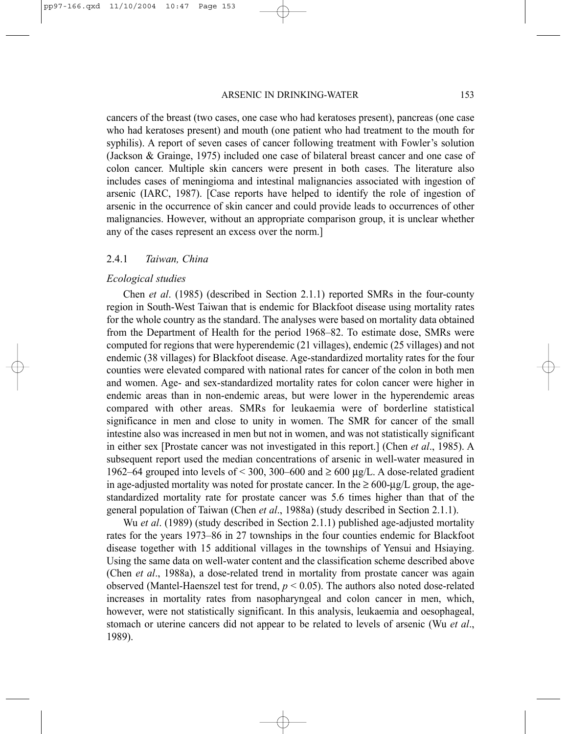cancers of the breast (two cases, one case who had keratoses present), pancreas (one case who had keratoses present) and mouth (one patient who had treatment to the mouth for syphilis). A report of seven cases of cancer following treatment with Fowler's solution (Jackson & Grainge, 1975) included one case of bilateral breast cancer and one case of colon cancer. Multiple skin cancers were present in both cases. The literature also includes cases of meningioma and intestinal malignancies associated with ingestion of arsenic (IARC, 1987). [Case reports have helped to identify the role of ingestion of arsenic in the occurrence of skin cancer and could provide leads to occurrences of other malignancies. However, without an appropriate comparison group, it is unclear whether any of the cases represent an excess over the norm.]

### 2.4.1 *Taiwan, China*

*Ecological studies*

Chen *et al*. (1985) (described in Section 2.1.1) reported SMRs in the four-county region in South-West Taiwan that is endemic for Blackfoot disease using mortality rates for the whole country as the standard. The analyses were based on mortality data obtained from the Department of Health for the period 1968–82. To estimate dose, SMRs were computed for regions that were hyperendemic (21 villages), endemic (25 villages) and not endemic (38 villages) for Blackfoot disease. Age-standardized mortality rates for the four counties were elevated compared with national rates for cancer of the colon in both men and women. Age- and sex-standardized mortality rates for colon cancer were higher in endemic areas than in non-endemic areas, but were lower in the hyperendemic areas compared with other areas. SMRs for leukaemia were of borderline statistical significance in men and close to unity in women. The SMR for cancer of the small intestine also was increased in men but not in women, and was not statistically significant in either sex [Prostate cancer was not investigated in this report.] (Chen *et al*., 1985). A subsequent report used the median concentrations of arsenic in well-water measured in 1962–64 grouped into levels of < 300, 300–600 and ≥ 600 μg/L. A dose-related gradient in age-adjusted mortality was noted for prostate cancer. In the ≥ 600-μg/L group, the age-standardized mortality rate for prostate cancer was 5.6 times higher than that of the general population of Taiwan (Chen *et al*., 1988a) (study described in Section 2.1.1).

Wu *et al*. (1989) (study described in Section 2.1.1) published age-adjusted mortality rates for the years 1973–86 in 27 townships in the four counties endemic for Blackfoot disease together with 15 additional villages in the townships of Yensui and Hsiaying. Using the same data on well-water content and the classification scheme described above (Chen *et al*., 1988a), a dose-related trend in mortality from prostate cancer was again observed (Mantel-Haenszel test for trend, $p < 0.05$). The authors also noted dose-related increases in mortality rates from nasopharyngeal and colon cancer in men, which, however, were not statistically significant. In this analysis, leukaemia and oesophageal, stomach or uterine cancers did not appear to be related to levels of arsenic (Wu *et al*., 1989).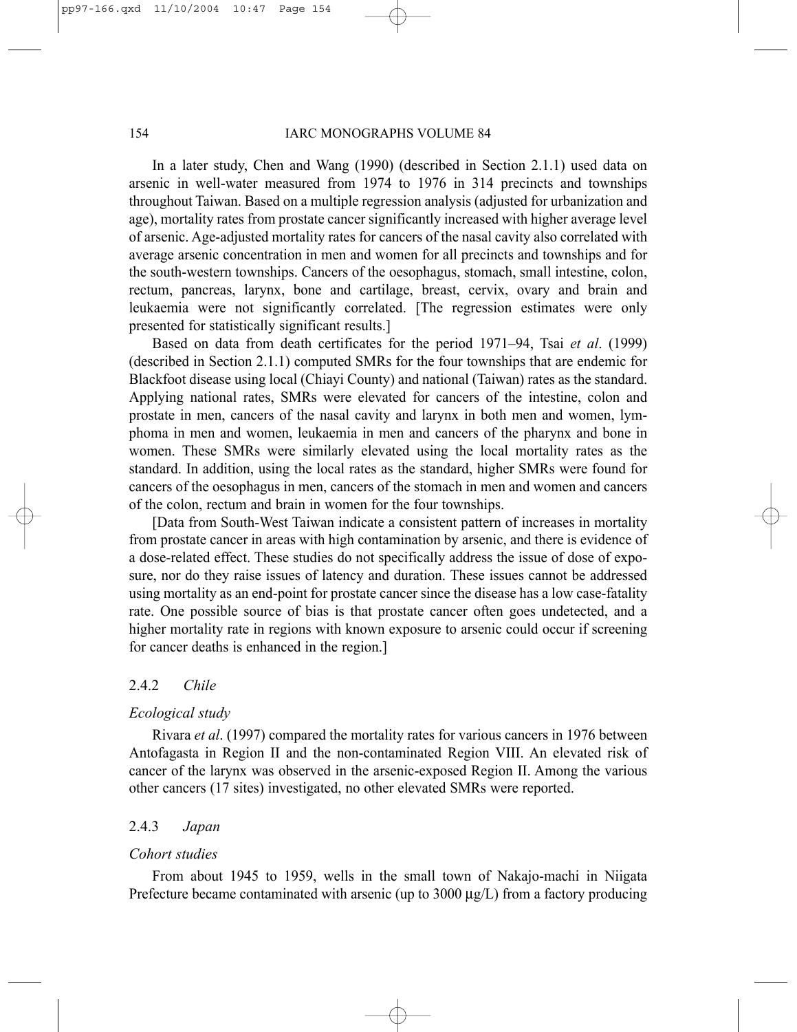In a later study, Chen and Wang (1990) (described in Section 2.1.1) used data on arsenic in well-water measured from 1974 to 1976 in 314 precincts and townships throughout Taiwan. Based on a multiple regression analysis (adjusted for urbanization and age), mortality rates from prostate cancer significantly increased with higher average level of arsenic. Age-adjusted mortality rates for cancers of the nasal cavity also correlated with average arsenic concentration in men and women for all precincts and townships and for the south-western townships. Cancers of the oesophagus, stomach, small intestine, colon, rectum, pancreas, larynx, bone and cartilage, breast, cervix, ovary and brain and leukaemia were not significantly correlated. [The regression estimates were only presented for statistically significant results.]

Based on data from death certificates for the period 1971–94, Tsai *et al*. (1999) (described in Section 2.1.1) computed SMRs for the four townships that are endemic for Blackfoot disease using local (Chiayi County) and national (Taiwan) rates as the standard. Applying national rates, SMRs were elevated for cancers of the intestine, colon and prostate in men, cancers of the nasal cavity and larynx in both men and women, lymphoma in men and women, leukaemia in men and cancers of the pharynx and bone in women. These SMRs were similarly elevated using the local mortality rates as the standard. In addition, using the local rates as the standard, higher SMRs were found for cancers of the oesophagus in men, cancers of the stomach in men and women and cancers of the colon, rectum and brain in women for the four townships.

[Data from South-West Taiwan indicate a consistent pattern of increases in mortality from prostate cancer in areas with high contamination by arsenic, and there is evidence of a dose-related effect. These studies do not specifically address the issue of dose of exposure, nor do they raise issues of latency and duration. These issues cannot be addressed using mortality as an end-point for prostate cancer since the disease has a low case-fatality rate. One possible source of bias is that prostate cancer often goes undetected, and a higher mortality rate in regions with known exposure to arsenic could occur if screening for cancer deaths is enhanced in the region.]

### 2.4.2 *Chile*

#### *Ecological study*

Rivara *et al*. (1997) compared the mortality rates for various cancers in 1976 between Antofagasta in Region II and the non-contaminated Region VIII. An elevated risk of cancer of the larynx was observed in the arsenic-exposed Region II. Among the various other cancers (17 sites) investigated, no other elevated SMRs were reported.

### 2.4.3 *Japan*

#### *Cohort studies*

From about 1945 to 1959, wells in the small town of Nakajo-machi in Niigata Prefecture became contaminated with arsenic (up to 3000 μg/L) from a factory producing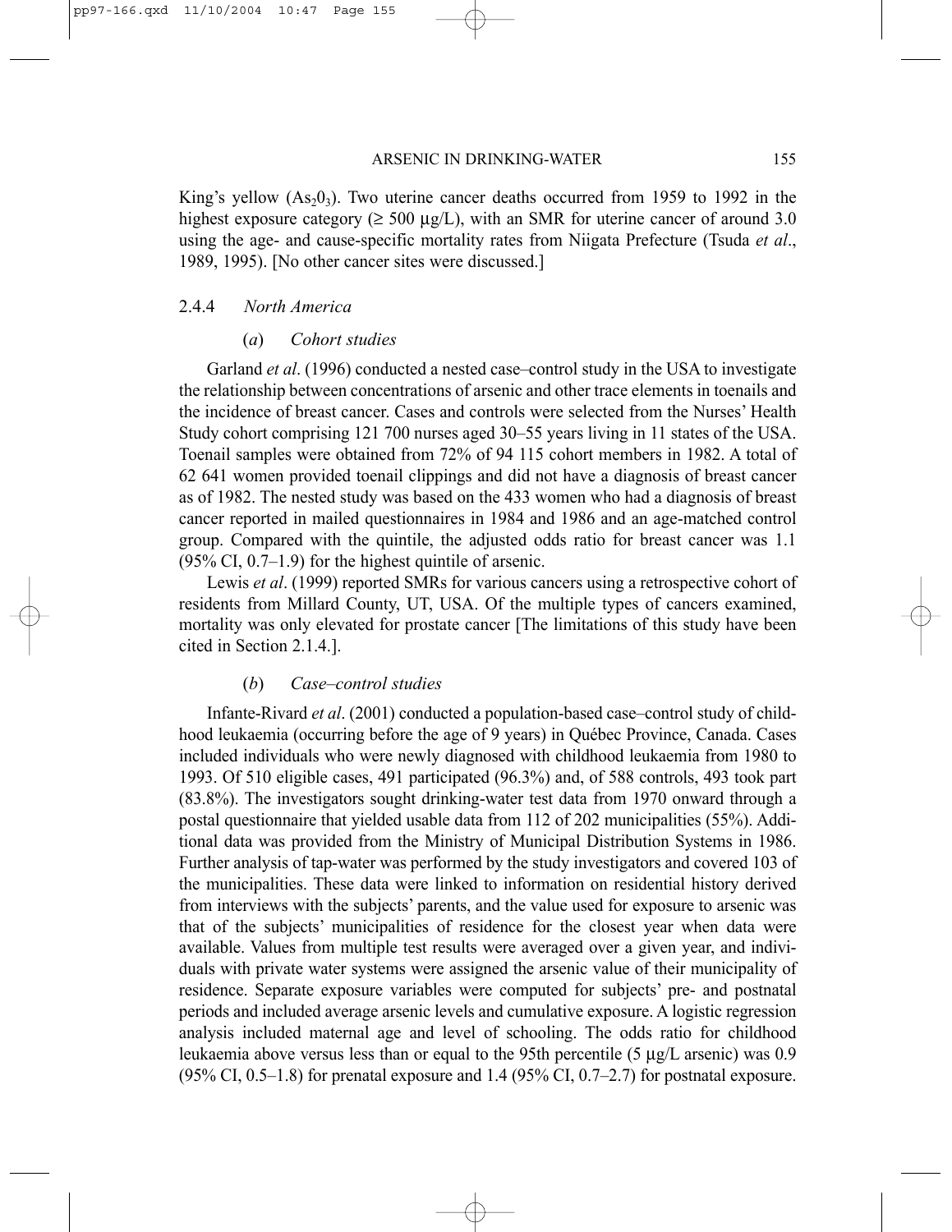King's yellow ($As_2O_3$). Two uterine cancer deaths occurred from 1959 to 1992 in the highest exposure category (≥ 500 μg/L), with an SMR for uterine cancer of around 3.0 using the age- and cause-specific mortality rates from Niigata Prefecture (Tsuda *et al*., 1989, 1995). [No other cancer sites were discussed.]

### 2.4.4 *North America*

#### (*a*) *Cohort studies*

Garland *et al*. (1996) conducted a nested case–control study in the USA to investigate the relationship between concentrations of arsenic and other trace elements in toenails and the incidence of breast cancer. Cases and controls were selected from the Nurses' Health Study cohort comprising 121 700 nurses aged 30–55 years living in 11 states of the USA. Toenail samples were obtained from 72% of 94 115 cohort members in 1982. A total of 62 641 women provided toenail clippings and did not have a diagnosis of breast cancer as of 1982. The nested study was based on the 433 women who had a diagnosis of breast cancer reported in mailed questionnaires in 1984 and 1986 and an age-matched control group. Compared with the quintile, the adjusted odds ratio for breast cancer was 1.1 (95% CI, 0.7–1.9) for the highest quintile of arsenic.

Lewis *et al*. (1999) reported SMRs for various cancers using a retrospective cohort of residents from Millard County, UT, USA. Of the multiple types of cancers examined, mortality was only elevated for prostate cancer [The limitations of this study have been cited in Section 2.1.4.].

#### (*b*) *Case–control studies*

Infante-Rivard *et al*. (2001) conducted a population-based case–control study of childhood leukaemia (occurring before the age of 9 years) in Québec Province, Canada. Cases included individuals who were newly diagnosed with childhood leukaemia from 1980 to 1993. Of 510 eligible cases, 491 participated (96.3%) and, of 588 controls, 493 took part (83.8%). The investigators sought drinking-water test data from 1970 onward through a postal questionnaire that yielded usable data from 112 of 202 municipalities (55%). Additional data was provided from the Ministry of Municipal Distribution Systems in 1986. Further analysis of tap-water was performed by the study investigators and covered 103 of the municipalities. These data were linked to information on residential history derived from interviews with the subjects' parents, and the value used for exposure to arsenic was that of the subjects' municipalities of residence for the closest year when data were available. Values from multiple test results were averaged over a given year, and individuals with private water systems were assigned the arsenic value of their municipality of residence. Separate exposure variables were computed for subjects' pre- and postnatal periods and included average arsenic levels and cumulative exposure. A logistic regression analysis included maternal age and level of schooling. The odds ratio for childhood leukaemia above versus less than or equal to the 95th percentile (5 μg/L arsenic) was 0.9 (95% CI, 0.5–1.8) for prenatal exposure and 1.4 (95% CI, 0.7–2.7) for postnatal exposure.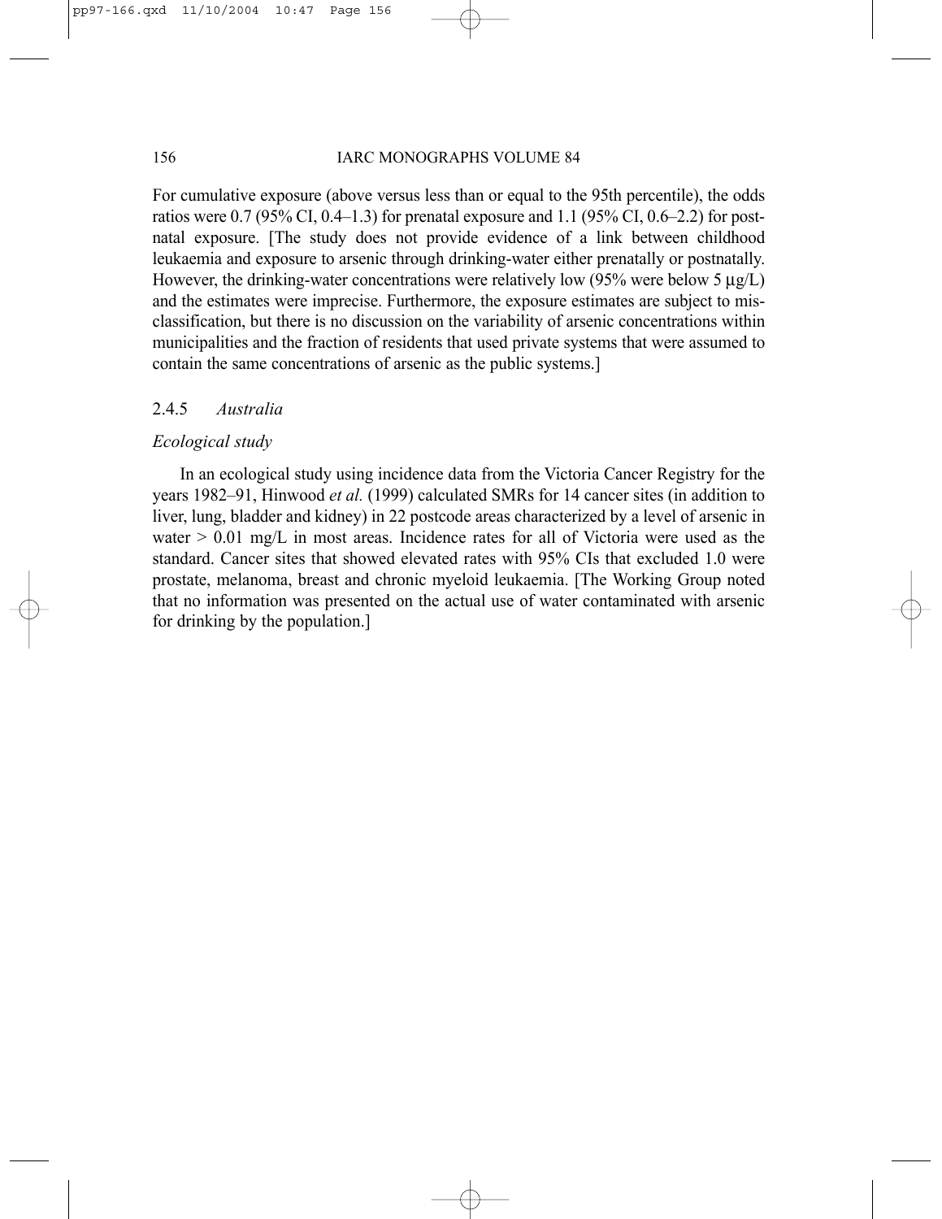For cumulative exposure (above versus less than or equal to the 95th percentile), the odds ratios were 0.7 (95% CI, 0.4–1.3) for prenatal exposure and 1.1 (95% CI, 0.6–2.2) for postnatal exposure. [The study does not provide evidence of a link between childhood leukaemia and exposure to arsenic through drinking-water either prenatally or postnatally. However, the drinking-water concentrations were relatively low (95% were below 5 μg/L) and the estimates were imprecise. Furthermore, the exposure estimates are subject to misclassification, but there is no discussion on the variability of arsenic concentrations within municipalities and the fraction of residents that used private systems that were assumed to contain the same concentrations of arsenic as the public systems.]

### 2.4.5 *Australia*

*Ecological study*

In an ecological study using incidence data from the Victoria Cancer Registry for the years 1982–91, Hinwood *et al.* (1999) calculated SMRs for 14 cancer sites (in addition to liver, lung, bladder and kidney) in 22 postcode areas characterized by a level of arsenic in water > 0.01 mg/L in most areas. Incidence rates for all of Victoria were used as the standard. Cancer sites that showed elevated rates with 95% CIs that excluded 1.0 were prostate, melanoma, breast and chronic myeloid leukaemia. [The Working Group noted that no information was presented on the actual use of water contaminated with arsenic for drinking by the population.]